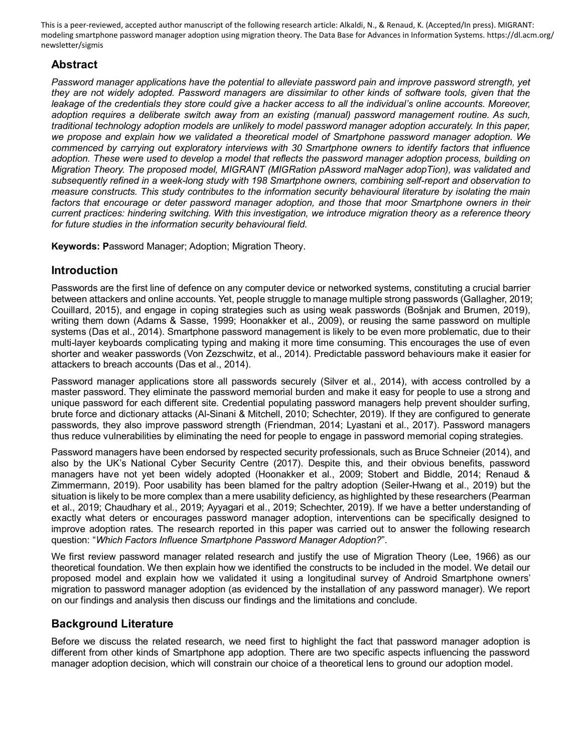This is a peer-reviewed, accepted author manuscript of the following research article: Alkaldi, N., & Renaud, K. (Accepted/In press). MIGRANT: modeling smartphone password manager adoption using migration theory. The Data Base for Advances in Information Systems. https://dl.acm.org/newsletter/sigmis

## Abstract

*Password manager applications have the potential to alleviate password pain and improve password strength, yet they are not widely adopted. Password managers are dissimilar to other kinds of software tools, given that the leakage of the credentials they store could give a hacker access to all the individual's online accounts. Moreover, adoption requires a deliberate switch away from an existing (manual) password management routine. As such, traditional technology adoption models are unlikely to model password manager adoption accurately. In this paper, we propose and explain how we validated a theoretical model of Smartphone password manager adoption. We commenced by carrying out exploratory interviews with 30 Smartphone owners to identify factors that influence adoption. These were used to develop a model that reflects the password manager adoption process, building on Migration Theory. The proposed model, MIGRANT (MIGRation pAssword maNager adopTion), was validated and subsequently refined in a week-long study with 198 Smartphone owners, combining self-report and observation to measure constructs. This study contributes to the information security behavioural literature by isolating the main factors that encourage or deter password manager adoption, and those that moor Smartphone owners in their current practices: hindering switching. With this investigation, we introduce migration theory as a reference theory for future studies in the information security behavioural field.*

**Keywords: P**assword Manager; Adoption; Migration Theory.

## Introduction

Passwords are the first line of defence on any computer device or networked systems, constituting a crucial barrier between attackers and online accounts. Yet, people struggle to manage multiple strong passwords (Gallagher, 2019; Couillard, 2015), and engage in coping strategies such as using weak passwords (Bošnjak and Brumen, 2019), writing them down (Adams & Sasse, 1999; Hoonakker et al., 2009), or reusing the same password on multiple systems (Das et al., 2014). Smartphone password management is likely to be even more problematic, due to their multi-layer keyboards complicating typing and making it more time consuming. This encourages the use of even shorter and weaker passwords (Von Zezschwitz, et al., 2014). Predictable password behaviours make it easier for attackers to breach accounts (Das et al., 2014).

Password manager applications store all passwords securely (Silver et al., 2014), with access controlled by a master password. They eliminate the password memorial burden and make it easy for people to use a strong and unique password for each different site. Credential populating password managers help prevent shoulder surfing, brute force and dictionary attacks (Al-Sinani & Mitchell, 2010; Schechter, 2019). If they are configured to generate passwords, they also improve password strength (Friendman, 2014; Lyastani et al., 2017). Password managers thus reduce vulnerabilities by eliminating the need for people to engage in password memorial coping strategies.

Password managers have been endorsed by respected security professionals, such as Bruce Schneier (2014), and also by the UK's National Cyber Security Centre (2017). Despite this, and their obvious benefits, password managers have not yet been widely adopted (Hoonakker et al., 2009; Stobert and Biddle, 2014; Renaud & Zimmermann, 2019). Poor usability has been blamed for the paltry adoption (Seiler-Hwang et al., 2019) but the situation is likely to be more complex than a mere usability deficiency, as highlighted by these researchers (Pearman et al., 2019; Chaudhary et al., 2019; Ayyagari et al., 2019; Schechter, 2019). If we have a better understanding of exactly what deters or encourages password manager adoption, interventions can be specifically designed to improve adoption rates. The research reported in this paper was carried out to answer the following research question: "*Which Factors Influence Smartphone Password Manager Adoption?*".

We first review password manager related research and justify the use of Migration Theory (Lee, 1966) as our theoretical foundation. We then explain how we identified the constructs to be included in the model. We detail our proposed model and explain how we validated it using a longitudinal survey of Android Smartphone owners' migration to password manager adoption (as evidenced by the installation of any password manager). We report on our findings and analysis then discuss our findings and the limitations and conclude.

## Background Literature

Before we discuss the related research, we need first to highlight the fact that password manager adoption is different from other kinds of Smartphone app adoption. There are two specific aspects influencing the password manager adoption decision, which will constrain our choice of a theoretical lens to ground our adoption model.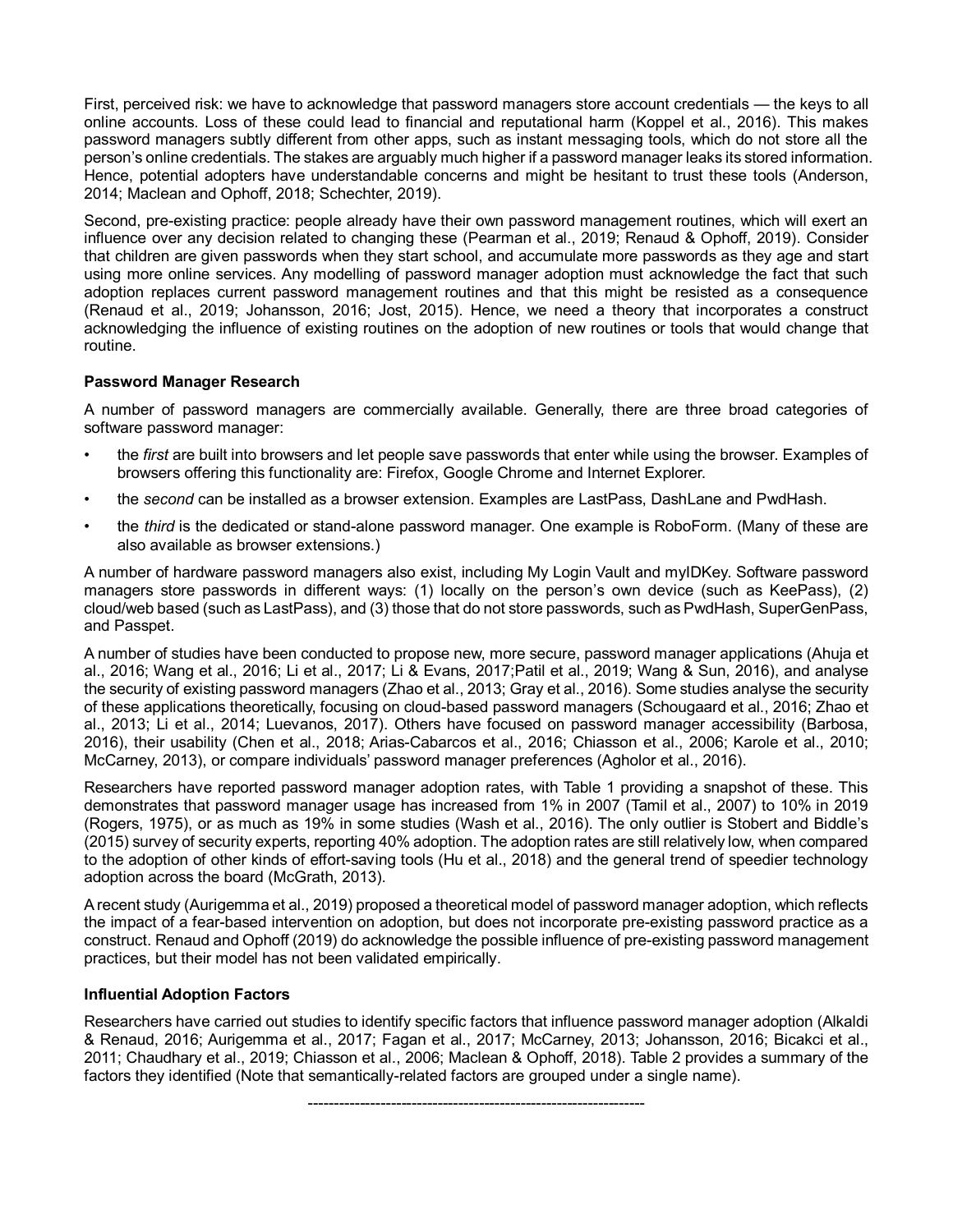First, perceived risk: we have to acknowledge that password managers store account credentials — the keys to all online accounts. Loss of these could lead to financial and reputational harm (Koppel et al., 2016). This makes password managers subtly different from other apps, such as instant messaging tools, which do not store all the person's online credentials. The stakes are arguably much higher if a password manager leaks its stored information. Hence, potential adopters have understandable concerns and might be hesitant to trust these tools (Anderson, 2014; Maclean and Ophoff, 2018; Schechter, 2019).

Second, pre-existing practice: people already have their own password management routines, which will exert an influence over any decision related to changing these (Pearman et al., 2019; Renaud & Ophoff, 2019). Consider that children are given passwords when they start school, and accumulate more passwords as they age and start using more online services. Any modelling of password manager adoption must acknowledge the fact that such adoption replaces current password management routines and that this might be resisted as a consequence (Renaud et al., 2019; Johansson, 2016; Jost, 2015). Hence, we need a theory that incorporates a construct acknowledging the influence of existing routines on the adoption of new routines or tools that would change that routine.

**Password Manager Research**

A number of password managers are commercially available. Generally, there are three broad categories of software password manager:

- the *first* are built into browsers and let people save passwords that enter while using the browser. Examples of browsers offering this functionality are: Firefox, Google Chrome and Internet Explorer.
- the *second* can be installed as a browser extension. Examples are LastPass, DashLane and PwdHash.
- the *third* is the dedicated or stand-alone password manager. One example is RoboForm. (Many of these are also available as browser extensions.)

A number of hardware password managers also exist, including My Login Vault and myIDKey. Software password managers store passwords in different ways: (1) locally on the person's own device (such as KeePass), (2) cloud/web based (such as LastPass), and (3) those that do not store passwords, such as PwdHash, SuperGenPass, and Passpet.

A number of studies have been conducted to propose new, more secure, password manager applications (Ahuja et al., 2016; Wang et al., 2016; Li et al., 2017; Li & Evans, 2017;Patil et al., 2019; Wang & Sun, 2016), and analyse the security of existing password managers (Zhao et al., 2013; Gray et al., 2016). Some studies analyse the security of these applications theoretically, focusing on cloud-based password managers (Schougaard et al., 2016; Zhao et al., 2013; Li et al., 2014; Luevanos, 2017). Others have focused on password manager accessibility (Barbosa, 2016), their usability (Chen et al., 2018; Arias-Cabarcos et al., 2016; Chiasson et al., 2006; Karole et al., 2010; McCarney, 2013), or compare individuals' password manager preferences (Agholor et al., 2016).

Researchers have reported password manager adoption rates, with Table 1 providing a snapshot of these. This demonstrates that password manager usage has increased from 1% in 2007 (Tamil et al., 2007) to 10% in 2019 (Rogers, 1975), or as much as 19% in some studies (Wash et al., 2016). The only outlier is Stobert and Biddle's (2015) survey of security experts, reporting 40% adoption. The adoption rates are still relatively low, when compared to the adoption of other kinds of effort-saving tools (Hu et al., 2018) and the general trend of speedier technology adoption across the board (McGrath, 2013).

A recent study (Aurigemma et al., 2019) proposed a theoretical model of password manager adoption, which reflects the impact of a fear-based intervention on adoption, but does not incorporate pre-existing password practice as a construct. Renaud and Ophoff (2019) do acknowledge the possible influence of pre-existing password management practices, but their model has not been validated empirically.

**Influential Adoption Factors**

Researchers have carried out studies to identify specific factors that influence password manager adoption (Alkaldi & Renaud, 2016; Aurigemma et al., 2017; Fagan et al., 2017; McCarney, 2013; Johansson, 2016; Bicakci et al., 2011; Chaudhary et al., 2019; Chiasson et al., 2006; Maclean & Ophoff, 2018). Table 2 provides a summary of the factors they identified (Note that semantically-related factors are grouped under a single name).

-----------------------------------------------------------------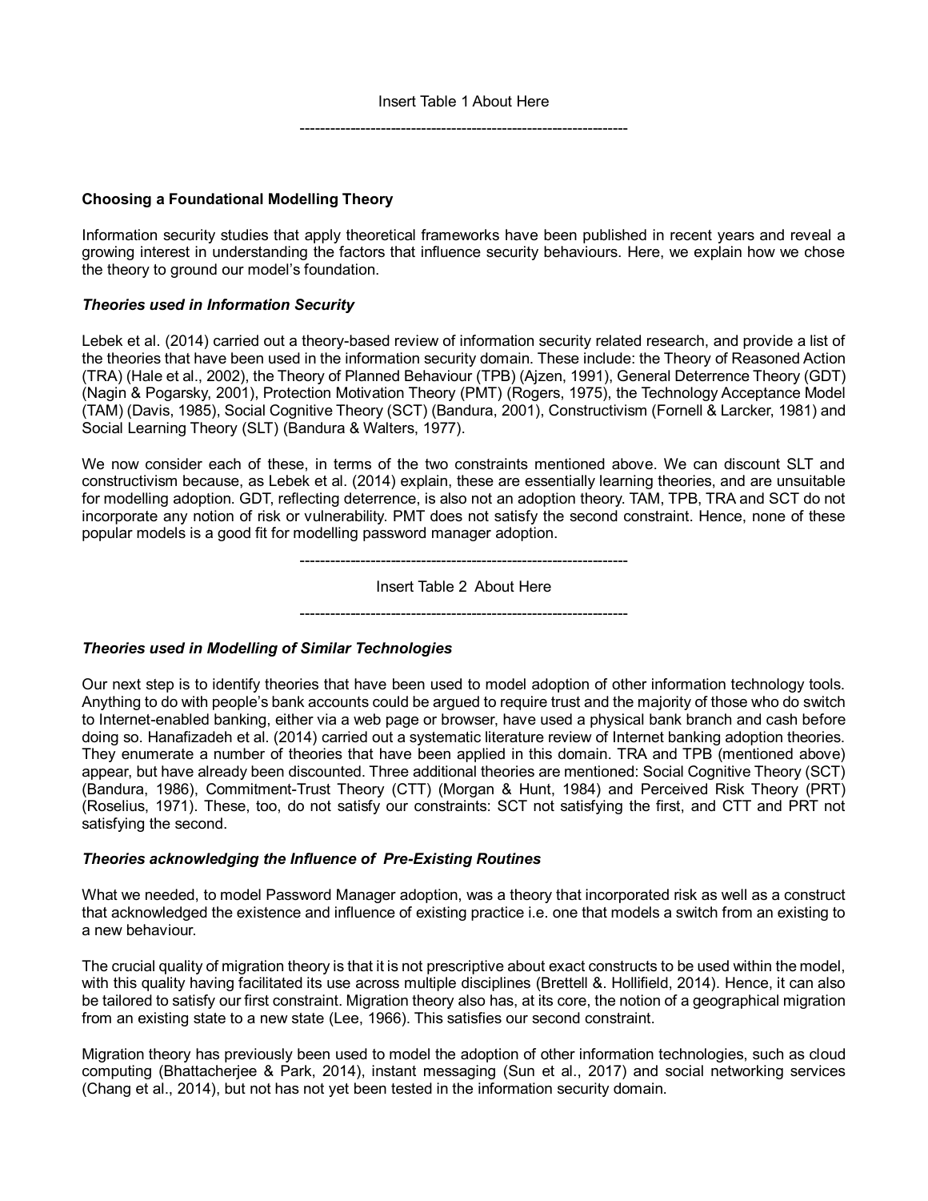Insert Table 1 About Here

-----------------------------------------------------------------

**Choosing a Foundational Modelling Theory**

Information security studies that apply theoretical frameworks have been published in recent years and reveal a growing interest in understanding the factors that influence security behaviours. Here, we explain how we chose the theory to ground our model's foundation.

***Theories used in Information Security***

Lebek et al. (2014) carried out a theory-based review of information security related research, and provide a list of the theories that have been used in the information security domain. These include: the Theory of Reasoned Action (TRA) (Hale et al., 2002), the Theory of Planned Behaviour (TPB) (Ajzen, 1991), General Deterrence Theory (GDT) (Nagin & Pogarsky, 2001), Protection Motivation Theory (PMT) (Rogers, 1975), the Technology Acceptance Model (TAM) (Davis, 1985), Social Cognitive Theory (SCT) (Bandura, 2001), Constructivism (Fornell & Larcker, 1981) and Social Learning Theory (SLT) (Bandura & Walters, 1977).

We now consider each of these, in terms of the two constraints mentioned above. We can discount SLT and constructivism because, as Lebek et al. (2014) explain, these are essentially learning theories, and are unsuitable for modelling adoption. GDT, reflecting deterrence, is also not an adoption theory. TAM, TPB, TRA and SCT do not incorporate any notion of risk or vulnerability. PMT does not satisfy the second constraint. Hence, none of these popular models is a good fit for modelling password manager adoption.

-----------------------------------------------------------------

Insert Table 2 About Here

-----------------------------------------------------------------

***Theories used in Modelling of Similar Technologies***

Our next step is to identify theories that have been used to model adoption of other information technology tools. Anything to do with people's bank accounts could be argued to require trust and the majority of those who do switch to Internet-enabled banking, either via a web page or browser, have used a physical bank branch and cash before doing so. Hanafizadeh et al. (2014) carried out a systematic literature review of Internet banking adoption theories. They enumerate a number of theories that have been applied in this domain. TRA and TPB (mentioned above) appear, but have already been discounted. Three additional theories are mentioned: Social Cognitive Theory (SCT) (Bandura, 1986), Commitment-Trust Theory (CTT) (Morgan & Hunt, 1984) and Perceived Risk Theory (PRT) (Roselius, 1971). These, too, do not satisfy our constraints: SCT not satisfying the first, and CTT and PRT not satisfying the second.

***Theories acknowledging the Influence of Pre-Existing Routines***

What we needed, to model Password Manager adoption, was a theory that incorporated risk as well as a construct that acknowledged the existence and influence of existing practice i.e. one that models a switch from an existing to a new behaviour.

The crucial quality of migration theory is that it is not prescriptive about exact constructs to be used within the model, with this quality having facilitated its use across multiple disciplines (Brettell &. Hollifield, 2014). Hence, it can also be tailored to satisfy our first constraint. Migration theory also has, at its core, the notion of a geographical migration from an existing state to a new state (Lee, 1966). This satisfies our second constraint.

Migration theory has previously been used to model the adoption of other information technologies, such as cloud computing (Bhattacherjee & Park, 2014), instant messaging (Sun et al., 2017) and social networking services (Chang et al., 2014), but not has not yet been tested in the information security domain.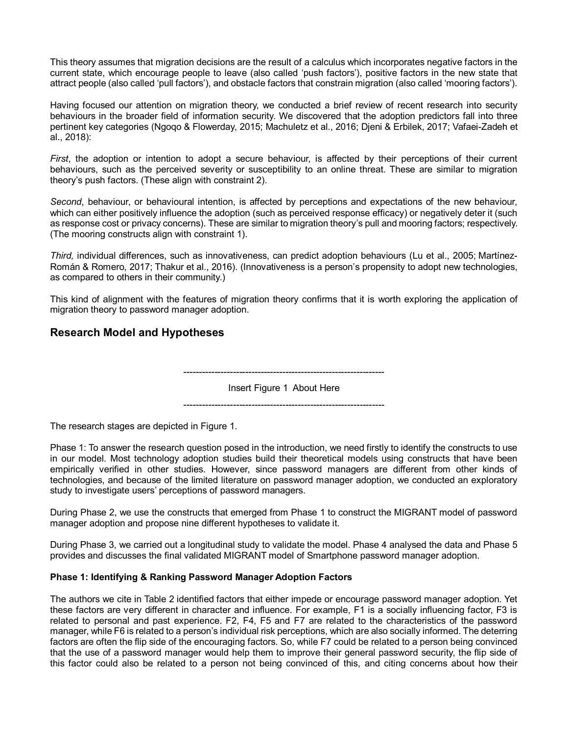This theory assumes that migration decisions are the result of a calculus which incorporates negative factors in the current state, which encourage people to leave (also called 'push factors'), positive factors in the new state that attract people (also called 'pull factors'), and obstacle factors that constrain migration (also called 'mooring factors').

Having focused our attention on migration theory, we conducted a brief review of recent research into security behaviours in the broader field of information security. We discovered that the adoption predictors fall into three pertinent key categories (Ngoqo & Flowerday, 2015; Machuletz et al., 2016; Djeni & Erbilek, 2017; Vafaei-Zadeh et al., 2018):

*First*, the adoption or intention to adopt a secure behaviour, is affected by their perceptions of their current behaviours, such as the perceived severity or susceptibility to an online threat. These are similar to migration theory's push factors. (These align with constraint 2).

*Second*, behaviour, or behavioural intention, is affected by perceptions and expectations of the new behaviour, which can either positively influence the adoption (such as perceived response efficacy) or negatively deter it (such as response cost or privacy concerns). These are similar to migration theory's pull and mooring factors; respectively. (The mooring constructs align with constraint 1).

*Third,* individual differences, such as innovativeness, can predict adoption behaviours (Lu et al., 2005; Martínez-Román & Romero, 2017; Thakur et al., 2016). (Innovativeness is a person's propensity to adopt new technologies, as compared to others in their community.)

This kind of alignment with the features of migration theory confirms that it is worth exploring the application of migration theory to password manager adoption.

## Research Model and Hypotheses

-----------------------------------------------------------------

Insert Figure 1 About Here

-----------------------------------------------------------------

The research stages are depicted in Figure 1.

Phase 1: To answer the research question posed in the introduction, we need firstly to identify the constructs to use in our model. Most technology adoption studies build their theoretical models using constructs that have been empirically verified in other studies. However, since password managers are different from other kinds of technologies, and because of the limited literature on password manager adoption, we conducted an exploratory study to investigate users' perceptions of password managers.

During Phase 2, we use the constructs that emerged from Phase 1 to construct the MIGRANT model of password manager adoption and propose nine different hypotheses to validate it.

During Phase 3, we carried out a longitudinal study to validate the model. Phase 4 analysed the data and Phase 5 provides and discusses the final validated MIGRANT model of Smartphone password manager adoption.

**Phase 1: Identifying & Ranking Password Manager Adoption Factors**

The authors we cite in Table 2 identified factors that either impede or encourage password manager adoption. Yet these factors are very different in character and influence. For example, F1 is a socially influencing factor, F3 is related to personal and past experience. F2, F4, F5 and F7 are related to the characteristics of the password manager, while F6 is related to a person's individual risk perceptions, which are also socially informed. The deterring factors are often the flip side of the encouraging factors. So, while F7 could be related to a person being convinced that the use of a password manager would help them to improve their general password security, the flip side of this factor could also be related to a person not being convinced of this, and citing concerns about how their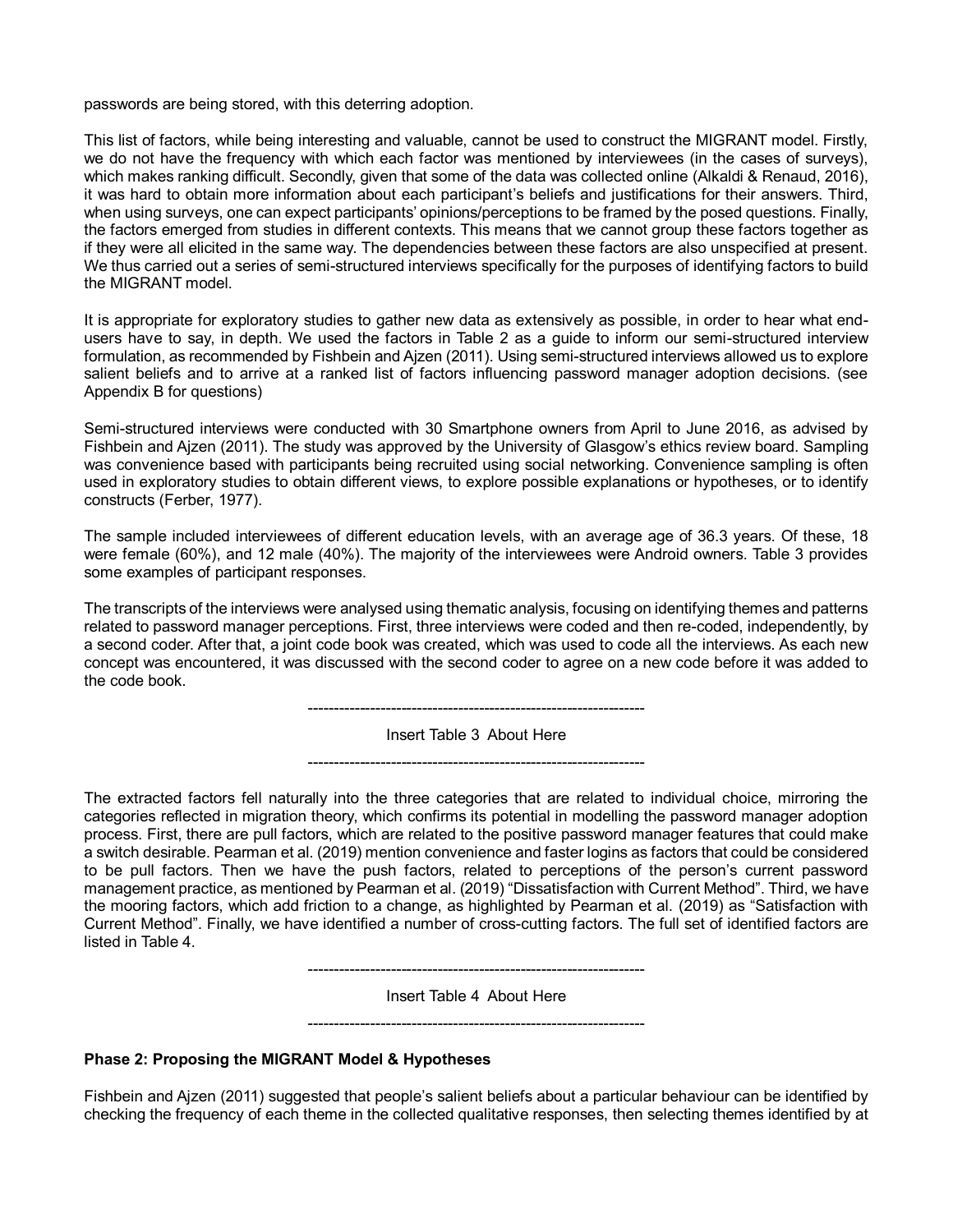passwords are being stored, with this deterring adoption.

This list of factors, while being interesting and valuable, cannot be used to construct the MIGRANT model. Firstly, we do not have the frequency with which each factor was mentioned by interviewees (in the cases of surveys), which makes ranking difficult. Secondly, given that some of the data was collected online (Alkaldi & Renaud, 2016), it was hard to obtain more information about each participant's beliefs and justifications for their answers. Third, when using surveys, one can expect participants' opinions/perceptions to be framed by the posed questions. Finally, the factors emerged from studies in different contexts. This means that we cannot group these factors together as if they were all elicited in the same way. The dependencies between these factors are also unspecified at present. We thus carried out a series of semi-structured interviews specifically for the purposes of identifying factors to build the MIGRANT model.

It is appropriate for exploratory studies to gather new data as extensively as possible, in order to hear what end-users have to say, in depth. We used the factors in Table 2 as a guide to inform our semi-structured interview formulation, as recommended by Fishbein and Ajzen (2011). Using semi-structured interviews allowed us to explore salient beliefs and to arrive at a ranked list of factors influencing password manager adoption decisions. (see Appendix B for questions)

Semi-structured interviews were conducted with 30 Smartphone owners from April to June 2016, as advised by Fishbein and Ajzen (2011). The study was approved by the University of Glasgow's ethics review board. Sampling was convenience based with participants being recruited using social networking. Convenience sampling is often used in exploratory studies to obtain different views, to explore possible explanations or hypotheses, or to identify constructs (Ferber, 1977).

The sample included interviewees of different education levels, with an average age of 36.3 years. Of these, 18 were female (60%), and 12 male (40%). The majority of the interviewees were Android owners. Table 3 provides some examples of participant responses.

The transcripts of the interviews were analysed using thematic analysis, focusing on identifying themes and patterns related to password manager perceptions. First, three interviews were coded and then re-coded, independently, by a second coder. After that, a joint code book was created, which was used to code all the interviews. As each new concept was encountered, it was discussed with the second coder to agree on a new code before it was added to the code book.

-----------------------------------------------------------------

Insert Table 3 About Here

-----------------------------------------------------------------

The extracted factors fell naturally into the three categories that are related to individual choice, mirroring the categories reflected in migration theory, which confirms its potential in modelling the password manager adoption process. First, there are pull factors, which are related to the positive password manager features that could make a switch desirable. Pearman et al. (2019) mention convenience and faster logins as factors that could be considered to be pull factors. Then we have the push factors, related to perceptions of the person's current password management practice, as mentioned by Pearman et al. (2019) "Dissatisfaction with Current Method". Third, we have the mooring factors, which add friction to a change, as highlighted by Pearman et al. (2019) as "Satisfaction with Current Method". Finally, we have identified a number of cross-cutting factors. The full set of identified factors are listed in Table 4.

-----------------------------------------------------------------

Insert Table 4 About Here

-----------------------------------------------------------------

**Phase 2: Proposing the MIGRANT Model & Hypotheses**

Fishbein and Ajzen (2011) suggested that people's salient beliefs about a particular behaviour can be identified by checking the frequency of each theme in the collected qualitative responses, then selecting themes identified by at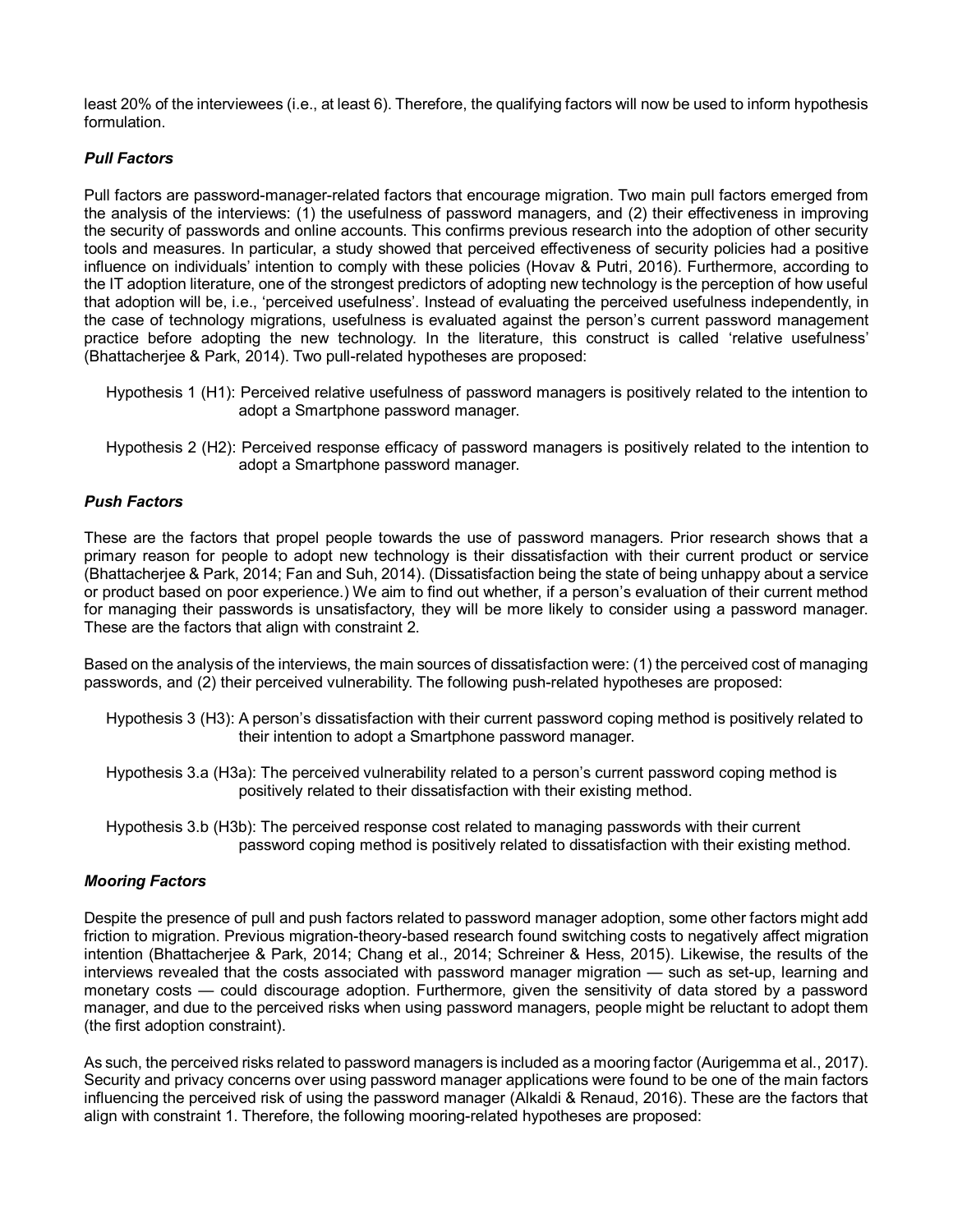least 20% of the interviewees (i.e., at least 6). Therefore, the qualifying factors will now be used to inform hypothesis formulation.

### *Pull Factors*

Pull factors are password-manager-related factors that encourage migration. Two main pull factors emerged from the analysis of the interviews: (1) the usefulness of password managers, and (2) their effectiveness in improving the security of passwords and online accounts. This confirms previous research into the adoption of other security tools and measures. In particular, a study showed that perceived effectiveness of security policies had a positive influence on individuals' intention to comply with these policies (Hovav & Putri, 2016). Furthermore, according to the IT adoption literature, one of the strongest predictors of adopting new technology is the perception of how useful that adoption will be, i.e., 'perceived usefulness'. Instead of evaluating the perceived usefulness independently, in the case of technology migrations, usefulness is evaluated against the person's current password management practice before adopting the new technology. In the literature, this construct is called 'relative usefulness' (Bhattacherjee & Park, 2014). Two pull-related hypotheses are proposed:

> Hypothesis 1 (H1): Perceived relative usefulness of password managers is positively related to the intention to adopt a Smartphone password manager.
>
> Hypothesis 2 (H2): Perceived response efficacy of password managers is positively related to the intention to adopt a Smartphone password manager.

### *Push Factors*

These are the factors that propel people towards the use of password managers. Prior research shows that a primary reason for people to adopt new technology is their dissatisfaction with their current product or service (Bhattacherjee & Park, 2014; Fan and Suh, 2014). (Dissatisfaction being the state of being unhappy about a service or product based on poor experience.) We aim to find out whether, if a person's evaluation of their current method for managing their passwords is unsatisfactory, they will be more likely to consider using a password manager. These are the factors that align with constraint 2.

Based on the analysis of the interviews, the main sources of dissatisfaction were: (1) the perceived cost of managing passwords, and (2) their perceived vulnerability. The following push-related hypotheses are proposed:

> Hypothesis 3 (H3): A person's dissatisfaction with their current password coping method is positively related to their intention to adopt a Smartphone password manager.
>
> Hypothesis 3.a (H3a): The perceived vulnerability related to a person's current password coping method is positively related to their dissatisfaction with their existing method.
>
> Hypothesis 3.b (H3b): The perceived response cost related to managing passwords with their current password coping method is positively related to dissatisfaction with their existing method.

### *Mooring Factors*

Despite the presence of pull and push factors related to password manager adoption, some other factors might add friction to migration. Previous migration-theory-based research found switching costs to negatively affect migration intention (Bhattacherjee & Park, 2014; Chang et al., 2014; Schreiner & Hess, 2015). Likewise, the results of the interviews revealed that the costs associated with password manager migration — such as set-up, learning and monetary costs — could discourage adoption. Furthermore, given the sensitivity of data stored by a password manager, and due to the perceived risks when using password managers, people might be reluctant to adopt them (the first adoption constraint).

As such, the perceived risks related to password managers is included as a mooring factor (Aurigemma et al., 2017). Security and privacy concerns over using password manager applications were found to be one of the main factors influencing the perceived risk of using the password manager (Alkaldi & Renaud, 2016). These are the factors that align with constraint 1. Therefore, the following mooring-related hypotheses are proposed: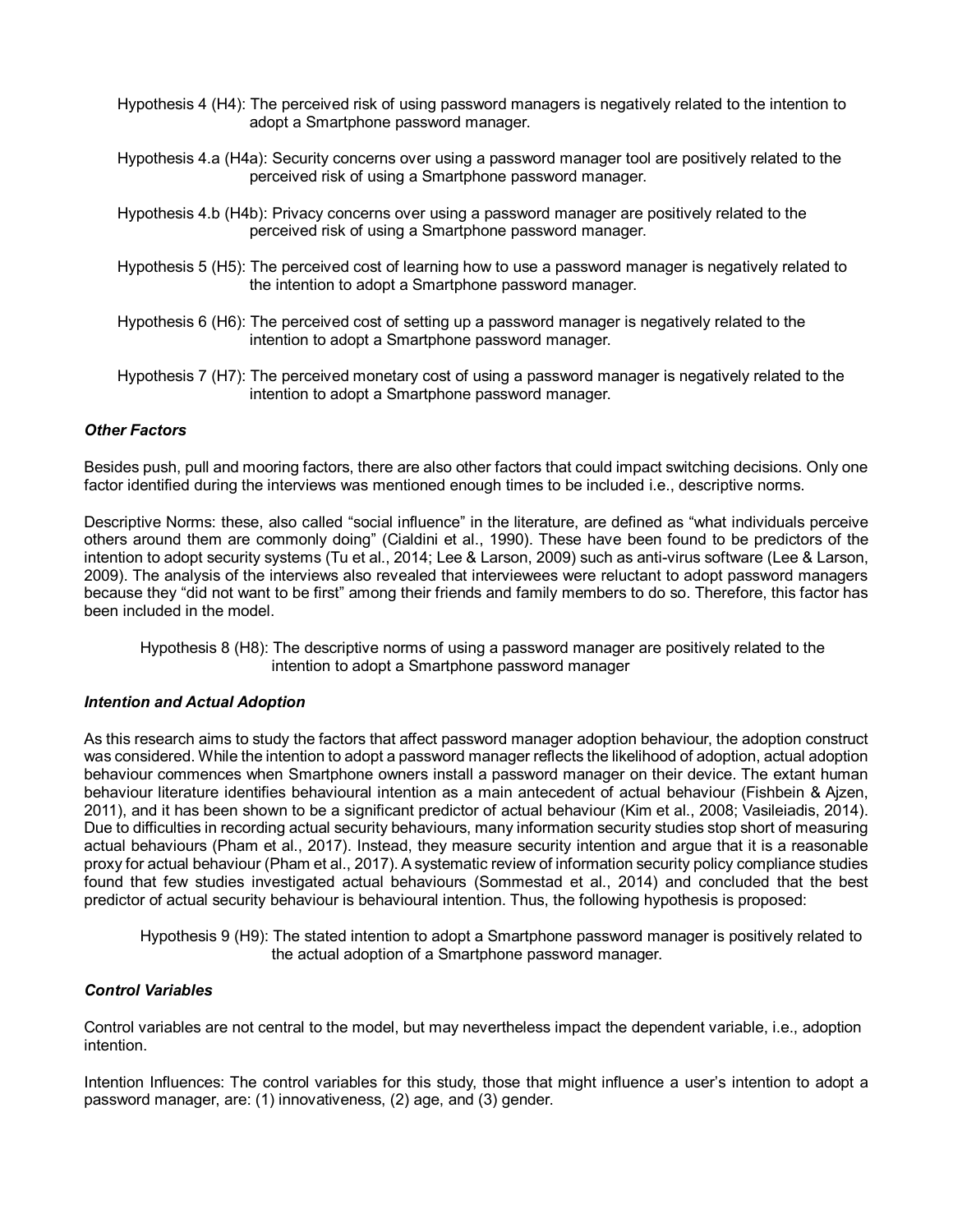Hypothesis 4 (H4): The perceived risk of using password managers is negatively related to the intention to adopt a Smartphone password manager.

Hypothesis 4.a (H4a): Security concerns over using a password manager tool are positively related to the perceived risk of using a Smartphone password manager.

Hypothesis 4.b (H4b): Privacy concerns over using a password manager are positively related to the perceived risk of using a Smartphone password manager.

Hypothesis 5 (H5): The perceived cost of learning how to use a password manager is negatively related to the intention to adopt a Smartphone password manager.

Hypothesis 6 (H6): The perceived cost of setting up a password manager is negatively related to the intention to adopt a Smartphone password manager.

Hypothesis 7 (H7): The perceived monetary cost of using a password manager is negatively related to the intention to adopt a Smartphone password manager.

### *Other Factors*

Besides push, pull and mooring factors, there are also other factors that could impact switching decisions. Only one factor identified during the interviews was mentioned enough times to be included i.e., descriptive norms.

Descriptive Norms: these, also called "social influence" in the literature, are defined as "what individuals perceive others around them are commonly doing" (Cialdini et al., 1990). These have been found to be predictors of the intention to adopt security systems (Tu et al., 2014; Lee & Larson, 2009) such as anti-virus software (Lee & Larson, 2009). The analysis of the interviews also revealed that interviewees were reluctant to adopt password managers because they "did not want to be first" among their friends and family members to do so. Therefore, this factor has been included in the model.

Hypothesis 8 (H8): The descriptive norms of using a password manager are positively related to the intention to adopt a Smartphone password manager

### *Intention and Actual Adoption*

As this research aims to study the factors that affect password manager adoption behaviour, the adoption construct was considered. While the intention to adopt a password manager reflects the likelihood of adoption, actual adoption behaviour commences when Smartphone owners install a password manager on their device. The extant human behaviour literature identifies behavioural intention as a main antecedent of actual behaviour (Fishbein & Ajzen, 2011), and it has been shown to be a significant predictor of actual behaviour (Kim et al., 2008; Vasileiadis, 2014). Due to difficulties in recording actual security behaviours, many information security studies stop short of measuring actual behaviours (Pham et al., 2017). Instead, they measure security intention and argue that it is a reasonable proxy for actual behaviour (Pham et al., 2017). A systematic review of information security policy compliance studies found that few studies investigated actual behaviours (Sommestad et al., 2014) and concluded that the best predictor of actual security behaviour is behavioural intention. Thus, the following hypothesis is proposed:

Hypothesis 9 (H9): The stated intention to adopt a Smartphone password manager is positively related to the actual adoption of a Smartphone password manager.

### *Control Variables*

Control variables are not central to the model, but may nevertheless impact the dependent variable, i.e., adoption intention.

Intention Influences: The control variables for this study, those that might influence a user's intention to adopt a password manager, are: (1) innovativeness, (2) age, and (3) gender.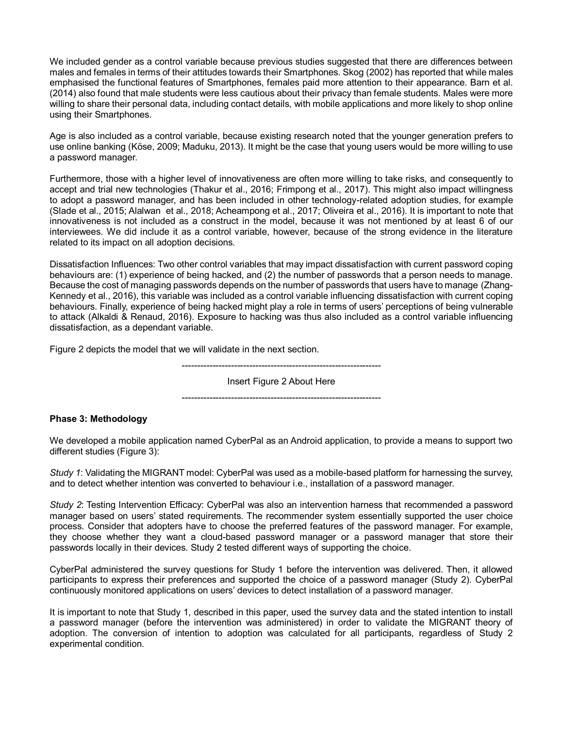We included gender as a control variable because previous studies suggested that there are differences between males and females in terms of their attitudes towards their Smartphones. Skog (2002) has reported that while males emphasised the functional features of Smartphones, females paid more attention to their appearance. Barn et al. (2014) also found that male students were less cautious about their privacy than female students. Males were more willing to share their personal data, including contact details, with mobile applications and more likely to shop online using their Smartphones.

Age is also included as a control variable, because existing research noted that the younger generation prefers to use online banking (Köse, 2009; Maduku, 2013). It might be the case that young users would be more willing to use a password manager.

Furthermore, those with a higher level of innovativeness are often more willing to take risks, and consequently to accept and trial new technologies (Thakur et al., 2016; Frimpong et al., 2017). This might also impact willingness to adopt a password manager, and has been included in other technology-related adoption studies, for example (Slade et al., 2015; Alalwan et al., 2018; Acheampong et al., 2017; Oliveira et al., 2016). It is important to note that innovativeness is not included as a construct in the model, because it was not mentioned by at least 6 of our interviewees. We did include it as a control variable, however, because of the strong evidence in the literature related to its impact on all adoption decisions.

Dissatisfaction Influences: Two other control variables that may impact dissatisfaction with current password coping behaviours are: (1) experience of being hacked, and (2) the number of passwords that a person needs to manage. Because the cost of managing passwords depends on the number of passwords that users have to manage (Zhang-Kennedy et al., 2016), this variable was included as a control variable influencing dissatisfaction with current coping behaviours. Finally, experience of being hacked might play a role in terms of users' perceptions of being vulnerable to attack (Alkaldi & Renaud, 2016). Exposure to hacking was thus also included as a control variable influencing dissatisfaction, as a dependant variable.

Figure 2 depicts the model that we will validate in the next section.

-----------------------------------------------------------------

Insert Figure 2 About Here

-----------------------------------------------------------------

**Phase 3: Methodology**

We developed a mobile application named CyberPal as an Android application, to provide a means to support two different studies (Figure 3):

*Study 1*: Validating the MIGRANT model: CyberPal was used as a mobile-based platform for harnessing the survey, and to detect whether intention was converted to behaviour i.e., installation of a password manager.

*Study 2*: Testing Intervention Efficacy: CyberPal was also an intervention harness that recommended a password manager based on users' stated requirements. The recommender system essentially supported the user choice process. Consider that adopters have to choose the preferred features of the password manager. For example, they choose whether they want a cloud-based password manager or a password manager that store their passwords locally in their devices. Study 2 tested different ways of supporting the choice.

CyberPal administered the survey questions for Study 1 before the intervention was delivered. Then, it allowed participants to express their preferences and supported the choice of a password manager (Study 2). CyberPal continuously monitored applications on users' devices to detect installation of a password manager.

It is important to note that Study 1, described in this paper, used the survey data and the stated intention to install a password manager (before the intervention was administered) in order to validate the MIGRANT theory of adoption. The conversion of intention to adoption was calculated for all participants, regardless of Study 2 experimental condition.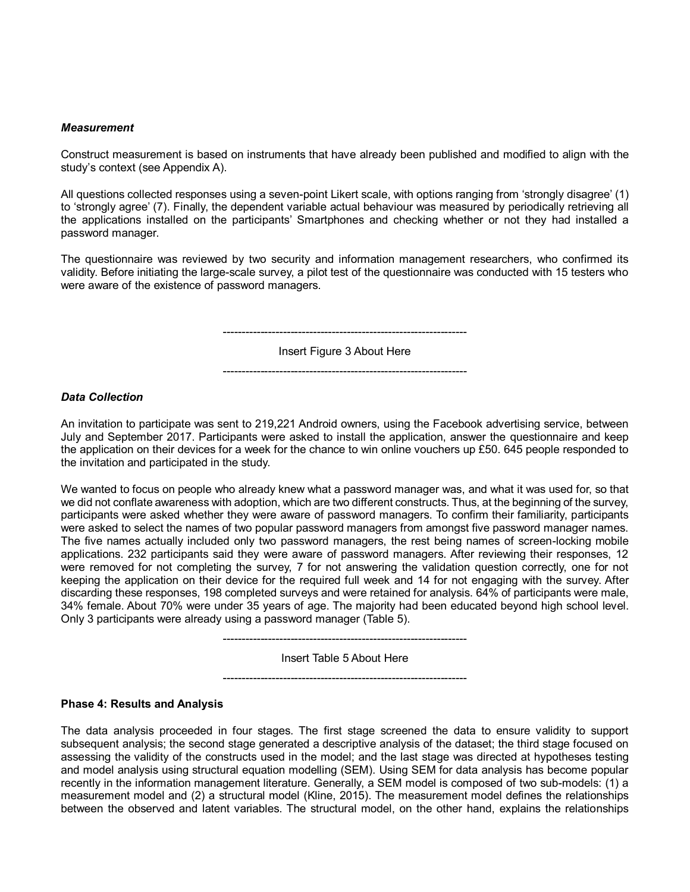***Measurement***

Construct measurement is based on instruments that have already been published and modified to align with the study's context (see Appendix A).

All questions collected responses using a seven-point Likert scale, with options ranging from 'strongly disagree' (1) to 'strongly agree' (7). Finally, the dependent variable actual behaviour was measured by periodically retrieving all the applications installed on the participants' Smartphones and checking whether or not they had installed a password manager.

The questionnaire was reviewed by two security and information management researchers, who confirmed its validity. Before initiating the large-scale survey, a pilot test of the questionnaire was conducted with 15 testers who were aware of the existence of password managers.

-----------------------------------------------------------------

Insert Figure 3 About Here

-----------------------------------------------------------------

***Data Collection***

An invitation to participate was sent to 219,221 Android owners, using the Facebook advertising service, between July and September 2017. Participants were asked to install the application, answer the questionnaire and keep the application on their devices for a week for the chance to win online vouchers up £50. 645 people responded to the invitation and participated in the study.

We wanted to focus on people who already knew what a password manager was, and what it was used for, so that we did not conflate awareness with adoption, which are two different constructs. Thus, at the beginning of the survey, participants were asked whether they were aware of password managers. To confirm their familiarity, participants were asked to select the names of two popular password managers from amongst five password manager names. The five names actually included only two password managers, the rest being names of screen-locking mobile applications. 232 participants said they were aware of password managers. After reviewing their responses, 12 were removed for not completing the survey, 7 for not answering the validation question correctly, one for not keeping the application on their device for the required full week and 14 for not engaging with the survey. After discarding these responses, 198 completed surveys and were retained for analysis. 64% of participants were male, 34% female. About 70% were under 35 years of age. The majority had been educated beyond high school level. Only 3 participants were already using a password manager (Table 5).

-----------------------------------------------------------------

Insert Table 5 About Here

-----------------------------------------------------------------

**Phase 4: Results and Analysis**

The data analysis proceeded in four stages. The first stage screened the data to ensure validity to support subsequent analysis; the second stage generated a descriptive analysis of the dataset; the third stage focused on assessing the validity of the constructs used in the model; and the last stage was directed at hypotheses testing and model analysis using structural equation modelling (SEM). Using SEM for data analysis has become popular recently in the information management literature. Generally, a SEM model is composed of two sub-models: (1) a measurement model and (2) a structural model (Kline, 2015). The measurement model defines the relationships between the observed and latent variables. The structural model, on the other hand, explains the relationships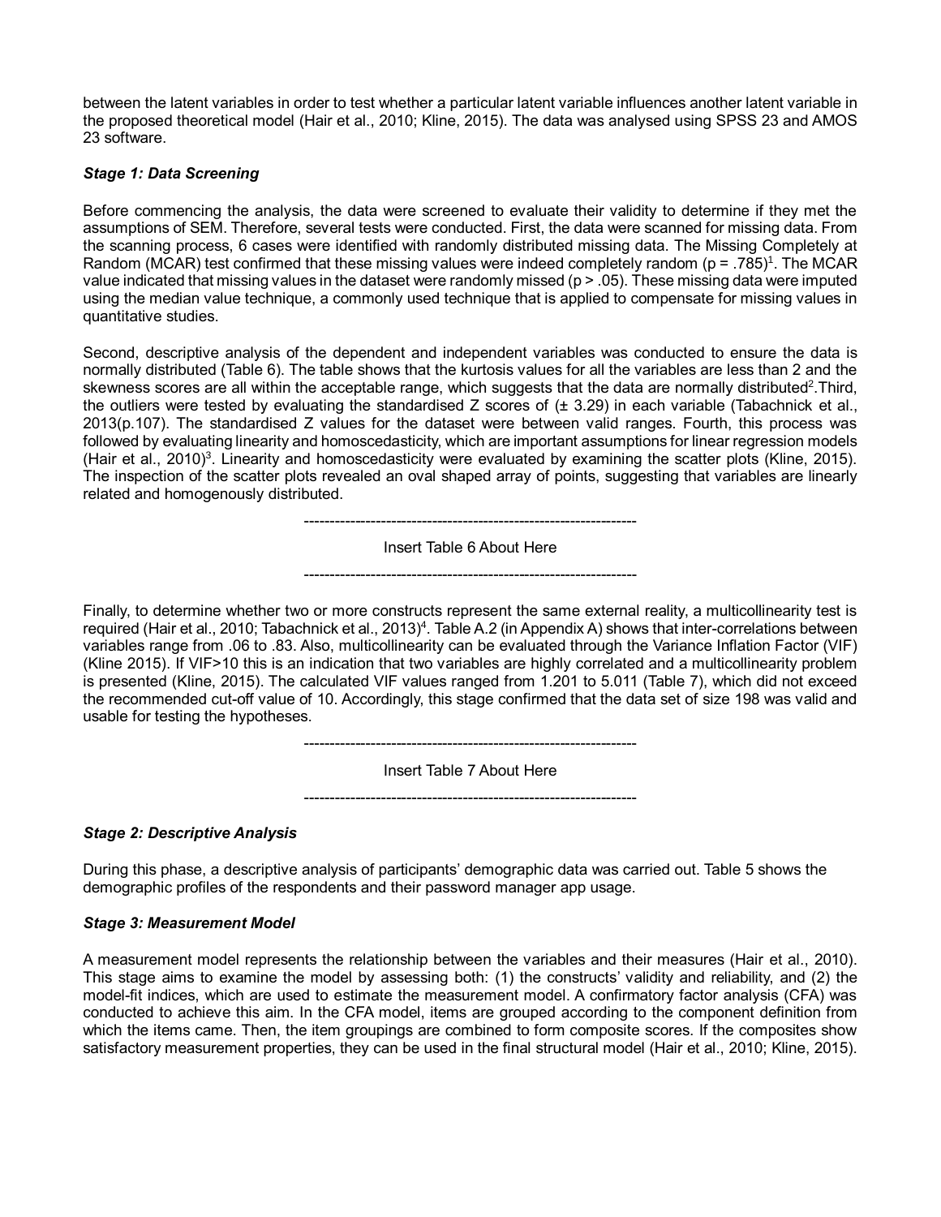between the latent variables in order to test whether a particular latent variable influences another latent variable in the proposed theoretical model (Hair et al., 2010; Kline, 2015). The data was analysed using SPSS 23 and AMOS 23 software.

***Stage 1: Data Screening***

Before commencing the analysis, the data were screened to evaluate their validity to determine if they met the assumptions of SEM. Therefore, several tests were conducted. First, the data were scanned for missing data. From the scanning process, 6 cases were identified with randomly distributed missing data. The Missing Completely at Random (MCAR) test confirmed that these missing values were indeed completely random (p = .785)[1]. The MCAR value indicated that missing values in the dataset were randomly missed (p > .05). These missing data were imputed using the median value technique, a commonly used technique that is applied to compensate for missing values in quantitative studies.

Second, descriptive analysis of the dependent and independent variables was conducted to ensure the data is normally distributed (Table 6). The table shows that the kurtosis values for all the variables are less than 2 and the skewness scores are all within the acceptable range, which suggests that the data are normally distributed[2].Third, the outliers were tested by evaluating the standardised Z scores of (± 3.29) in each variable (Tabachnick et al., 2013(p.107). The standardised Z values for the dataset were between valid ranges. Fourth, this process was followed by evaluating linearity and homoscedasticity, which are important assumptions for linear regression models (Hair et al., 2010)[3]. Linearity and homoscedasticity were evaluated by examining the scatter plots (Kline, 2015). The inspection of the scatter plots revealed an oval shaped array of points, suggesting that variables are linearly related and homogenously distributed.

-----------------------------------------------------------------

Insert Table 6 About Here

-----------------------------------------------------------------

Finally, to determine whether two or more constructs represent the same external reality, a multicollinearity test is required (Hair et al., 2010; Tabachnick et al., 2013)[4]. Table A.2 (in Appendix A) shows that inter-correlations between variables range from .06 to .83. Also, multicollinearity can be evaluated through the Variance Inflation Factor (VIF) (Kline 2015). If VIF>10 this is an indication that two variables are highly correlated and a multicollinearity problem is presented (Kline, 2015). The calculated VIF values ranged from 1.201 to 5.011 (Table 7), which did not exceed the recommended cut-off value of 10. Accordingly, this stage confirmed that the data set of size 198 was valid and usable for testing the hypotheses.

-----------------------------------------------------------------

Insert Table 7 About Here

-----------------------------------------------------------------

***Stage 2: Descriptive Analysis***

During this phase, a descriptive analysis of participants' demographic data was carried out. Table 5 shows the demographic profiles of the respondents and their password manager app usage.

***Stage 3: Measurement Model***

A measurement model represents the relationship between the variables and their measures (Hair et al., 2010). This stage aims to examine the model by assessing both: (1) the constructs' validity and reliability, and (2) the model-fit indices, which are used to estimate the measurement model. A confirmatory factor analysis (CFA) was conducted to achieve this aim. In the CFA model, items are grouped according to the component definition from which the items came. Then, the item groupings are combined to form composite scores. If the composites show satisfactory measurement properties, they can be used in the final structural model (Hair et al., 2010; Kline, 2015).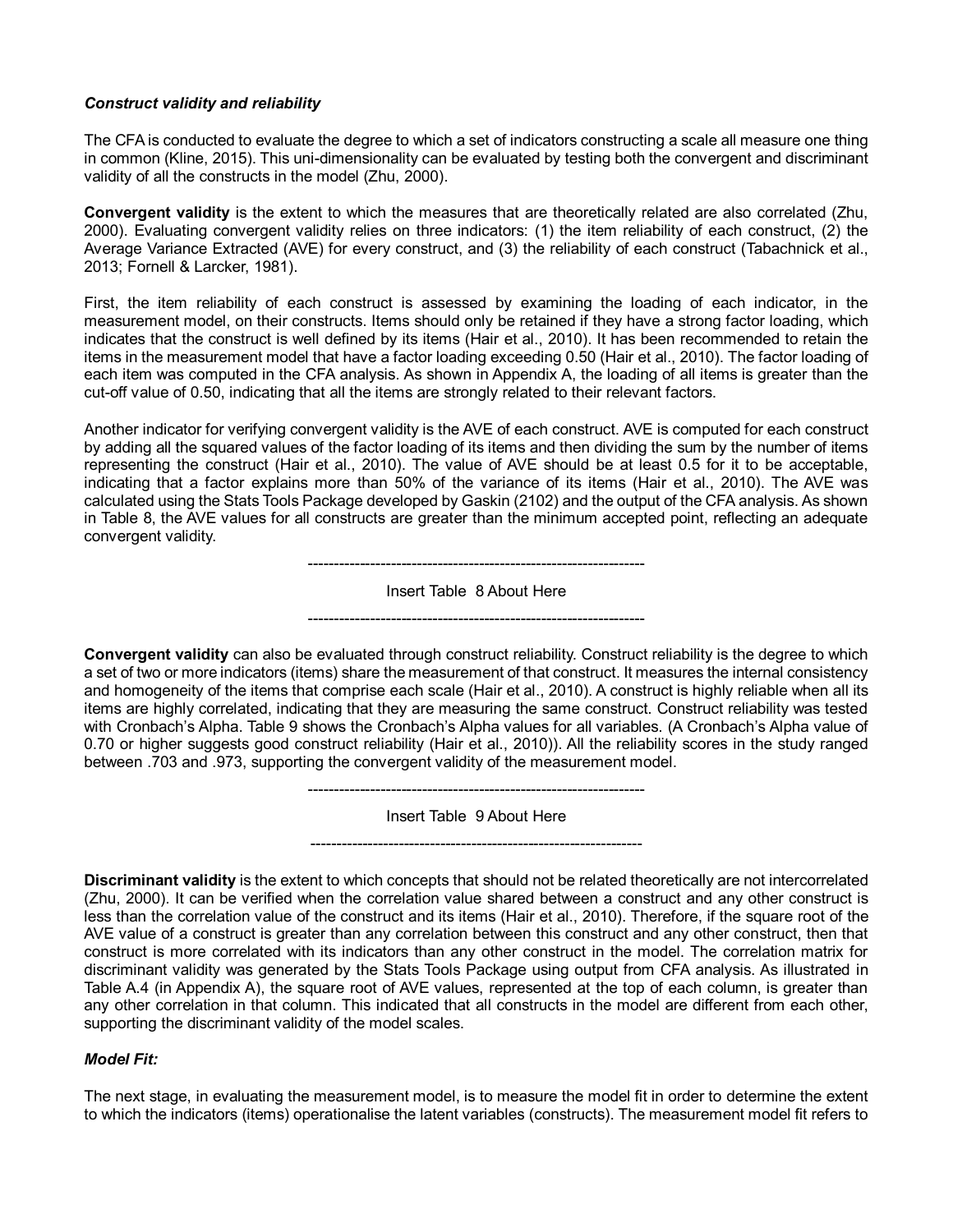***Construct validity and reliability***

The CFA is conducted to evaluate the degree to which a set of indicators constructing a scale all measure one thing in common (Kline, 2015). This uni-dimensionality can be evaluated by testing both the convergent and discriminant validity of all the constructs in the model (Zhu, 2000).

**Convergent validity** is the extent to which the measures that are theoretically related are also correlated (Zhu, 2000). Evaluating convergent validity relies on three indicators: (1) the item reliability of each construct, (2) the Average Variance Extracted (AVE) for every construct, and (3) the reliability of each construct (Tabachnick et al., 2013; Fornell & Larcker, 1981).

First, the item reliability of each construct is assessed by examining the loading of each indicator, in the measurement model, on their constructs. Items should only be retained if they have a strong factor loading, which indicates that the construct is well defined by its items (Hair et al., 2010). It has been recommended to retain the items in the measurement model that have a factor loading exceeding 0.50 (Hair et al., 2010). The factor loading of each item was computed in the CFA analysis. As shown in Appendix A, the loading of all items is greater than the cut-off value of 0.50, indicating that all the items are strongly related to their relevant factors.

Another indicator for verifying convergent validity is the AVE of each construct. AVE is computed for each construct by adding all the squared values of the factor loading of its items and then dividing the sum by the number of items representing the construct (Hair et al., 2010). The value of AVE should be at least 0.5 for it to be acceptable, indicating that a factor explains more than 50% of the variance of its items (Hair et al., 2010). The AVE was calculated using the Stats Tools Package developed by Gaskin (2102) and the output of the CFA analysis. As shown in Table 8, the AVE values for all constructs are greater than the minimum accepted point, reflecting an adequate convergent validity.

-----------------------------------------------------------------

Insert Table 8 About Here

-----------------------------------------------------------------

**Convergent validity** can also be evaluated through construct reliability. Construct reliability is the degree to which a set of two or more indicators (items) share the measurement of that construct. It measures the internal consistency and homogeneity of the items that comprise each scale (Hair et al., 2010). A construct is highly reliable when all its items are highly correlated, indicating that they are measuring the same construct. Construct reliability was tested with Cronbach's Alpha. Table 9 shows the Cronbach's Alpha values for all variables. (A Cronbach's Alpha value of 0.70 or higher suggests good construct reliability (Hair et al., 2010)). All the reliability scores in the study ranged between .703 and .973, supporting the convergent validity of the measurement model.

-----------------------------------------------------------------

Insert Table 9 About Here

-----------------------------------------------------------------

**Discriminant validity** is the extent to which concepts that should not be related theoretically are not intercorrelated (Zhu, 2000). It can be verified when the correlation value shared between a construct and any other construct is less than the correlation value of the construct and its items (Hair et al., 2010). Therefore, if the square root of the AVE value of a construct is greater than any correlation between this construct and any other construct, then that construct is more correlated with its indicators than any other construct in the model. The correlation matrix for discriminant validity was generated by the Stats Tools Package using output from CFA analysis. As illustrated in Table A.4 (in Appendix A), the square root of AVE values, represented at the top of each column, is greater than any other correlation in that column. This indicated that all constructs in the model are different from each other, supporting the discriminant validity of the model scales.

***Model Fit:***

The next stage, in evaluating the measurement model, is to measure the model fit in order to determine the extent to which the indicators (items) operationalise the latent variables (constructs). The measurement model fit refers to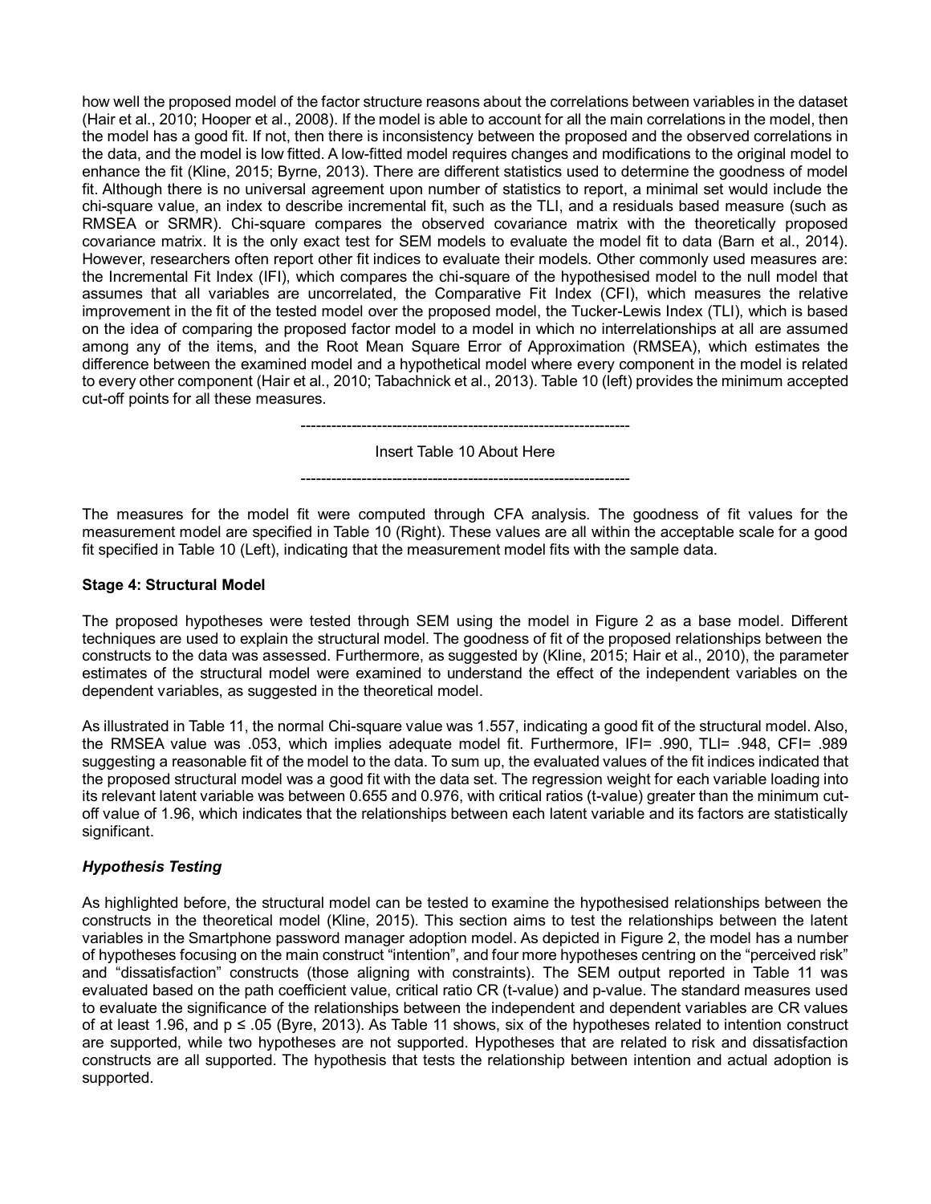how well the proposed model of the factor structure reasons about the correlations between variables in the dataset (Hair et al., 2010; Hooper et al., 2008). If the model is able to account for all the main correlations in the model, then the model has a good fit. If not, then there is inconsistency between the proposed and the observed correlations in the data, and the model is low fitted. A low-fitted model requires changes and modifications to the original model to enhance the fit (Kline, 2015; Byrne, 2013). There are different statistics used to determine the goodness of model fit. Although there is no universal agreement upon number of statistics to report, a minimal set would include the chi-square value, an index to describe incremental fit, such as the TLI, and a residuals based measure (such as RMSEA or SRMR). Chi-square compares the observed covariance matrix with the theoretically proposed covariance matrix. It is the only exact test for SEM models to evaluate the model fit to data (Barn et al., 2014). However, researchers often report other fit indices to evaluate their models. Other commonly used measures are: the Incremental Fit Index (IFI), which compares the chi-square of the hypothesised model to the null model that assumes that all variables are uncorrelated, the Comparative Fit Index (CFI), which measures the relative improvement in the fit of the tested model over the proposed model, the Tucker-Lewis Index (TLI), which is based on the idea of comparing the proposed factor model to a model in which no interrelationships at all are assumed among any of the items, and the Root Mean Square Error of Approximation (RMSEA), which estimates the difference between the examined model and a hypothetical model where every component in the model is related to every other component (Hair et al., 2010; Tabachnick et al., 2013). Table 10 (left) provides the minimum accepted cut-off points for all these measures.

------------------------------------------------------------------

Insert Table 10 About Here

------------------------------------------------------------------

The measures for the model fit were computed through CFA analysis. The goodness of fit values for the measurement model are specified in Table 10 (Right). These values are all within the acceptable scale for a good fit specified in Table 10 (Left), indicating that the measurement model fits with the sample data.

**Stage 4: Structural Model**

The proposed hypotheses were tested through SEM using the model in Figure 2 as a base model. Different techniques are used to explain the structural model. The goodness of fit of the proposed relationships between the constructs to the data was assessed. Furthermore, as suggested by (Kline, 2015; Hair et al., 2010), the parameter estimates of the structural model were examined to understand the effect of the independent variables on the dependent variables, as suggested in the theoretical model.

As illustrated in Table 11, the normal Chi-square value was 1.557, indicating a good fit of the structural model. Also, the RMSEA value was .053, which implies adequate model fit. Furthermore, IFI= .990, TLI= .948, CFI= .989 suggesting a reasonable fit of the model to the data. To sum up, the evaluated values of the fit indices indicated that the proposed structural model was a good fit with the data set. The regression weight for each variable loading into its relevant latent variable was between 0.655 and 0.976, with critical ratios (t-value) greater than the minimum cut-off value of 1.96, which indicates that the relationships between each latent variable and its factors are statistically significant.

***Hypothesis Testing***

As highlighted before, the structural model can be tested to examine the hypothesised relationships between the constructs in the theoretical model (Kline, 2015). This section aims to test the relationships between the latent variables in the Smartphone password manager adoption model. As depicted in Figure 2, the model has a number of hypotheses focusing on the main construct "intention", and four more hypotheses centring on the "perceived risk" and "dissatisfaction" constructs (those aligning with constraints). The SEM output reported in Table 11 was evaluated based on the path coefficient value, critical ratio CR (t-value) and p-value. The standard measures used to evaluate the significance of the relationships between the independent and dependent variables are CR values of at least 1.96, and $p \leq .05$ (Byre, 2013). As Table 11 shows, six of the hypotheses related to intention construct are supported, while two hypotheses are not supported. Hypotheses that are related to risk and dissatisfaction constructs are all supported. The hypothesis that tests the relationship between intention and actual adoption is supported.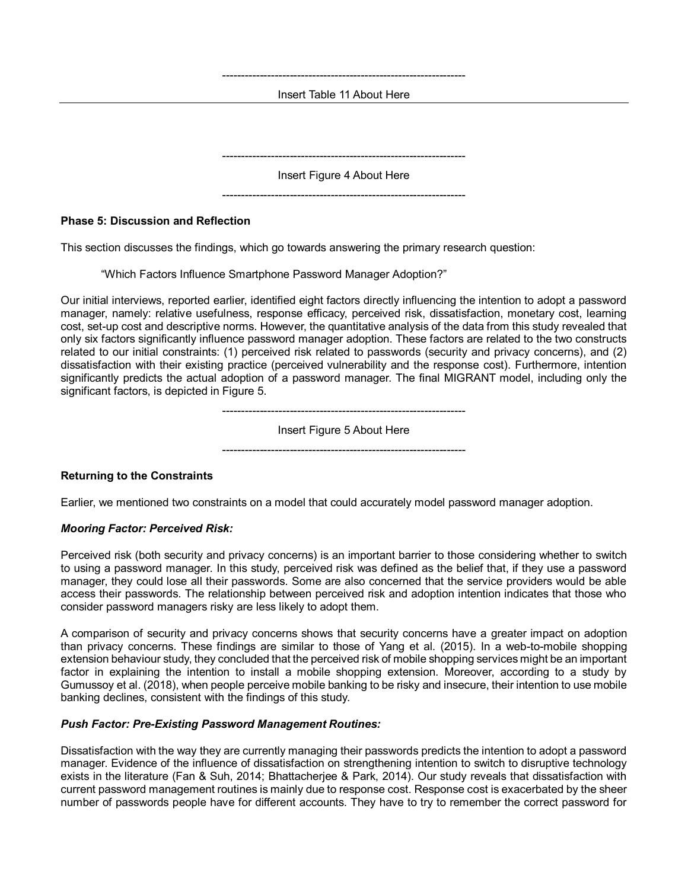-----------------------------------------------------------------

Insert Table 11 About Here

-----------------------------------------------------------------

Insert Figure 4 About Here

-----------------------------------------------------------------

**Phase 5: Discussion and Reflection**

This section discusses the findings, which go towards answering the primary research question:

> "Which Factors Influence Smartphone Password Manager Adoption?"

Our initial interviews, reported earlier, identified eight factors directly influencing the intention to adopt a password manager, namely: relative usefulness, response efficacy, perceived risk, dissatisfaction, monetary cost, learning cost, set-up cost and descriptive norms. However, the quantitative analysis of the data from this study revealed that only six factors significantly influence password manager adoption. These factors are related to the two constructs related to our initial constraints: (1) perceived risk related to passwords (security and privacy concerns), and (2) dissatisfaction with their existing practice (perceived vulnerability and the response cost). Furthermore, intention significantly predicts the actual adoption of a password manager. The final MIGRANT model, including only the significant factors, is depicted in Figure 5.

-----------------------------------------------------------------

Insert Figure 5 About Here

-----------------------------------------------------------------

**Returning to the Constraints**

Earlier, we mentioned two constraints on a model that could accurately model password manager adoption.

***Mooring Factor: Perceived Risk:***

Perceived risk (both security and privacy concerns) is an important barrier to those considering whether to switch to using a password manager. In this study, perceived risk was defined as the belief that, if they use a password manager, they could lose all their passwords. Some are also concerned that the service providers would be able access their passwords. The relationship between perceived risk and adoption intention indicates that those who consider password managers risky are less likely to adopt them.

A comparison of security and privacy concerns shows that security concerns have a greater impact on adoption than privacy concerns. These findings are similar to those of Yang et al. (2015). In a web-to-mobile shopping extension behaviour study, they concluded that the perceived risk of mobile shopping services might be an important factor in explaining the intention to install a mobile shopping extension. Moreover, according to a study by Gumussoy et al. (2018), when people perceive mobile banking to be risky and insecure, their intention to use mobile banking declines, consistent with the findings of this study.

***Push Factor: Pre-Existing Password Management Routines:***

Dissatisfaction with the way they are currently managing their passwords predicts the intention to adopt a password manager. Evidence of the influence of dissatisfaction on strengthening intention to switch to disruptive technology exists in the literature (Fan & Suh, 2014; Bhattacherjee & Park, 2014). Our study reveals that dissatisfaction with current password management routines is mainly due to response cost. Response cost is exacerbated by the sheer number of passwords people have for different accounts. They have to try to remember the correct password for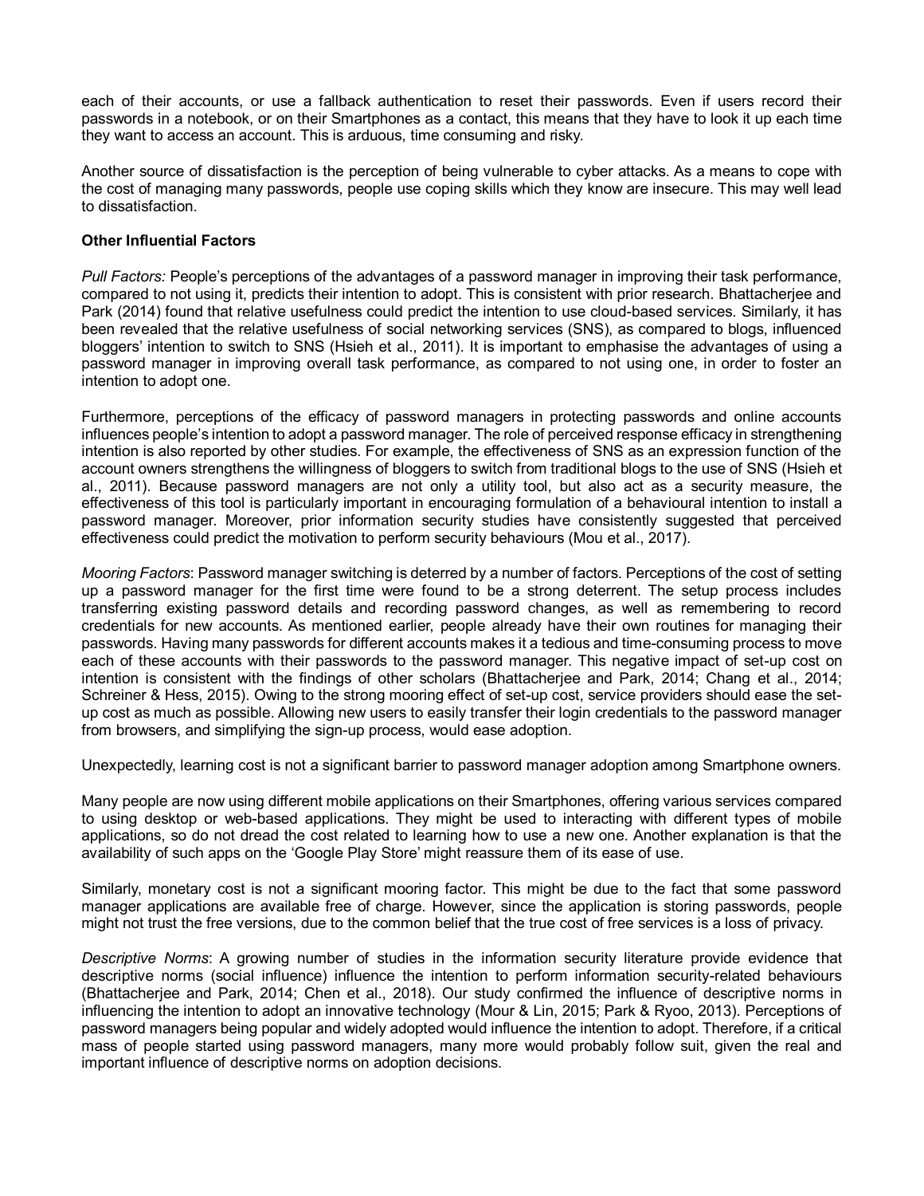each of their accounts, or use a fallback authentication to reset their passwords. Even if users record their passwords in a notebook, or on their Smartphones as a contact, this means that they have to look it up each time they want to access an account. This is arduous, time consuming and risky.

Another source of dissatisfaction is the perception of being vulnerable to cyber attacks. As a means to cope with the cost of managing many passwords, people use coping skills which they know are insecure. This may well lead to dissatisfaction.

**Other Influential Factors**

*Pull Factors:* People's perceptions of the advantages of a password manager in improving their task performance, compared to not using it, predicts their intention to adopt. This is consistent with prior research. Bhattacherjee and Park (2014) found that relative usefulness could predict the intention to use cloud-based services. Similarly, it has been revealed that the relative usefulness of social networking services (SNS), as compared to blogs, influenced bloggers' intention to switch to SNS (Hsieh et al., 2011). It is important to emphasise the advantages of using a password manager in improving overall task performance, as compared to not using one, in order to foster an intention to adopt one.

Furthermore, perceptions of the efficacy of password managers in protecting passwords and online accounts influences people's intention to adopt a password manager. The role of perceived response efficacy in strengthening intention is also reported by other studies. For example, the effectiveness of SNS as an expression function of the account owners strengthens the willingness of bloggers to switch from traditional blogs to the use of SNS (Hsieh et al., 2011). Because password managers are not only a utility tool, but also act as a security measure, the effectiveness of this tool is particularly important in encouraging formulation of a behavioural intention to install a password manager. Moreover, prior information security studies have consistently suggested that perceived effectiveness could predict the motivation to perform security behaviours (Mou et al., 2017).

*Mooring Factors*: Password manager switching is deterred by a number of factors. Perceptions of the cost of setting up a password manager for the first time were found to be a strong deterrent. The setup process includes transferring existing password details and recording password changes, as well as remembering to record credentials for new accounts. As mentioned earlier, people already have their own routines for managing their passwords. Having many passwords for different accounts makes it a tedious and time-consuming process to move each of these accounts with their passwords to the password manager. This negative impact of set-up cost on intention is consistent with the findings of other scholars (Bhattacherjee and Park, 2014; Chang et al., 2014; Schreiner & Hess, 2015). Owing to the strong mooring effect of set-up cost, service providers should ease the set-up cost as much as possible. Allowing new users to easily transfer their login credentials to the password manager from browsers, and simplifying the sign-up process, would ease adoption.

Unexpectedly, learning cost is not a significant barrier to password manager adoption among Smartphone owners.

Many people are now using different mobile applications on their Smartphones, offering various services compared to using desktop or web-based applications. They might be used to interacting with different types of mobile applications, so do not dread the cost related to learning how to use a new one. Another explanation is that the availability of such apps on the 'Google Play Store' might reassure them of its ease of use.

Similarly, monetary cost is not a significant mooring factor. This might be due to the fact that some password manager applications are available free of charge. However, since the application is storing passwords, people might not trust the free versions, due to the common belief that the true cost of free services is a loss of privacy.

*Descriptive Norms*: A growing number of studies in the information security literature provide evidence that descriptive norms (social influence) influence the intention to perform information security-related behaviours (Bhattacherjee and Park, 2014; Chen et al., 2018). Our study confirmed the influence of descriptive norms in influencing the intention to adopt an innovative technology (Mour & Lin, 2015; Park & Ryoo, 2013). Perceptions of password managers being popular and widely adopted would influence the intention to adopt. Therefore, if a critical mass of people started using password managers, many more would probably follow suit, given the real and important influence of descriptive norms on adoption decisions.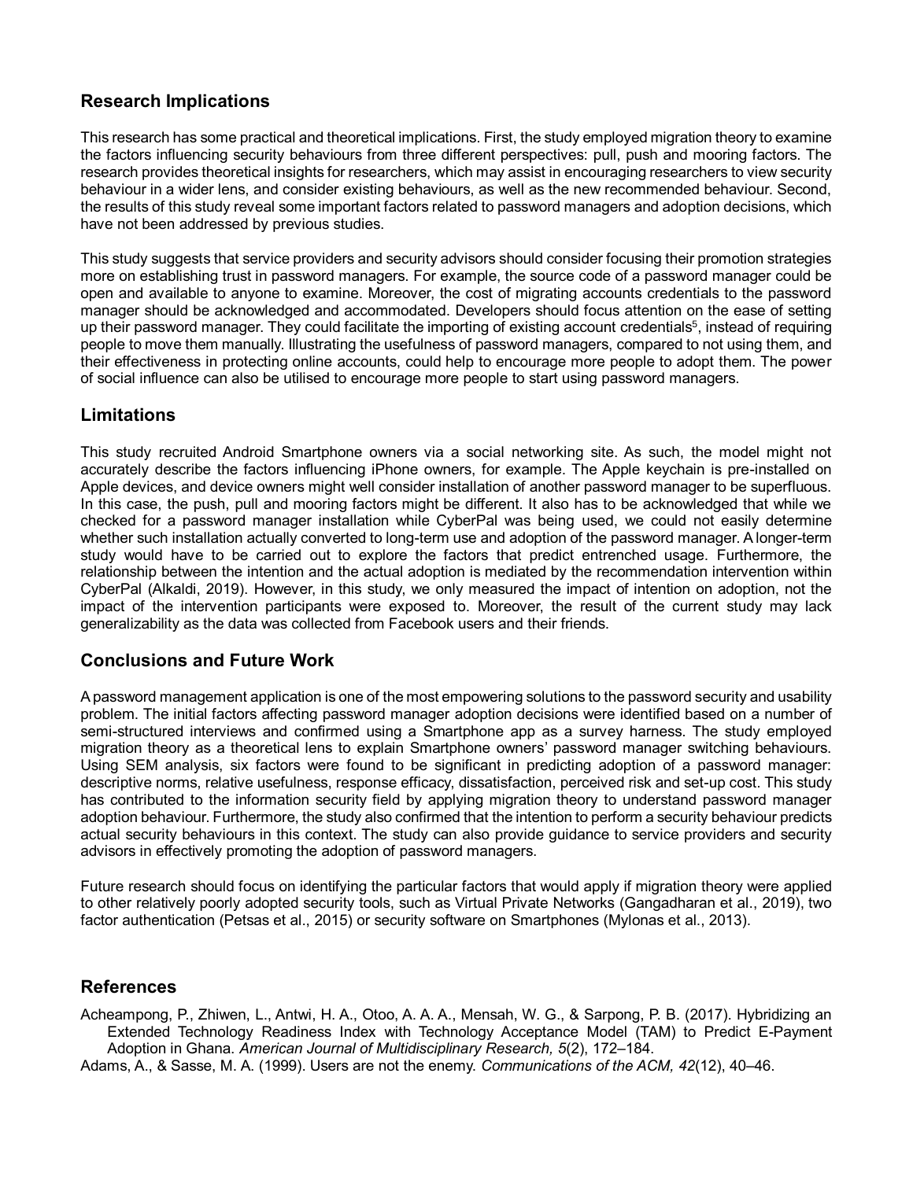## Research Implications

This research has some practical and theoretical implications. First, the study employed migration theory to examine the factors influencing security behaviours from three different perspectives: pull, push and mooring factors. The research provides theoretical insights for researchers, which may assist in encouraging researchers to view security behaviour in a wider lens, and consider existing behaviours, as well as the new recommended behaviour. Second, the results of this study reveal some important factors related to password managers and adoption decisions, which have not been addressed by previous studies.

This study suggests that service providers and security advisors should consider focusing their promotion strategies more on establishing trust in password managers. For example, the source code of a password manager could be open and available to anyone to examine. Moreover, the cost of migrating accounts credentials to the password manager should be acknowledged and accommodated. Developers should focus attention on the ease of setting up their password manager. They could facilitate the importing of existing account credentials[5], instead of requiring people to move them manually. Illustrating the usefulness of password managers, compared to not using them, and their effectiveness in protecting online accounts, could help to encourage more people to adopt them. The power of social influence can also be utilised to encourage more people to start using password managers.

## Limitations

This study recruited Android Smartphone owners via a social networking site. As such, the model might not accurately describe the factors influencing iPhone owners, for example. The Apple keychain is pre-installed on Apple devices, and device owners might well consider installation of another password manager to be superfluous. In this case, the push, pull and mooring factors might be different. It also has to be acknowledged that while we checked for a password manager installation while CyberPal was being used, we could not easily determine whether such installation actually converted to long-term use and adoption of the password manager. A longer-term study would have to be carried out to explore the factors that predict entrenched usage. Furthermore, the relationship between the intention and the actual adoption is mediated by the recommendation intervention within CyberPal (Alkaldi, 2019). However, in this study, we only measured the impact of intention on adoption, not the impact of the intervention participants were exposed to. Moreover, the result of the current study may lack generalizability as the data was collected from Facebook users and their friends.

## Conclusions and Future Work

A password management application is one of the most empowering solutions to the password security and usability problem. The initial factors affecting password manager adoption decisions were identified based on a number of semi-structured interviews and confirmed using a Smartphone app as a survey harness. The study employed migration theory as a theoretical lens to explain Smartphone owners' password manager switching behaviours. Using SEM analysis, six factors were found to be significant in predicting adoption of a password manager: descriptive norms, relative usefulness, response efficacy, dissatisfaction, perceived risk and set-up cost. This study has contributed to the information security field by applying migration theory to understand password manager adoption behaviour. Furthermore, the study also confirmed that the intention to perform a security behaviour predicts actual security behaviours in this context. The study can also provide guidance to service providers and security advisors in effectively promoting the adoption of password managers.

Future research should focus on identifying the particular factors that would apply if migration theory were applied to other relatively poorly adopted security tools, such as Virtual Private Networks (Gangadharan et al., 2019), two factor authentication (Petsas et al., 2015) or security software on Smartphones (Mylonas et al., 2013).

## References

Acheampong, P., Zhiwen, L., Antwi, H. A., Otoo, A. A. A., Mensah, W. G., & Sarpong, P. B. (2017). Hybridizing an Extended Technology Readiness Index with Technology Acceptance Model (TAM) to Predict E-Payment Adoption in Ghana. *American Journal of Multidisciplinary Research, 5*(2), 172–184.

Adams, A., & Sasse, M. A. (1999). Users are not the enemy. *Communications of the ACM, 42*(12), 40–46.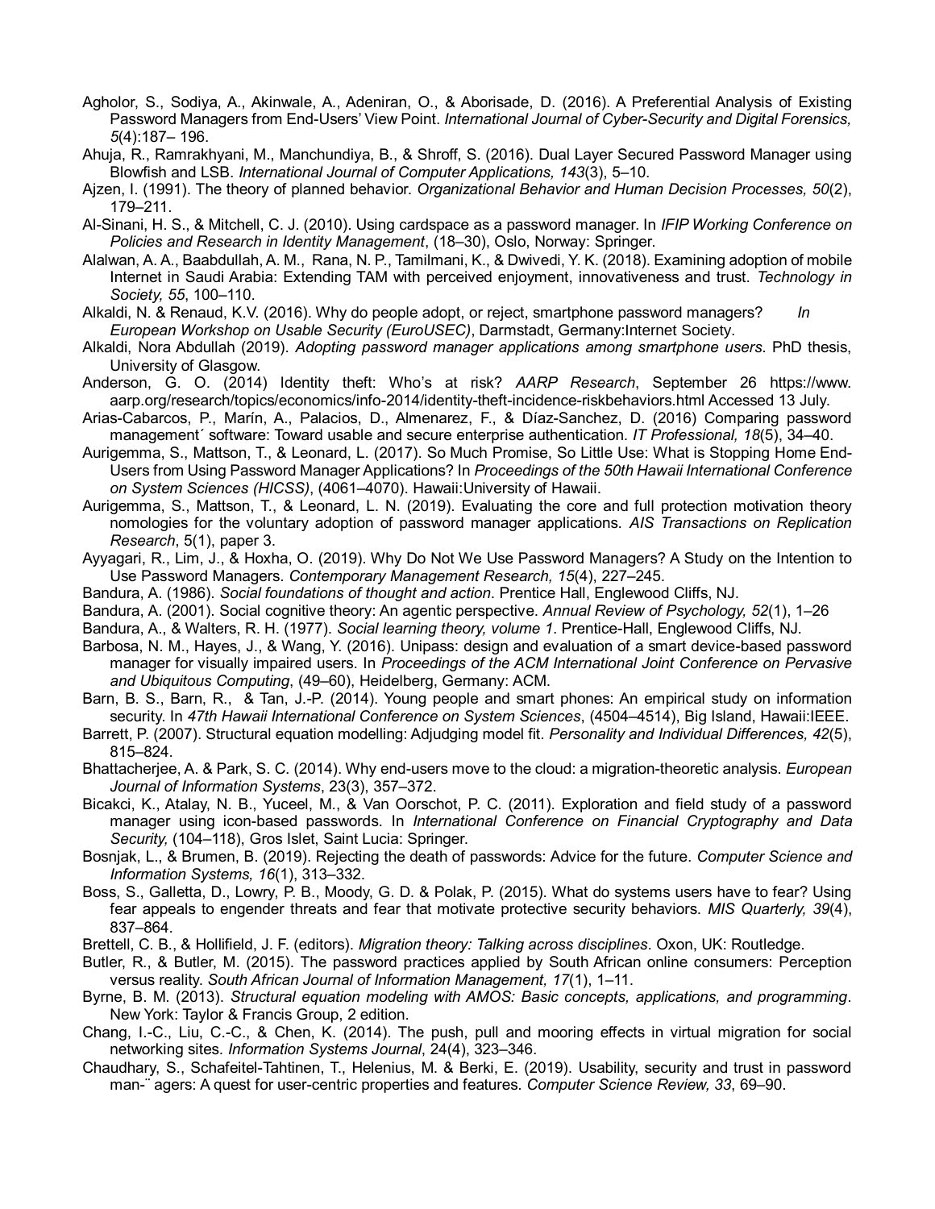Agholor, S., Sodiya, A., Akinwale, A., Adeniran, O., & Aborisade, D. (2016). A Preferential Analysis of Existing Password Managers from End-Users' View Point. *International Journal of Cyber-Security and Digital Forensics, 5*(4):187– 196.

Ahuja, R., Ramrakhyani, M., Manchundiya, B., & Shroff, S. (2016). Dual Layer Secured Password Manager using Blowfish and LSB. *International Journal of Computer Applications, 143*(3), 5–10.

Ajzen, I. (1991). The theory of planned behavior. *Organizational Behavior and Human Decision Processes, 50*(2), 179–211.

Al-Sinani, H. S., & Mitchell, C. J. (2010). Using cardspace as a password manager. In *IFIP Working Conference on Policies and Research in Identity Management*, (18–30), Oslo, Norway: Springer.

Alalwan, A. A., Baabdullah, A. M., Rana, N. P., Tamilmani, K., & Dwivedi, Y. K. (2018). Examining adoption of mobile Internet in Saudi Arabia: Extending TAM with perceived enjoyment, innovativeness and trust. *Technology in Society, 55*, 100–110.

Alkaldi, N. & Renaud, K.V. (2016). Why do people adopt, or reject, smartphone password managers? *In European Workshop on Usable Security (EuroUSEC)*, Darmstadt, Germany:Internet Society.

Alkaldi, Nora Abdullah (2019). *Adopting password manager applications among smartphone users*. PhD thesis, University of Glasgow.

Anderson, G. O. (2014) Identity theft: Who's at risk? *AARP Research*, September 26 https://www.aarp.org/research/topics/economics/info-2014/identity-theft-incidence-riskbehaviors.html Accessed 13 July.

Arias-Cabarcos, P., Marín, A., Palacios, D., Almenarez, F., & Díaz-Sanchez, D. (2016) Comparing password management´ software: Toward usable and secure enterprise authentication. *IT Professional, 18*(5), 34–40.

Aurigemma, S., Mattson, T., & Leonard, L. (2017). So Much Promise, So Little Use: What is Stopping Home End-Users from Using Password Manager Applications? In *Proceedings of the 50th Hawaii International Conference on System Sciences (HICSS)*, (4061–4070). Hawaii:University of Hawaii.

Aurigemma, S., Mattson, T., & Leonard, L. N. (2019). Evaluating the core and full protection motivation theory nomologies for the voluntary adoption of password manager applications. *AIS Transactions on Replication Research*, 5(1), paper 3.

Ayyagari, R., Lim, J., & Hoxha, O. (2019). Why Do Not We Use Password Managers? A Study on the Intention to Use Password Managers. *Contemporary Management Research, 15*(4), 227–245.

Bandura, A. (1986). *Social foundations of thought and action*. Prentice Hall, Englewood Cliffs, NJ.

Bandura, A. (2001). Social cognitive theory: An agentic perspective. *Annual Review of Psychology, 52*(1), 1–26

Bandura, A., & Walters, R. H. (1977). *Social learning theory, volume 1*. Prentice-Hall, Englewood Cliffs, NJ.

Barbosa, N. M., Hayes, J., & Wang, Y. (2016). Unipass: design and evaluation of a smart device-based password manager for visually impaired users. In *Proceedings of the ACM International Joint Conference on Pervasive and Ubiquitous Computing*, (49–60), Heidelberg, Germany: ACM.

Barn, B. S., Barn, R., & Tan, J.-P. (2014). Young people and smart phones: An empirical study on information security. In *47th Hawaii International Conference on System Sciences*, (4504–4514), Big Island, Hawaii:IEEE.

Barrett, P. (2007). Structural equation modelling: Adjudging model fit. *Personality and Individual Differences, 42*(5), 815–824.

Bhattacherjee, A. & Park, S. C. (2014). Why end-users move to the cloud: a migration-theoretic analysis. *European Journal of Information Systems*, 23(3), 357–372.

Bicakci, K., Atalay, N. B., Yuceel, M., & Van Oorschot, P. C. (2011). Exploration and field study of a password manager using icon-based passwords. In *International Conference on Financial Cryptography and Data Security,* (104–118), Gros Islet, Saint Lucia: Springer.

Bosnjak, L., & Brumen, B. (2019). Rejecting the death of passwords: Advice for the future. *Computer Science and Information Systems, 16*(1), 313–332.

Boss, S., Galletta, D., Lowry, P. B., Moody, G. D. & Polak, P. (2015). What do systems users have to fear? Using fear appeals to engender threats and fear that motivate protective security behaviors. *MIS Quarterly, 39*(4), 837–864.

Brettell, C. B., & Hollifield, J. F. (editors). *Migration theory: Talking across disciplines*. Oxon, UK: Routledge.

Butler, R., & Butler, M. (2015). The password practices applied by South African online consumers: Perception versus reality. *South African Journal of Information Management, 17*(1), 1–11.

Byrne, B. M. (2013). *Structural equation modeling with AMOS: Basic concepts, applications, and programming*. New York: Taylor & Francis Group, 2 edition.

Chang, I.-C., Liu, C.-C., & Chen, K. (2014). The push, pull and mooring effects in virtual migration for social networking sites. *Information Systems Journal*, 24(4), 323–346.

Chaudhary, S., Schafeitel-Tahtinen, T., Helenius, M. & Berki, E. (2019). Usability, security and trust in password man-¨ agers: A quest for user-centric properties and features. *Computer Science Review, 33*, 69–90.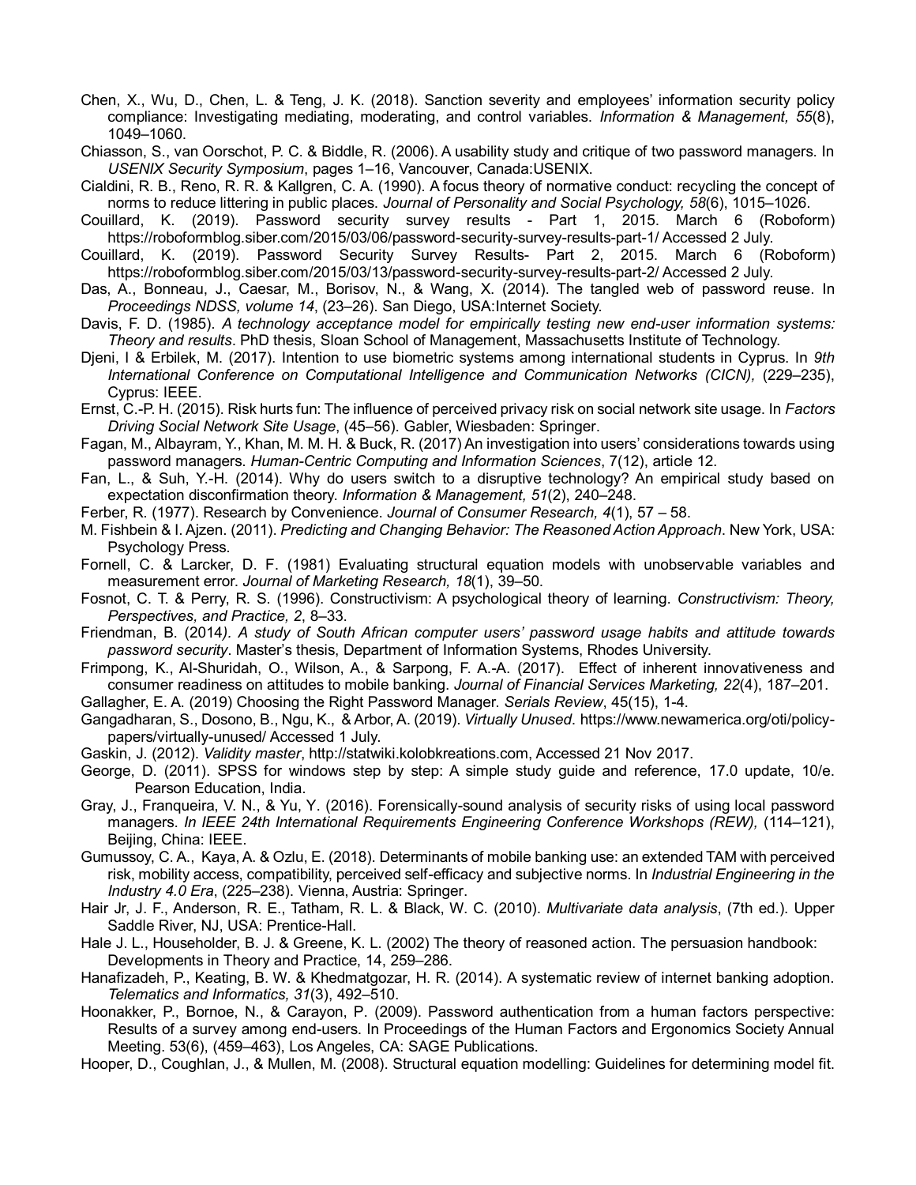Chen, X., Wu, D., Chen, L. & Teng, J. K. (2018). Sanction severity and employees' information security policy compliance: Investigating mediating, moderating, and control variables. *Information & Management, 55*(8), 1049–1060.

Chiasson, S., van Oorschot, P. C. & Biddle, R. (2006). A usability study and critique of two password managers. In *USENIX Security Symposium*, pages 1–16, Vancouver, Canada:USENIX.

Cialdini, R. B., Reno, R. R. & Kallgren, C. A. (1990). A focus theory of normative conduct: recycling the concept of norms to reduce littering in public places. *Journal of Personality and Social Psychology, 58*(6), 1015–1026.

Couillard, K. (2019). Password security survey results - Part 1, 2015. March 6 (Roboform) https://roboformblog.siber.com/2015/03/06/password-security-survey-results-part-1/ Accessed 2 July.

Couillard, K. (2019). Password Security Survey Results- Part 2, 2015. March 6 (Roboform) https://roboformblog.siber.com/2015/03/13/password-security-survey-results-part-2/ Accessed 2 July.

Das, A., Bonneau, J., Caesar, M., Borisov, N., & Wang, X. (2014). The tangled web of password reuse. In *Proceedings NDSS, volume 14*, (23–26). San Diego, USA:Internet Society.

Davis, F. D. (1985). *A technology acceptance model for empirically testing new end-user information systems: Theory and results*. PhD thesis, Sloan School of Management, Massachusetts Institute of Technology.

Djeni, I & Erbilek, M. (2017). Intention to use biometric systems among international students in Cyprus. In *9th International Conference on Computational Intelligence and Communication Networks (CICN),* (229–235), Cyprus: IEEE.

Ernst, C.-P. H. (2015). Risk hurts fun: The influence of perceived privacy risk on social network site usage. In *Factors Driving Social Network Site Usage*, (45–56). Gabler, Wiesbaden: Springer.

Fagan, M., Albayram, Y., Khan, M. M. H. & Buck, R. (2017) An investigation into users' considerations towards using password managers. *Human-Centric Computing and Information Sciences*, 7(12), article 12.

Fan, L., & Suh, Y.-H. (2014). Why do users switch to a disruptive technology? An empirical study based on expectation disconfirmation theory. *Information & Management, 51*(2), 240–248.

Ferber, R. (1977). Research by Convenience. *Journal of Consumer Research, 4*(1), 57 – 58.

M. Fishbein & I. Ajzen. (2011). *Predicting and Changing Behavior: The Reasoned Action Approach*. New York, USA: Psychology Press.

Fornell, C. & Larcker, D. F. (1981) Evaluating structural equation models with unobservable variables and measurement error. *Journal of Marketing Research, 18*(1), 39–50.

Fosnot, C. T. & Perry, R. S. (1996). Constructivism: A psychological theory of learning. *Constructivism: Theory, Perspectives, and Practice, 2*, 8–33.

Friendman, B. (2014). *A study of South African computer users' password usage habits and attitude towards password security*. Master's thesis, Department of Information Systems, Rhodes University.

Frimpong, K., Al-Shuridah, O., Wilson, A., & Sarpong, F. A.-A. (2017). Effect of inherent innovativeness and consumer readiness on attitudes to mobile banking. *Journal of Financial Services Marketing, 22*(4), 187–201.

Gallagher, E. A. (2019) Choosing the Right Password Manager. *Serials Review*, 45(15), 1-4.

Gangadharan, S., Dosono, B., Ngu, K., & Arbor, A. (2019). *Virtually Unused*. https://www.newamerica.org/oti/policy-papers/virtually-unused/ Accessed 1 July.

Gaskin, J. (2012). *Validity master*, http://statwiki.kolobkreations.com, Accessed 21 Nov 2017.

George, D. (2011). SPSS for windows step by step: A simple study guide and reference, 17.0 update, 10/e. Pearson Education, India.

Gray, J., Franqueira, V. N., & Yu, Y. (2016). Forensically-sound analysis of security risks of using local password managers. *In IEEE 24th International Requirements Engineering Conference Workshops (REW),* (114–121), Beijing, China: IEEE.

Gumussoy, C. A., Kaya, A. & Ozlu, E. (2018). Determinants of mobile banking use: an extended TAM with perceived risk, mobility access, compatibility, perceived self-efficacy and subjective norms. In *Industrial Engineering in the Industry 4.0 Era*, (225–238). Vienna, Austria: Springer.

Hair Jr, J. F., Anderson, R. E., Tatham, R. L. & Black, W. C. (2010). *Multivariate data analysis*, (7th ed.). Upper Saddle River, NJ, USA: Prentice-Hall.

Hale J. L., Householder, B. J. & Greene, K. L. (2002) The theory of reasoned action. The persuasion handbook: Developments in Theory and Practice, 14, 259–286.

Hanafizadeh, P., Keating, B. W. & Khedmatgozar, H. R. (2014). A systematic review of internet banking adoption. *Telematics and Informatics, 31*(3), 492–510.

Hoonakker, P., Bornoe, N., & Carayon, P. (2009). Password authentication from a human factors perspective: Results of a survey among end-users. In Proceedings of the Human Factors and Ergonomics Society Annual Meeting. 53(6), (459–463), Los Angeles, CA: SAGE Publications.

Hooper, D., Coughlan, J., & Mullen, M. (2008). Structural equation modelling: Guidelines for determining model fit.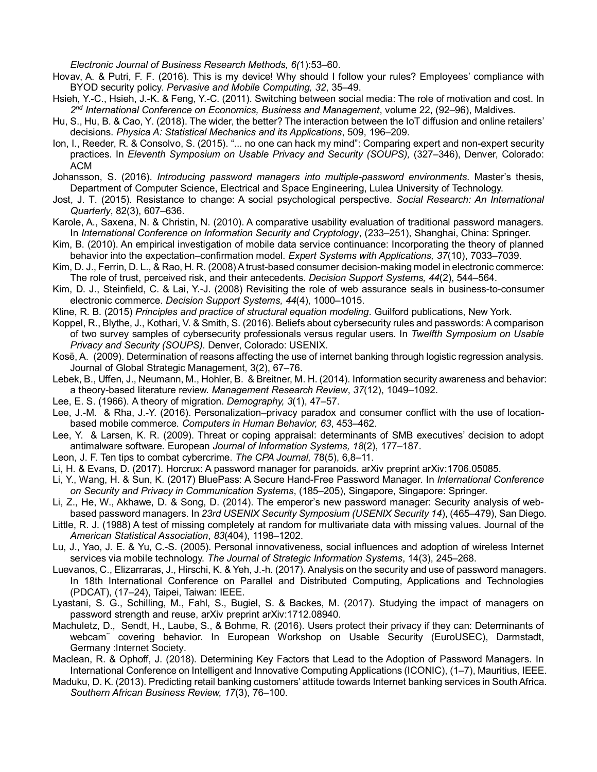*Electronic Journal of Business Research Methods, 6(*1):53–60.

Hovav, A. & Putri, F. F. (2016). This is my device! Why should I follow your rules? Employees' compliance with BYOD security policy. *Pervasive and Mobile Computing, 32*, 35–49.

Hsieh, Y.-C., Hsieh, J.-K. & Feng, Y.-C. (2011). Switching between social media: The role of motivation and cost. In *2nd International Conference on Economics, Business and Management*, volume 22, (92–96), Maldives.

Hu, S., Hu, B. & Cao, Y. (2018). The wider, the better? The interaction between the IoT diffusion and online retailers' decisions. *Physica A: Statistical Mechanics and its Applications*, 509, 196–209.

Ion, I., Reeder, R. & Consolvo, S. (2015). "... no one can hack my mind": Comparing expert and non-expert security practices. In *Eleventh Symposium on Usable Privacy and Security (SOUPS),* (327–346), Denver, Colorado: ACM

Johansson, S. (2016). *Introducing password managers into multiple-password environments*. Master's thesis, Department of Computer Science, Electrical and Space Engineering, Lulea University of Technology.

Jost, J. T. (2015). Resistance to change: A social psychological perspective. *Social Research: An International Quarterly*, 82(3), 607–636.

Karole, A., Saxena, N. & Christin, N. (2010). A comparative usability evaluation of traditional password managers. In *International Conference on Information Security and Cryptology*, (233–251), Shanghai, China: Springer.

Kim, B. (2010). An empirical investigation of mobile data service continuance: Incorporating the theory of planned behavior into the expectation–confirmation model. *Expert Systems with Applications, 37*(10), 7033–7039.

Kim, D. J., Ferrin, D. L., & Rao, H. R. (2008) A trust-based consumer decision-making model in electronic commerce: The role of trust, perceived risk, and their antecedents. *Decision Support Systems, 44*(2), 544–564.

Kim, D. J., Steinfield, C. & Lai, Y.-J. (2008) Revisiting the role of web assurance seals in business-to-consumer electronic commerce. *Decision Support Systems, 44*(4), 1000–1015.

Kline, R. B. (2015) *Principles and practice of structural equation modeling*. Guilford publications, New York.

Koppel, R., Blythe, J., Kothari, V. & Smith, S. (2016). Beliefs about cybersecurity rules and passwords: A comparison of two survey samples of cybersecurity professionals versus regular users. In *Twelfth Symposium on Usable Privacy and Security (SOUPS)*. Denver, Colorado: USENIX.

Kosë, A. (2009). Determination of reasons affecting the use of internet banking through logistic regression analysis. Journal of Global Strategic Management, 3(2), 67–76.

Lebek, B., Uffen, J., Neumann, M., Hohler, B. & Breitner, M. H. (2014). Information security awareness and behavior: a theory-based literature review. *Management Research Review*, *37*(12), 1049–1092.

Lee, E. S. (1966). A theory of migration. *Demography, 3*(1), 47–57.

Lee, J.-M. & Rha, J.-Y. (2016). Personalization–privacy paradox and consumer conflict with the use of location-based mobile commerce. *Computers in Human Behavior, 63*, 453–462.

Lee, Y. & Larsen, K. R. (2009). Threat or coping appraisal: determinants of SMB executives' decision to adopt antimalware software. European *Journal of Information Systems, 18*(2), 177–187.

Leon, J. F. Ten tips to combat cybercrime. *The CPA Journal,* 78(5), 6,8–11.

Li, H. & Evans, D. (2017). Horcrux: A password manager for paranoids. arXiv preprint arXiv:1706.05085.

Li, Y., Wang, H. & Sun, K. (2017) BluePass: A Secure Hand-Free Password Manager. In *International Conference on Security and Privacy in Communication Systems*, (185–205), Singapore, Singapore: Springer.

Li, Z., He, W., Akhawe, D. & Song, D. (2014). The emperor's new password manager: Security analysis of web-based password managers. In *23rd USENIX Security Symposium (USENIX Security 14*), (465–479), San Diego.

Little, R. J. (1988) A test of missing completely at random for multivariate data with missing values. Journal of the *American Statistical Association*, *83*(404), 1198–1202.

Lu, J., Yao, J. E. & Yu, C.-S. (2005). Personal innovativeness, social influences and adoption of wireless Internet services via mobile technology. *The Journal of Strategic Information Systems*, 14(3), 245–268.

Luevanos, C., Elizarraras, J., Hirschi, K. & Yeh, J.-h. (2017). Analysis on the security and use of password managers. In 18th International Conference on Parallel and Distributed Computing, Applications and Technologies (PDCAT), (17–24), Taipei, Taiwan: IEEE.

Lyastani, S. G., Schilling, M., Fahl, S., Bugiel, S. & Backes, M. (2017). Studying the impact of managers on password strength and reuse, arXiv preprint arXiv:1712.08940.

Machuletz, D., Sendt, H., Laube, S., & Bohme, R. (2016). Users protect their privacy if they can: Determinants of webcam¨ covering behavior. In European Workshop on Usable Security (EuroUSEC), Darmstadt, Germany :Internet Society.

Maclean, R. & Ophoff, J. (2018). Determining Key Factors that Lead to the Adoption of Password Managers. In International Conference on Intelligent and Innovative Computing Applications (ICONIC), (1–7), Mauritius, IEEE.

Maduku, D. K. (2013). Predicting retail banking customers' attitude towards Internet banking services in South Africa. *Southern African Business Review, 17*(3), 76–100.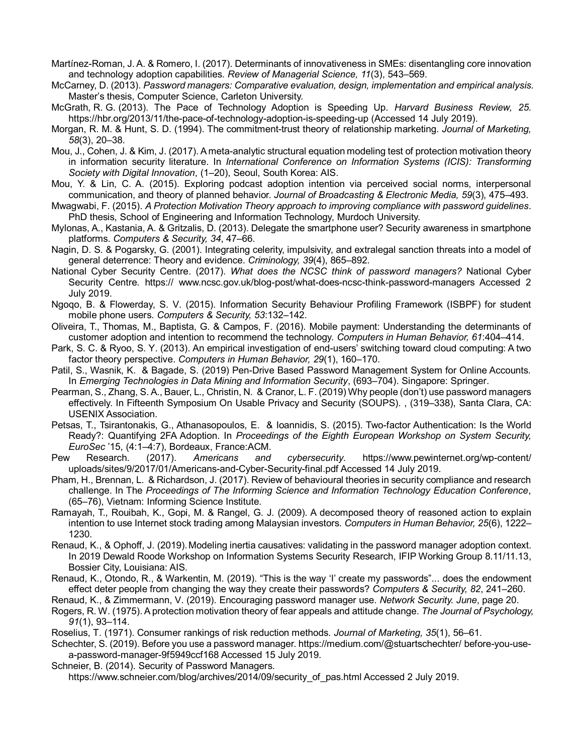Martínez-Roman, J. A. & Romero, I. (2017). Determinants of innovativeness in SMEs: disentangling core innovation and technology adoption capabilities. *Review of Managerial Science, 11*(3), 543–569.

McCarney, D. (2013). *Password managers: Comparative evaluation, design, implementation and empirical analysis.* Master's thesis, Computer Science, Carleton University.

McGrath, R. G. (2013). The Pace of Technology Adoption is Speeding Up. *Harvard Business Review, 25*. https://hbr.org/2013/11/the-pace-of-technology-adoption-is-speeding-up (Accessed 14 July 2019).

Morgan, R. M. & Hunt, S. D. (1994). The commitment-trust theory of relationship marketing. *Journal of Marketing, 58*(3), 20–38.

Mou, J., Cohen, J. & Kim, J. (2017). A meta-analytic structural equation modeling test of protection motivation theory in information security literature. In *International Conference on Information Systems (ICIS): Transforming Society with Digital Innovation*, (1–20), Seoul, South Korea: AIS.

Mou, Y. & Lin, C. A. (2015). Exploring podcast adoption intention via perceived social norms, interpersonal communication, and theory of planned behavior. *Journal of Broadcasting & Electronic Media, 59*(3), 475–493.

Mwagwabi, F. (2015). *A Protection Motivation Theory approach to improving compliance with password guidelines*. PhD thesis, School of Engineering and Information Technology, Murdoch University.

Mylonas, A., Kastania, A. & Gritzalis, D. (2013). Delegate the smartphone user? Security awareness in smartphone platforms. *Computers & Security, 34*, 47–66.

Nagin, D. S. & Pogarsky, G. (2001). Integrating celerity, impulsivity, and extralegal sanction threats into a model of general deterrence: Theory and evidence. *Criminology, 39*(4), 865–892.

National Cyber Security Centre. (2017). *What does the NCSC think of password managers?* National Cyber Security Centre. https:// www.ncsc.gov.uk/blog-post/what-does-ncsc-think-password-managers Accessed 2 July 2019.

Ngoqo, B. & Flowerday, S. V. (2015). Information Security Behaviour Profiling Framework (ISBPF) for student mobile phone users. *Computers & Security, 53*:132–142.

Oliveira, T., Thomas, M., Baptista, G. & Campos, F. (2016). Mobile payment: Understanding the determinants of customer adoption and intention to recommend the technology. *Computers in Human Behavior, 61*:404–414.

Park, S. C. & Ryoo, S. Y. (2013). An empirical investigation of end-users' switching toward cloud computing: A two factor theory perspective. *Computers in Human Behavior, 29*(1), 160–170.

Patil, S., Wasnik, K. & Bagade, S. (2019) Pen-Drive Based Password Management System for Online Accounts. In *Emerging Technologies in Data Mining and Information Security*, (693–704). Singapore: Springer.

Pearman, S., Zhang, S. A., Bauer, L., Christin, N. & Cranor, L. F. (2019) Why people (don't) use password managers effectively. In Fifteenth Symposium On Usable Privacy and Security (SOUPS). , (319–338), Santa Clara, CA: USENIX Association.

Petsas, T., Tsirantonakis, G., Athanasopoulos, E. & Ioannidis, S. (2015). Two-factor Authentication: Is the World Ready?: Quantifying 2FA Adoption. In *Proceedings of the Eighth European Workshop on System Security, EuroSec '15*, (4:1–4:7), Bordeaux, France:ACM.

Pew Research. (2017). *Americans and cybersecurity*. https://www.pewinternet.org/wp-content/uploads/sites/9/2017/01/Americans-and-Cyber-Security-final.pdf Accessed 14 July 2019.

Pham, H., Brennan, L. & Richardson, J. (2017). Review of behavioural theories in security compliance and research challenge. In The *Proceedings of The Informing Science and Information Technology Education Conference*, (65–76), Vietnam: Informing Science Institute.

Ramayah, T., Rouibah, K., Gopi, M. & Rangel, G. J. (2009). A decomposed theory of reasoned action to explain intention to use Internet stock trading among Malaysian investors. *Computers in Human Behavior, 25*(6), 1222–1230.

Renaud, K., & Ophoff, J. (2019). Modeling inertia causatives: validating in the password manager adoption context. In 2019 Dewald Roode Workshop on Information Systems Security Research, IFIP Working Group 8.11/11.13, Bossier City, Louisiana: AIS.

Renaud, K., Otondo, R., & Warkentin, M. (2019). "This is the way 'I' create my passwords"... does the endowment effect deter people from changing the way they create their passwords? *Computers & Security, 82*, 241–260.

Renaud, K., & Zimmermann, V. (2019). Encouraging password manager use. *Network Security. June*, page 20.

Rogers, R. W. (1975). A protection motivation theory of fear appeals and attitude change. *The Journal of Psychology, 91*(1), 93–114.

Roselius, T. (1971). Consumer rankings of risk reduction methods. *Journal of Marketing, 35*(1), 56–61.

Schechter, S. (2019). Before you use a password manager. https://medium.com/@stuartschechter/ before-you-use-a-password-manager-9f5949ccf168 Accessed 15 July 2019.

Schneier, B. (2014). Security of Password Managers. https://www.schneier.com/blog/archives/2014/09/security_of_pas.html Accessed 2 July 2019.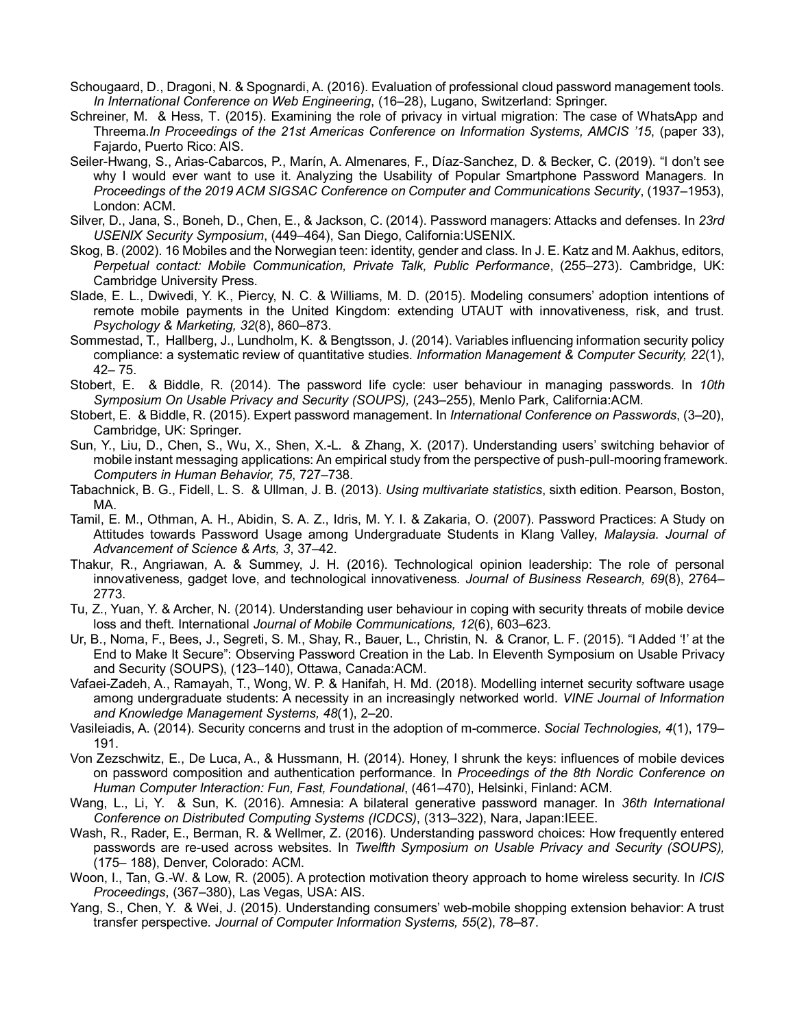Schougaard, D., Dragoni, N. & Spognardi, A. (2016). Evaluation of professional cloud password management tools. *In International Conference on Web Engineering*, (16–28), Lugano, Switzerland: Springer.

Schreiner, M. & Hess, T. (2015). Examining the role of privacy in virtual migration: The case of WhatsApp and Threema.*In Proceedings of the 21st Americas Conference on Information Systems, AMCIS '15*, (paper 33), Fajardo, Puerto Rico: AIS.

Seiler-Hwang, S., Arias-Cabarcos, P., Marín, A. Almenares, F., Díaz-Sanchez, D. & Becker, C. (2019). "I don't see why I would ever want to use it. Analyzing the Usability of Popular Smartphone Password Managers. In *Proceedings of the 2019 ACM SIGSAC Conference on Computer and Communications Security*, (1937–1953), London: ACM.

Silver, D., Jana, S., Boneh, D., Chen, E., & Jackson, C. (2014). Password managers: Attacks and defenses. In *23rd USENIX Security Symposium*, (449–464), San Diego, California:USENIX.

Skog, B. (2002). 16 Mobiles and the Norwegian teen: identity, gender and class. In J. E. Katz and M. Aakhus, editors, *Perpetual contact: Mobile Communication, Private Talk, Public Performance*, (255–273). Cambridge, UK: Cambridge University Press.

Slade, E. L., Dwivedi, Y. K., Piercy, N. C. & Williams, M. D. (2015). Modeling consumers' adoption intentions of remote mobile payments in the United Kingdom: extending UTAUT with innovativeness, risk, and trust. *Psychology & Marketing, 32*(8), 860–873.

Sommestad, T., Hallberg, J., Lundholm, K. & Bengtsson, J. (2014). Variables influencing information security policy compliance: a systematic review of quantitative studies. *Information Management & Computer Security, 22*(1), 42– 75.

Stobert, E. & Biddle, R. (2014). The password life cycle: user behaviour in managing passwords. In *10th Symposium On Usable Privacy and Security (SOUPS),* (243–255), Menlo Park, California:ACM.

Stobert, E. & Biddle, R. (2015). Expert password management. In *International Conference on Passwords*, (3–20), Cambridge, UK: Springer.

Sun, Y., Liu, D., Chen, S., Wu, X., Shen, X.-L. & Zhang, X. (2017). Understanding users' switching behavior of mobile instant messaging applications: An empirical study from the perspective of push-pull-mooring framework. *Computers in Human Behavior, 75*, 727–738.

Tabachnick, B. G., Fidell, L. S. & Ullman, J. B. (2013). *Using multivariate statistics*, sixth edition. Pearson, Boston, MA.

Tamil, E. M., Othman, A. H., Abidin, S. A. Z., Idris, M. Y. I. & Zakaria, O. (2007). Password Practices: A Study on Attitudes towards Password Usage among Undergraduate Students in Klang Valley, *Malaysia. Journal of Advancement of Science & Arts, 3*, 37–42.

Thakur, R., Angriawan, A. & Summey, J. H. (2016). Technological opinion leadership: The role of personal innovativeness, gadget love, and technological innovativeness. *Journal of Business Research, 69*(8), 2764–2773.

Tu, Z., Yuan, Y. & Archer, N. (2014). Understanding user behaviour in coping with security threats of mobile device loss and theft. International *Journal of Mobile Communications, 12*(6), 603–623.

Ur, B., Noma, F., Bees, J., Segreti, S. M., Shay, R., Bauer, L., Christin, N. & Cranor, L. F. (2015). "I Added '!' at the End to Make It Secure": Observing Password Creation in the Lab. In Eleventh Symposium on Usable Privacy and Security (SOUPS), (123–140), Ottawa, Canada:ACM.

Vafaei-Zadeh, A., Ramayah, T., Wong, W. P. & Hanifah, H. Md. (2018). Modelling internet security software usage among undergraduate students: A necessity in an increasingly networked world. *VINE Journal of Information and Knowledge Management Systems, 48*(1), 2–20.

Vasileiadis, A. (2014). Security concerns and trust in the adoption of m-commerce. *Social Technologies, 4*(1), 179–191.

Von Zezschwitz, E., De Luca, A., & Hussmann, H. (2014). Honey, I shrunk the keys: influences of mobile devices on password composition and authentication performance. In *Proceedings of the 8th Nordic Conference on Human Computer Interaction: Fun, Fast, Foundational*, (461–470), Helsinki, Finland: ACM.

Wang, L., Li, Y. & Sun, K. (2016). Amnesia: A bilateral generative password manager. In *36th International Conference on Distributed Computing Systems (ICDCS)*, (313–322), Nara, Japan:IEEE.

Wash, R., Rader, E., Berman, R. & Wellmer, Z. (2016). Understanding password choices: How frequently entered passwords are re-used across websites. In *Twelfth Symposium on Usable Privacy and Security (SOUPS),* (175– 188), Denver, Colorado: ACM.

Woon, I., Tan, G.-W. & Low, R. (2005). A protection motivation theory approach to home wireless security. In *ICIS Proceedings*, (367–380), Las Vegas, USA: AIS.

Yang, S., Chen, Y. & Wei, J. (2015). Understanding consumers' web-mobile shopping extension behavior: A trust transfer perspective. *Journal of Computer Information Systems, 55*(2), 78–87.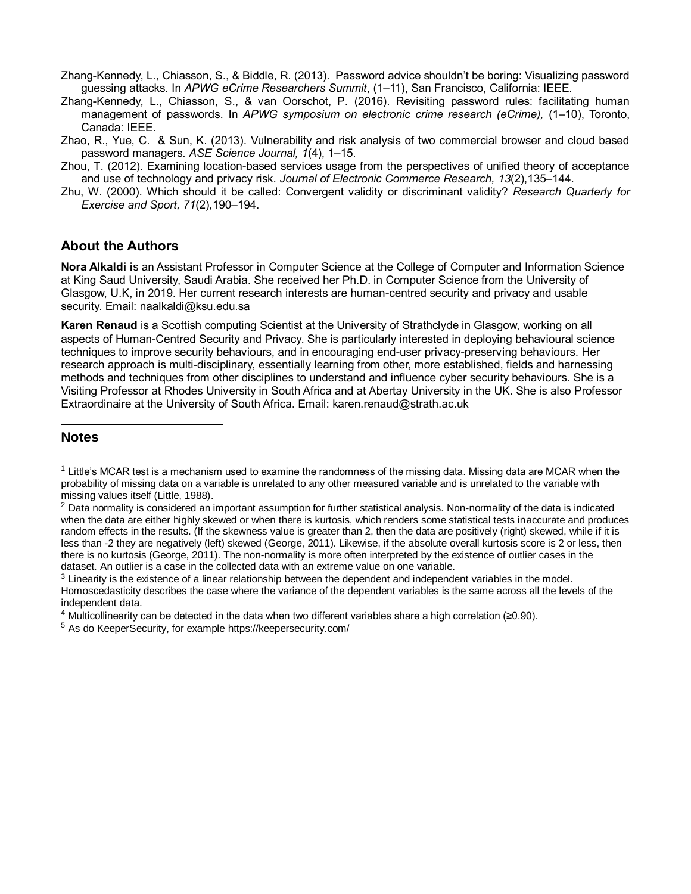Zhang-Kennedy, L., Chiasson, S., & Biddle, R. (2013). Password advice shouldn't be boring: Visualizing password guessing attacks. In *APWG eCrime Researchers Summit*, (1–11), San Francisco, California: IEEE.

Zhang-Kennedy, L., Chiasson, S., & van Oorschot, P. (2016). Revisiting password rules: facilitating human management of passwords. In *APWG symposium on electronic crime research (eCrime),* (1–10), Toronto, Canada: IEEE.

Zhao, R., Yue, C. & Sun, K. (2013). Vulnerability and risk analysis of two commercial browser and cloud based password managers. *ASE Science Journal, 1*(4), 1–15.

Zhou, T. (2012). Examining location-based services usage from the perspectives of unified theory of acceptance and use of technology and privacy risk. *Journal of Electronic Commerce Research, 13*(2),135–144.

Zhu, W. (2000). Which should it be called: Convergent validity or discriminant validity? *Research Quarterly for Exercise and Sport, 71*(2),190–194.

## About the Authors

**Nora Alkaldi i**s an Assistant Professor in Computer Science at the College of Computer and Information Science at King Saud University, Saudi Arabia. She received her Ph.D. in Computer Science from the University of Glasgow, U.K, in 2019. Her current research interests are human-centred security and privacy and usable security. Email: naalkaldi@ksu.edu.sa

**Karen Renaud** is a Scottish computing Scientist at the University of Strathclyde in Glasgow, working on all aspects of Human-Centred Security and Privacy. She is particularly interested in deploying behavioural science techniques to improve security behaviours, and in encouraging end-user privacy-preserving behaviours. Her research approach is multi-disciplinary, essentially learning from other, more established, fields and harnessing methods and techniques from other disciplines to understand and influence cyber security behaviours. She is a Visiting Professor at Rhodes University in South Africa and at Abertay University in the UK. She is also Professor Extraordinaire at the University of South Africa. Email: karen.renaud@strath.ac.uk

## Notes

[1] Little's MCAR test is a mechanism used to examine the randomness of the missing data. Missing data are MCAR when the probability of missing data on a variable is unrelated to any other measured variable and is unrelated to the variable with missing values itself (Little, 1988).

[2] Data normality is considered an important assumption for further statistical analysis. Non-normality of the data is indicated when the data are either highly skewed or when there is kurtosis, which renders some statistical tests inaccurate and produces random effects in the results. (If the skewness value is greater than 2, then the data are positively (right) skewed, while if it is less than -2 they are negatively (left) skewed (George, 2011). Likewise, if the absolute overall kurtosis score is 2 or less, then there is no kurtosis (George, 2011). The non-normality is more often interpreted by the existence of outlier cases in the dataset. An outlier is a case in the collected data with an extreme value on one variable.

[3] Linearity is the existence of a linear relationship between the dependent and independent variables in the model. Homoscedasticity describes the case where the variance of the dependent variables is the same across all the levels of the independent data.

[4] Multicollinearity can be detected in the data when two different variables share a high correlation (≥0.90).

[5] As do KeeperSecurity, for example https://keepersecurity.com/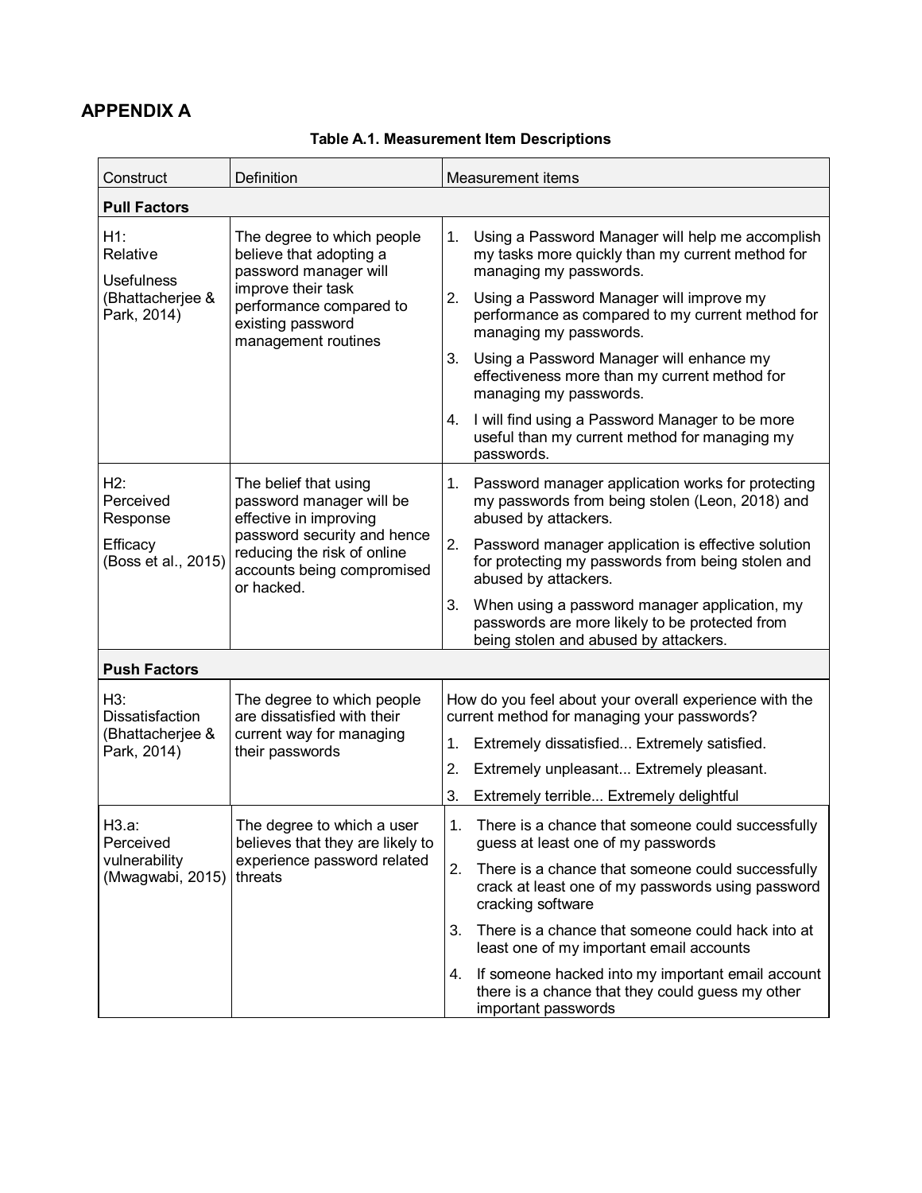## APPENDIX A

**Table A.1. Measurement Item Descriptions**

| Construct | Definition | Measurement items |
|---|---|---|
| **Pull Factors** | | |
| H1: Relative Usefulness (Bhattacherjee & Park, 2014) | The degree to which people believe that adopting a password manager will improve their task performance compared to existing password management routines | 1. Using a Password Manager will help me accomplish my tasks more quickly than my current method for managing my passwords.<br>2. Using a Password Manager will improve my performance as compared to my current method for managing my passwords.<br>3. Using a Password Manager will enhance my effectiveness more than my current method for managing my passwords.<br>4. I will find using a Password Manager to be more useful than my current method for managing my passwords. |
| H2: Perceived Response Efficacy (Boss et al., 2015) | The belief that using password manager will be effective in improving password security and hence reducing the risk of online accounts being compromised or hacked. | 1. Password manager application works for protecting my passwords from being stolen (Leon, 2018) and abused by attackers.<br>2. Password manager application is effective solution for protecting my passwords from being stolen and abused by attackers.<br>3. When using a password manager application, my passwords are more likely to be protected from being stolen and abused by attackers. |
| **Push Factors** | | |
| H3: Dissatisfaction (Bhattacherjee & Park, 2014) | The degree to which people are dissatisfied with their current way for managing their passwords | How do you feel about your overall experience with the current method for managing your passwords?<br>1. Extremely dissatisfied... Extremely satisfied.<br>2. Extremely unpleasant... Extremely pleasant.<br>3. Extremely terrible... Extremely delightful |
| H3.a: Perceived vulnerability (Mwagwabi, 2015) | The degree to which a user believes that they are likely to experience password related threats | 1. There is a chance that someone could successfully guess at least one of my passwords<br>2. There is a chance that someone could successfully crack at least one of my passwords using password cracking software<br>3. There is a chance that someone could hack into at least one of my important email accounts<br>4. If someone hacked into my important email account there is a chance that they could guess my other important passwords |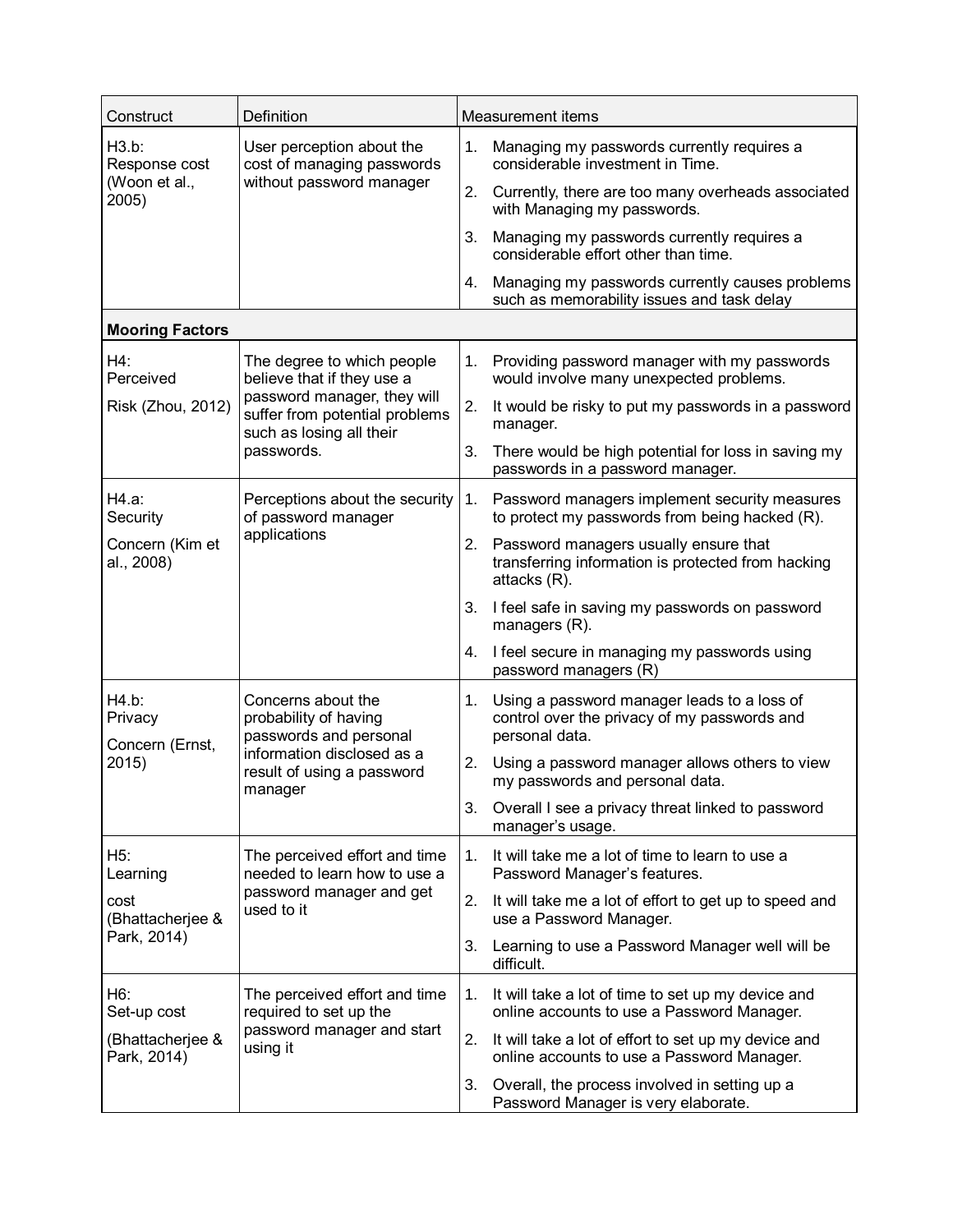| Construct | Definition | Measurement items |
|---|---|---|
| H3.b: Response cost (Woon et al., 2005) | User perception about the cost of managing passwords without password manager | 1. Managing my passwords currently requires a considerable investment in Time.<br>2. Currently, there are too many overheads associated with Managing my passwords.<br>3. Managing my passwords currently requires a considerable effort other than time.<br>4. Managing my passwords currently causes problems such as memorability issues and task delay |
| **Mooring Factors** | | |
| H4: Perceived Risk (Zhou, 2012) | The degree to which people believe that if they use a password manager, they will suffer from potential problems such as losing all their passwords. | 1. Providing password manager with my passwords would involve many unexpected problems.<br>2. It would be risky to put my passwords in a password manager.<br>3. There would be high potential for loss in saving my passwords in a password manager. |
| H4.a: Security Concern (Kim et al., 2008) | Perceptions about the security of password manager applications | 1. Password managers implement security measures to protect my passwords from being hacked (R).<br>2. Password managers usually ensure that transferring information is protected from hacking attacks (R).<br>3. I feel safe in saving my passwords on password managers (R).<br>4. I feel secure in managing my passwords using password managers (R) |
| H4.b: Privacy Concern (Ernst, 2015) | Concerns about the probability of having passwords and personal information disclosed as a result of using a password manager | 1. Using a password manager leads to a loss of control over the privacy of my passwords and personal data.<br>2. Using a password manager allows others to view my passwords and personal data.<br>3. Overall I see a privacy threat linked to password manager's usage. |
| H5: Learning cost (Bhattacherjee & Park, 2014) | The perceived effort and time needed to learn how to use a password manager and get used to it | 1. It will take me a lot of time to learn to use a Password Manager's features.<br>2. It will take me a lot of effort to get up to speed and use a Password Manager.<br>3. Learning to use a Password Manager well will be difficult. |
| H6: Set-up cost (Bhattacherjee & Park, 2014) | The perceived effort and time required to set up the password manager and start using it | 1. It will take a lot of time to set up my device and online accounts to use a Password Manager.<br>2. It will take a lot of effort to set up my device and online accounts to use a Password Manager.<br>3. Overall, the process involved in setting up a Password Manager is very elaborate. |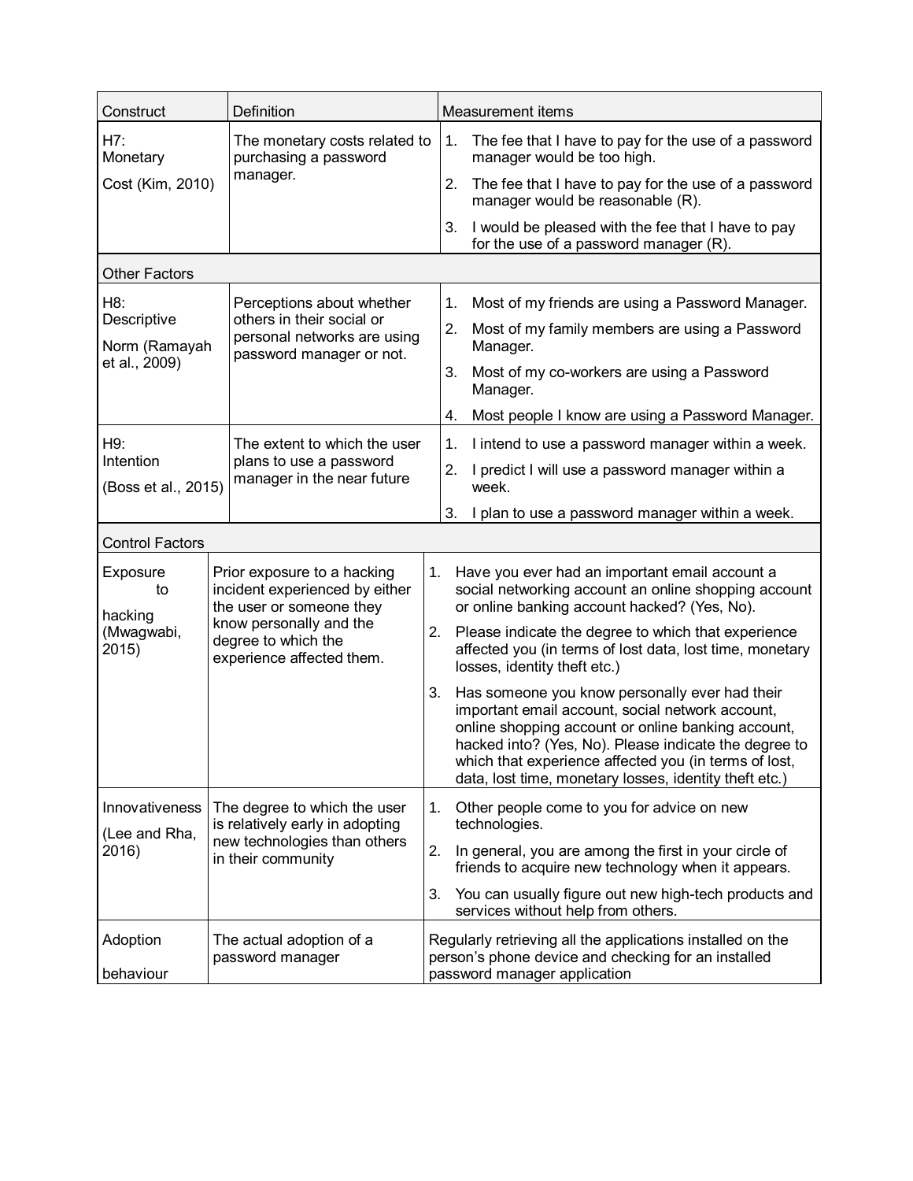| Construct | Definition | Measurement items |
| --- | --- | --- |
| H7: Monetary Cost (Kim, 2010) | The monetary costs related to purchasing a password manager. | 1. The fee that I have to pay for the use of a password manager would be too high.<br>2. The fee that I have to pay for the use of a password manager would be reasonable (R).<br>3. I would be pleased with the fee that I have to pay for the use of a password manager (R). |
| Other Factors | | |
| H8: Descriptive Norm (Ramayah et al., 2009) | Perceptions about whether others in their social or personal networks are using password manager or not. | 1. Most of my friends are using a Password Manager.<br>2. Most of my family members are using a Password Manager.<br>3. Most of my co-workers are using a Password Manager.<br>4. Most people I know are using a Password Manager. |
| H9: Intention (Boss et al., 2015) | The extent to which the user plans to use a password manager in the near future | 1. I intend to use a password manager within a week.<br>2. I predict I will use a password manager within a week.<br>3. I plan to use a password manager within a week. |
| Control Factors | | |
| Exposure to hacking (Mwagwabi, 2015) | Prior exposure to a hacking incident experienced by either the user or someone they know personally and the degree to which the experience affected them. | 1. Have you ever had an important email account a social networking account an online shopping account or online banking account hacked? (Yes, No).<br>2. Please indicate the degree to which that experience affected you (in terms of lost data, lost time, monetary losses, identity theft etc.)<br>3. Has someone you know personally ever had their important email account, social network account, online shopping account or online banking account, hacked into? (Yes, No). Please indicate the degree to which that experience affected you (in terms of lost, data, lost time, monetary losses, identity theft etc.) |
| Innovativeness (Lee and Rha, 2016) | The degree to which the user is relatively early in adopting new technologies than others in their community | 1. Other people come to you for advice on new technologies.<br>2. In general, you are among the first in your circle of friends to acquire new technology when it appears.<br>3. You can usually figure out new high-tech products and services without help from others. |
| Adoption behaviour | The actual adoption of a password manager | Regularly retrieving all the applications installed on the person's phone device and checking for an installed password manager application |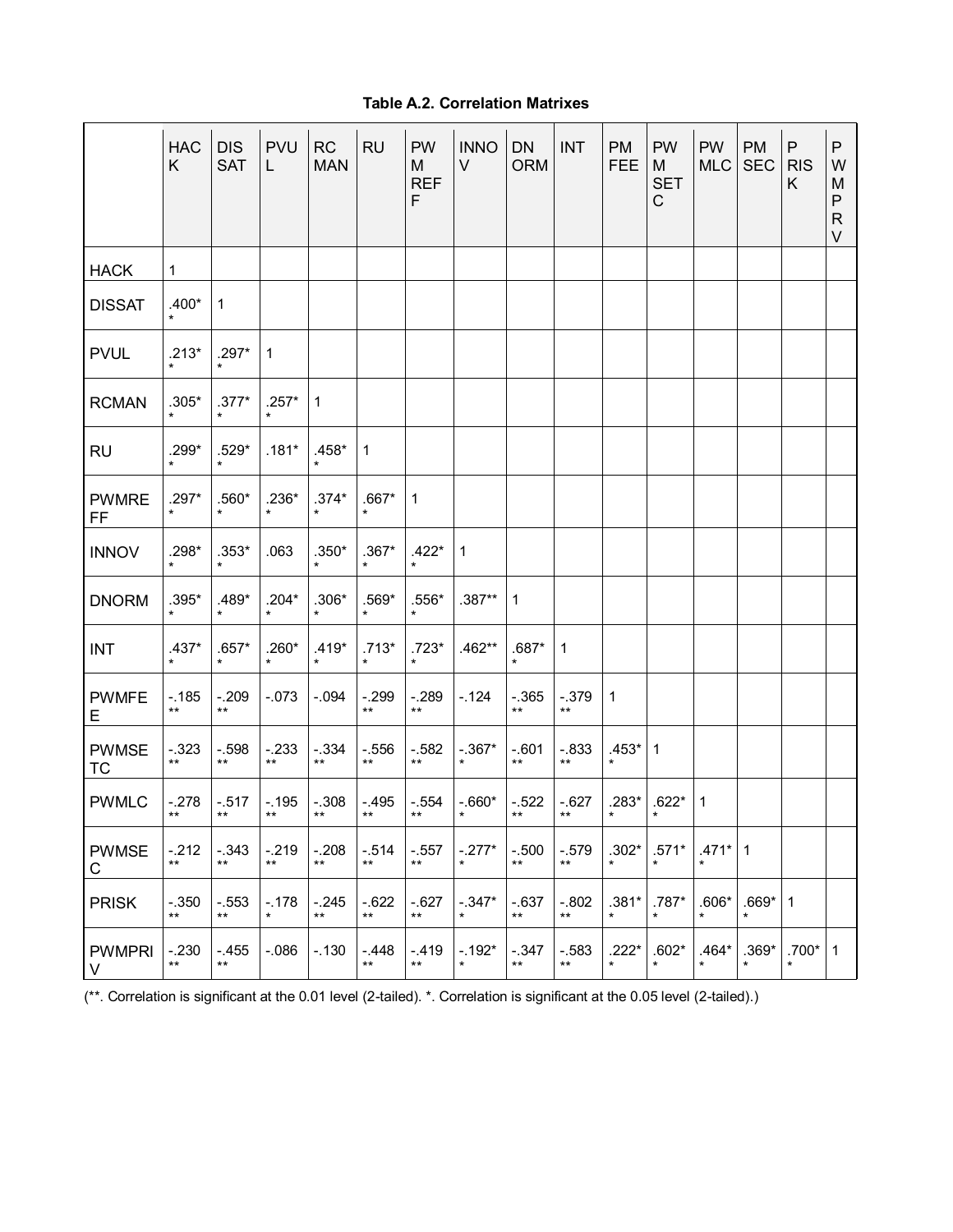**Table A.2. Correlation Matrixes**

| | HACK | DISSAT | PVUL | RCMAN | RU | PWMREFF | INNOV | DNORM | INT | PMFEE | PWMSETC | PWMLC | PMSEC | PRISK | PWMPRV |
|---|---|---|---|---|---|---|---|---|---|---|---|---|---|---|---|
| HACK | 1 | | | | | | | | | | | | | | |
| DISSAT | .400** | 1 | | | | | | | | | | | | | |
| PVUL | .213** | .297** | 1 | | | | | | | | | | | | |
| RCMAN | .305** | .377** | .257** | 1 | | | | | | | | | | | |
| RU | .299** | .529** | .181* | .458** | 1 | | | | | | | | | | |
| PWMREFF | .297** | .560** | .236** | .374** | .667** | 1 | | | | | | | | | |
| INNOV | .298** | .353** | .063 | .350** | .367** | .422** | 1 | | | | | | | | |
| DNORM | .395** | .489** | .204** | .306** | .569** | .556** | .387** | 1 | | | | | | | |
| INT | .437** | .657** | .260** | .419** | .713** | .723** | .462** | .687** | 1 | | | | | | |
| PWMFEE | -.185** | -.209** | -.073 | -.094 | -.299** | -.289** | -.124 | -.365** | -.379** | 1 | | | | | |
| PWMSETC | -.323** | -.598** | -.233** | -.334** | -.556** | -.582** | -.367** | -.601** | -.833** | .453** | 1 | | | | |
| PWMLC | -.278** | -.517** | -.195** | -.308** | -.495** | -.554** | -.660** | -.522** | -.627** | .283** | .622** | 1 | | | |
| PWMSEC | -.212** | -.343** | -.219** | -.208** | -.514** | -.557** | -.277** | -.500** | -.579** | .302** | .571** | .471** | 1 | | |
| PRISK | -.350** | -.553** | -.178* | -.245** | -.622** | -.627** | -.347** | -.637** | -.802** | .381** | .787** | .606** | .669** | 1 | |
| PWMPRIV | -.230** | -.455** | -.086 | -.130 | -.448** | -.419** | -.192** | -.347** | -.583** | .222** | .602** | .464** | .369** | .700** | 1 |

(**. Correlation is significant at the 0.01 level (2-tailed). *. Correlation is significant at the 0.05 level (2-tailed).)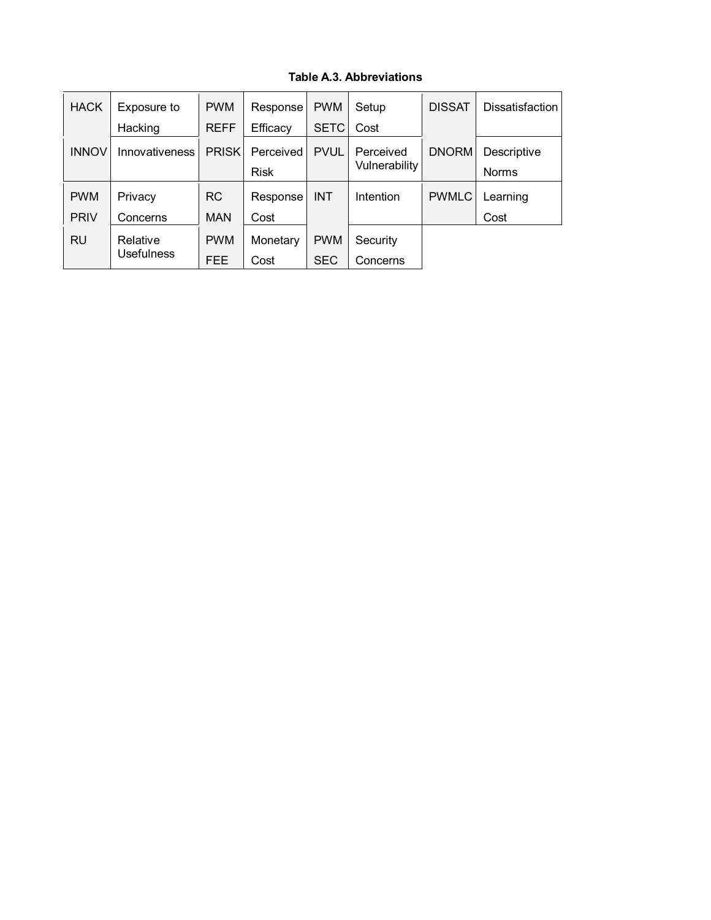**Table A.3. Abbreviations**

| | | | | | | | |
|---|---|---|---|---|---|---|---|
| HACK | Exposure to Hacking | PWM REFF | Response Efficacy | PWM SETC | Setup Cost | DISSAT | Dissatisfaction |
| INNOV | Innovativeness | PRISK | Perceived Risk | PVUL | Perceived Vulnerability | DNORM | Descriptive Norms |
| PWM PRIV | Privacy Concerns | RC MAN | Response Cost | INT | Intention | PWMLC | Learning Cost |
| RU | Relative Usefulness | PWM FEE | Monetary Cost | PWM SEC | Security Concerns | | |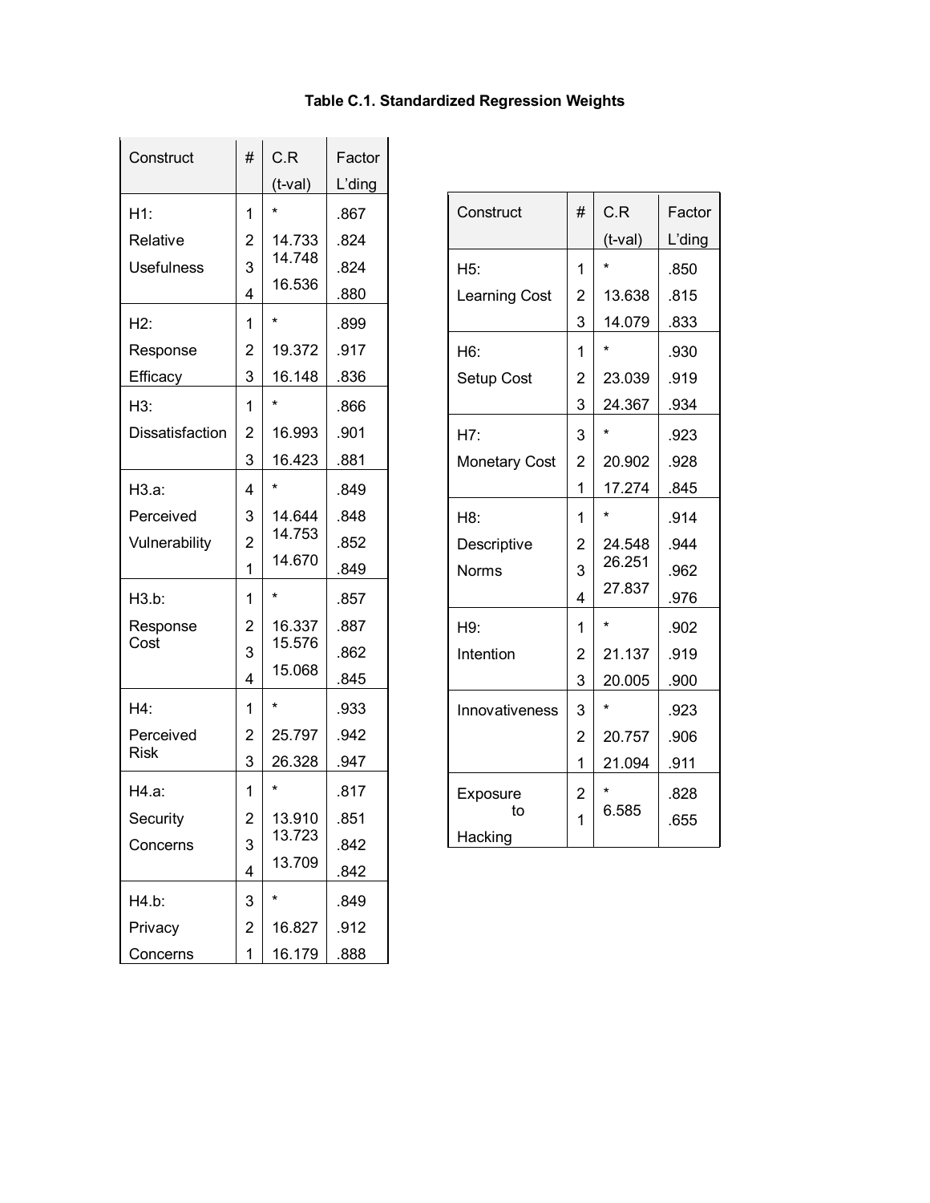**Table C.1. Standardized Regression Weights**

| Construct | # | C.R (t-val) | Factor L'ding |
|---|---|---|---|
| H1: Relative Usefulness | 1 | * | .867 |
| | 2 | 14.733 | .824 |
| | 3 | 14.748 | .824 |
| | 4 | 16.536 | .880 |
| H2: Response Efficacy | 1 | * | .899 |
| | 2 | 19.372 | .917 |
| | 3 | 16.148 | .836 |
| H3: Dissatisfaction | 1 | * | .866 |
| | 2 | 16.993 | .901 |
| | 3 | 16.423 | .881 |
| H3.a: Perceived Vulnerability | 4 | * | .849 |
| | 3 | 14.644 | .848 |
| | 2 | 14.753 | .852 |
| | 1 | 14.670 | .849 |
| H3.b: Response Cost | 1 | * | .857 |
| | 2 | 16.337 | .887 |
| | 3 | 15.576 | .862 |
| | 4 | 15.068 | .845 |
| H4: Perceived Risk | 1 | * | .933 |
| | 2 | 25.797 | .942 |
| | 3 | 26.328 | .947 |
| H4.a: Security Concerns | 1 | * | .817 |
| | 2 | 13.910 | .851 |
| | 3 | 13.723 | .842 |
| | 4 | 13.709 | .842 |
| H4.b: Privacy Concerns | 3 | * | .849 |
| | 2 | 16.827 | .912 |
| | 1 | 16.179 | .888 |

| Construct | # | C.R (t-val) | Factor L'ding |
|---|---|---|---|
| H5: Learning Cost | 1 | * | .850 |
| | 2 | 13.638 | .815 |
| | 3 | 14.079 | .833 |
| H6: Setup Cost | 1 | * | .930 |
| | 2 | 23.039 | .919 |
| | 3 | 24.367 | .934 |
| H7: Monetary Cost | 3 | * | .923 |
| | 2 | 20.902 | .928 |
| | 1 | 17.274 | .845 |
| H8: Descriptive Norms | 1 | * | .914 |
| | 2 | 24.548 | .944 |
| | 3 | 26.251 | .962 |
| | 4 | 27.837 | .976 |
| H9: Intention | 1 | * | .902 |
| | 2 | 21.137 | .919 |
| | 3 | 20.005 | .900 |
| Innovativeness | 3 | * | .923 |
| | 2 | 20.757 | .906 |
| | 1 | 21.094 | .911 |
| Exposure to Hacking | 2 | * | .828 |
| | 1 | 6.585 | .655 |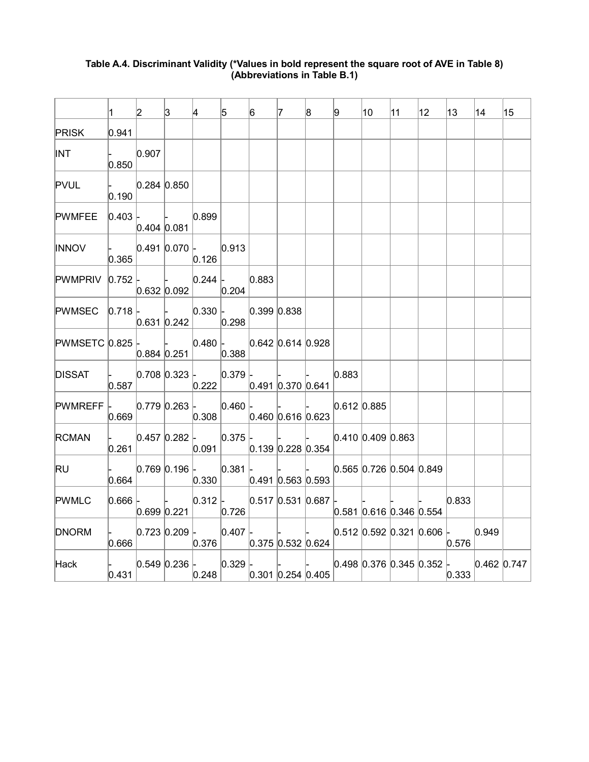**Table A.4. Discriminant Validity (*Values in bold represent the square root of AVE in Table 8) (Abbreviations in Table B.1)**

| | 1 | 2 | 3 | 4 | 5 | 6 | 7 | 8 | 9 | 10 | 11 | 12 | 13 | 14 | 15 |
|---|---|---|---|---|---|---|---|---|---|---|---|---|---|---|---|
| PRISK | 0.941 | | | | | | | | | | | | | | |
| INT | -0.850 | 0.907 | | | | | | | | | | | | | |
| PVUL | -0.190 | 0.284 | 0.850 | | | | | | | | | | | | |
| PWMFEE | 0.403 | -0.404 | -0.081 | 0.899 | | | | | | | | | | | |
| INNOV | -0.365 | 0.491 | 0.070 | -0.126 | 0.913 | | | | | | | | | | |
| PWMPRIV | 0.752 | -0.632 | -0.092 | 0.244 | -0.204 | 0.883 | | | | | | | | | |
| PWMSEC | 0.718 | -0.631 | -0.242 | 0.330 | -0.298 | 0.399 | 0.838 | | | | | | | | |
| PWMSETC | 0.825 | -0.884 | -0.251 | 0.480 | -0.388 | 0.642 | 0.614 | 0.928 | | | | | | | |
| DISSAT | -0.587 | 0.708 | 0.323 | -0.222 | 0.379 | -0.491 | -0.370 | -0.641 | 0.883 | | | | | | |
| PWMREFF | -0.669 | 0.779 | 0.263 | -0.308 | 0.460 | -0.460 | -0.616 | -0.623 | 0.612 | 0.885 | | | | | |
| RCMAN | -0.261 | 0.457 | 0.282 | -0.091 | 0.375 | -0.139 | -0.228 | -0.354 | 0.410 | 0.409 | 0.863 | | | | |
| RU | -0.664 | 0.769 | 0.196 | -0.330 | 0.381 | -0.491 | -0.563 | -0.593 | 0.565 | 0.726 | 0.504 | 0.849 | | | |
| PWMLC | 0.666 | -0.699 | -0.221 | 0.312 | -0.726 | 0.517 | 0.531 | 0.687 | -0.581 | -0.616 | -0.346 | -0.554 | 0.833 | | |
| DNORM | -0.666 | 0.723 | 0.209 | -0.376 | 0.407 | -0.375 | -0.532 | -0.624 | 0.512 | 0.592 | 0.321 | 0.606 | -0.576 | 0.949 | |
| Hack | -0.431 | 0.549 | 0.236 | -0.248 | 0.329 | -0.301 | -0.254 | -0.405 | 0.498 | 0.376 | 0.345 | 0.352 | -0.333 | 0.462 | 0.747 |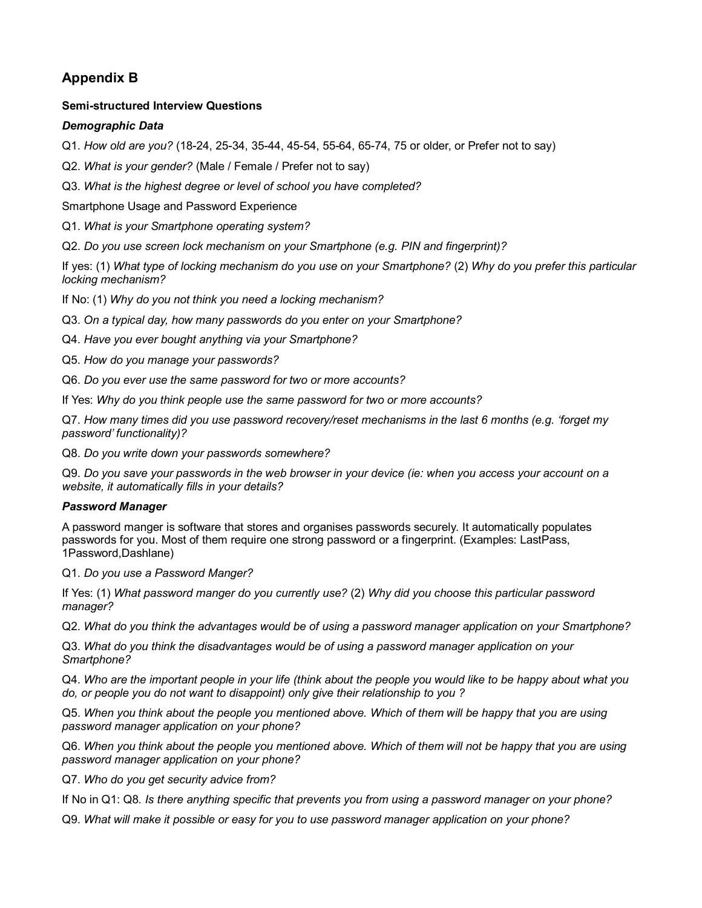## Appendix B

**Semi-structured Interview Questions**

***Demographic Data***

Q1. *How old are you?* (18-24, 25-34, 35-44, 45-54, 55-64, 65-74, 75 or older, or Prefer not to say)

Q2. *What is your gender?* (Male / Female / Prefer not to say)

Q3. *What is the highest degree or level of school you have completed?*

Smartphone Usage and Password Experience

Q1. *What is your Smartphone operating system?*

Q2. *Do you use screen lock mechanism on your Smartphone (e.g. PIN and fingerprint)?*

If yes: (1) *What type of locking mechanism do you use on your Smartphone?* (2) *Why do you prefer this particular locking mechanism?*

If No: (1) *Why do you not think you need a locking mechanism?*

Q3. *On a typical day, how many passwords do you enter on your Smartphone?*

Q4. *Have you ever bought anything via your Smartphone?*

Q5. *How do you manage your passwords?*

Q6. *Do you ever use the same password for two or more accounts?*

If Yes: *Why do you think people use the same password for two or more accounts?*

Q7. *How many times did you use password recovery/reset mechanisms in the last 6 months (e.g. 'forget my password' functionality)?*

Q8. *Do you write down your passwords somewhere?*

Q9. *Do you save your passwords in the web browser in your device (ie: when you access your account on a website, it automatically fills in your details?*

***Password Manager***

A password manger is software that stores and organises passwords securely. It automatically populates passwords for you. Most of them require one strong password or a fingerprint. (Examples: LastPass, 1Password,Dashlane)

Q1. *Do you use a Password Manger?*

If Yes: (1) *What password manger do you currently use?* (2) *Why did you choose this particular password manager?*

Q2. *What do you think the advantages would be of using a password manager application on your Smartphone?*

Q3. *What do you think the disadvantages would be of using a password manager application on your Smartphone?*

Q4. *Who are the important people in your life (think about the people you would like to be happy about what you do, or people you do not want to disappoint) only give their relationship to you ?*

Q5. *When you think about the people you mentioned above. Which of them will be happy that you are using password manager application on your phone?*

Q6. *When you think about the people you mentioned above. Which of them will not be happy that you are using password manager application on your phone?*

Q7. *Who do you get security advice from?*

If No in Q1: Q8. *Is there anything specific that prevents you from using a password manager on your phone?*

Q9. *What will make it possible or easy for you to use password manager application on your phone?*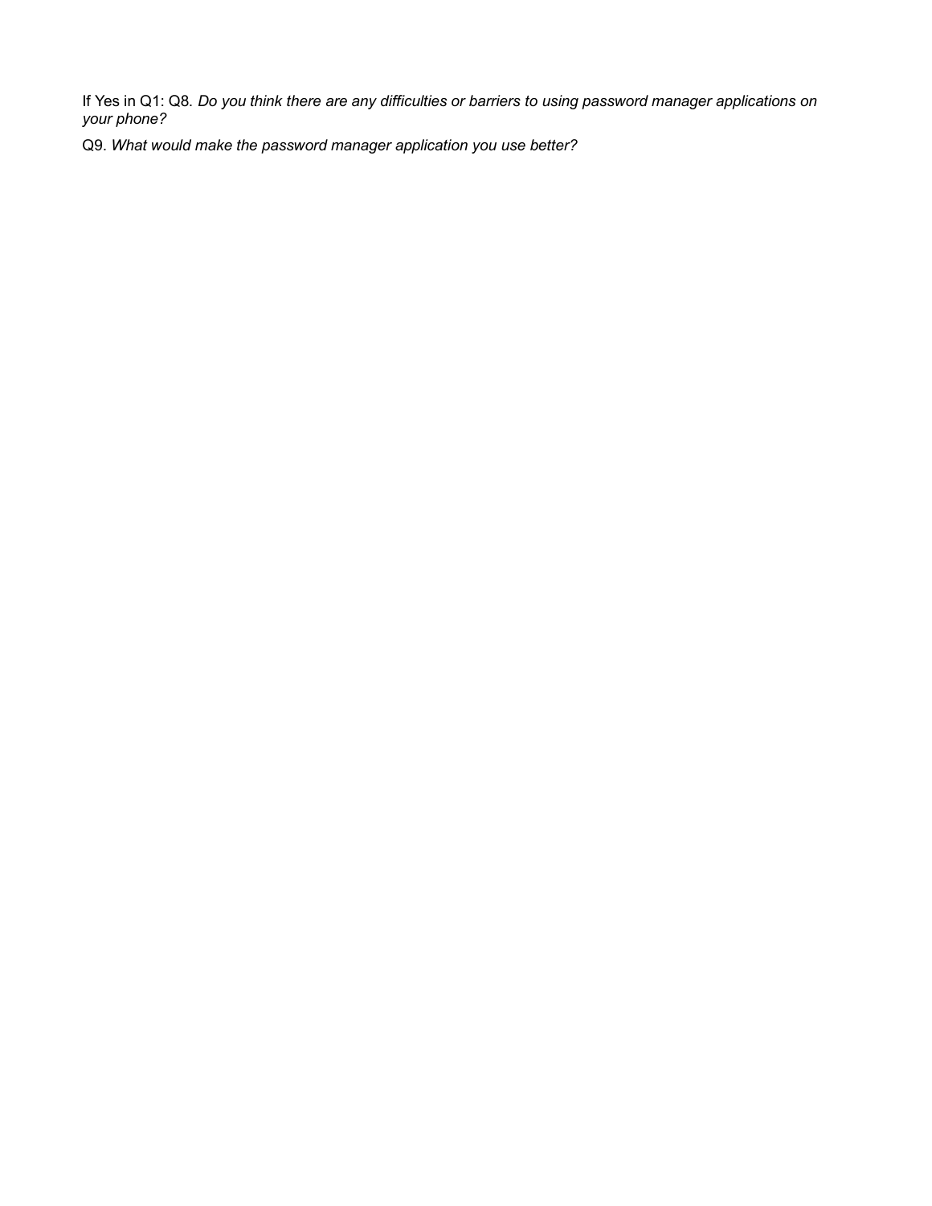If Yes in Q1: Q8. *Do you think there are any difficulties or barriers to using password manager applications on your phone?*

Q9. *What would make the password manager application you use better?*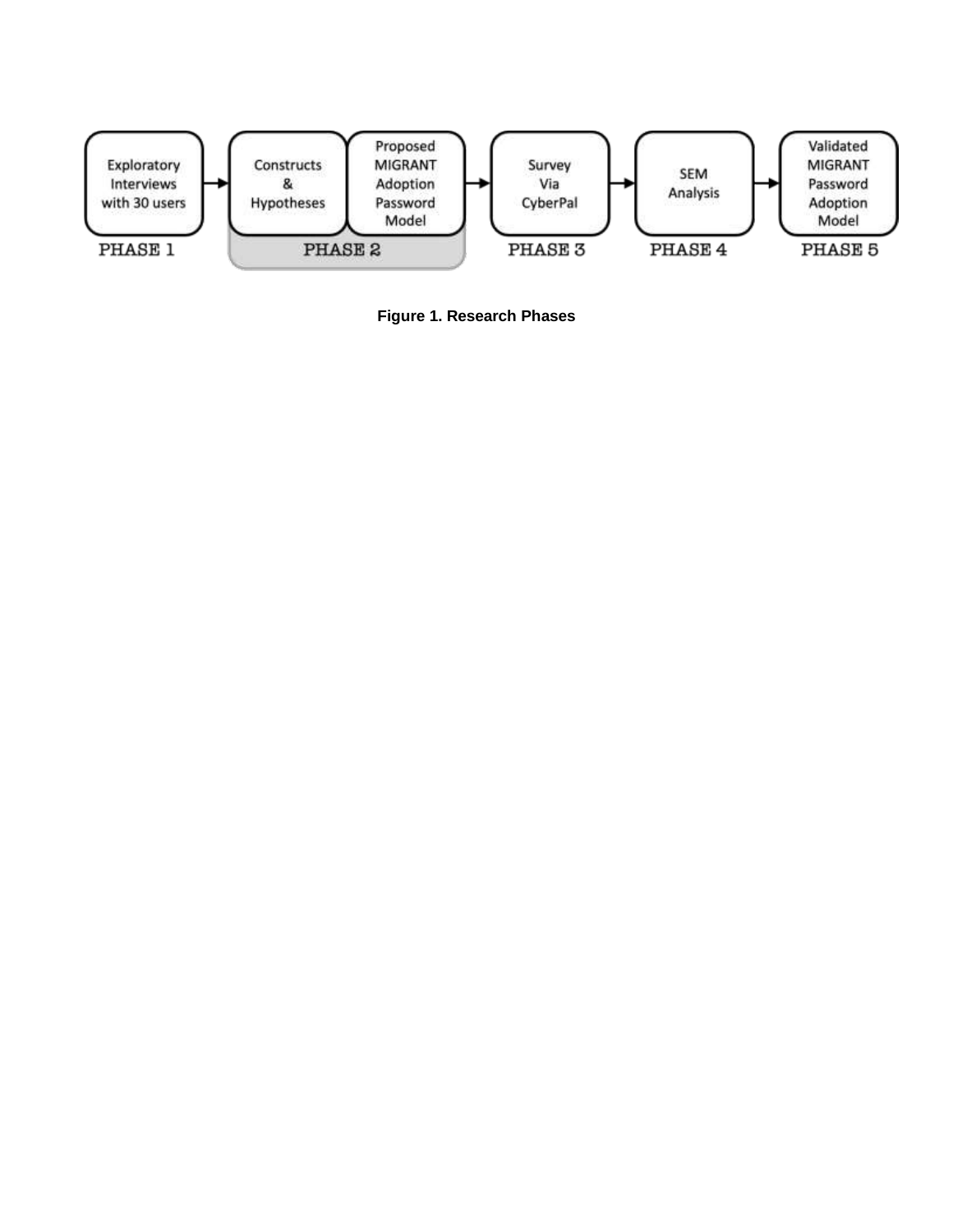Exploratory Interviews with 30 users → Constructs & Hypotheses | Proposed MIGRANT Adoption Password Model → Survey Via CyberPal → SEM Analysis → Validated MIGRANT Password Adoption Model

PHASE 1 | PHASE 2 | PHASE 3 | PHASE 4 | PHASE 5

**Figure 1. Research Phases**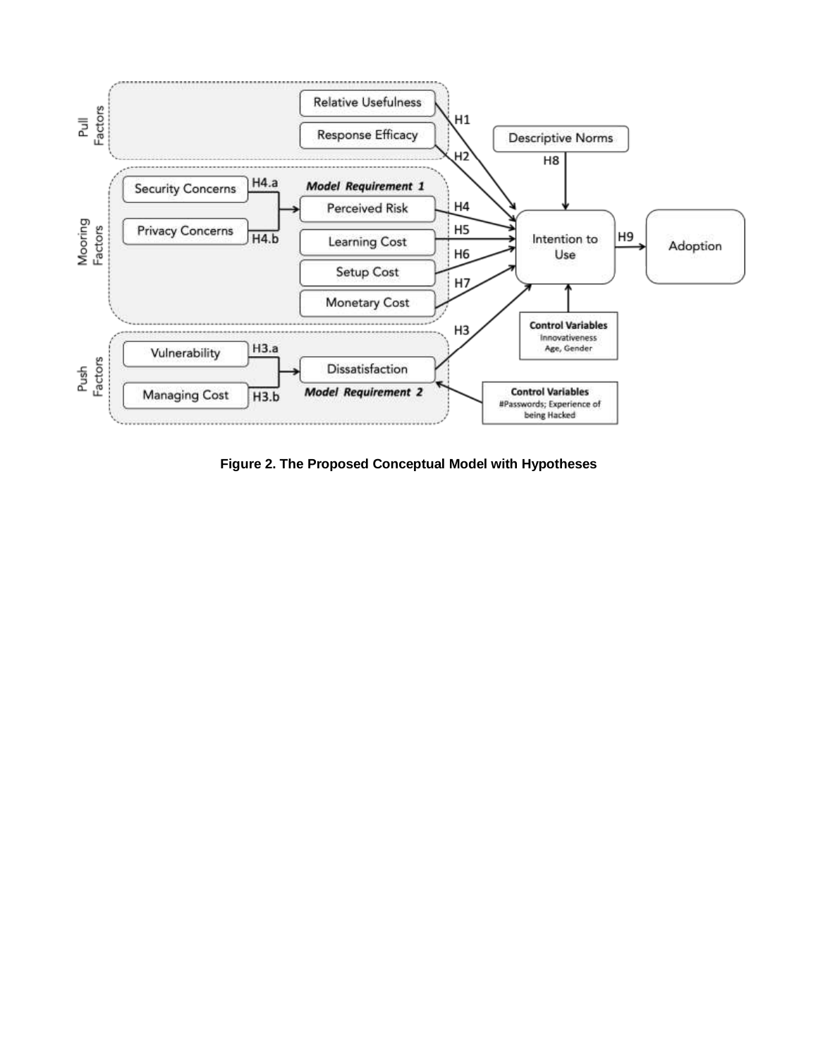Figure 2. The Proposed Conceptual Model with Hypotheses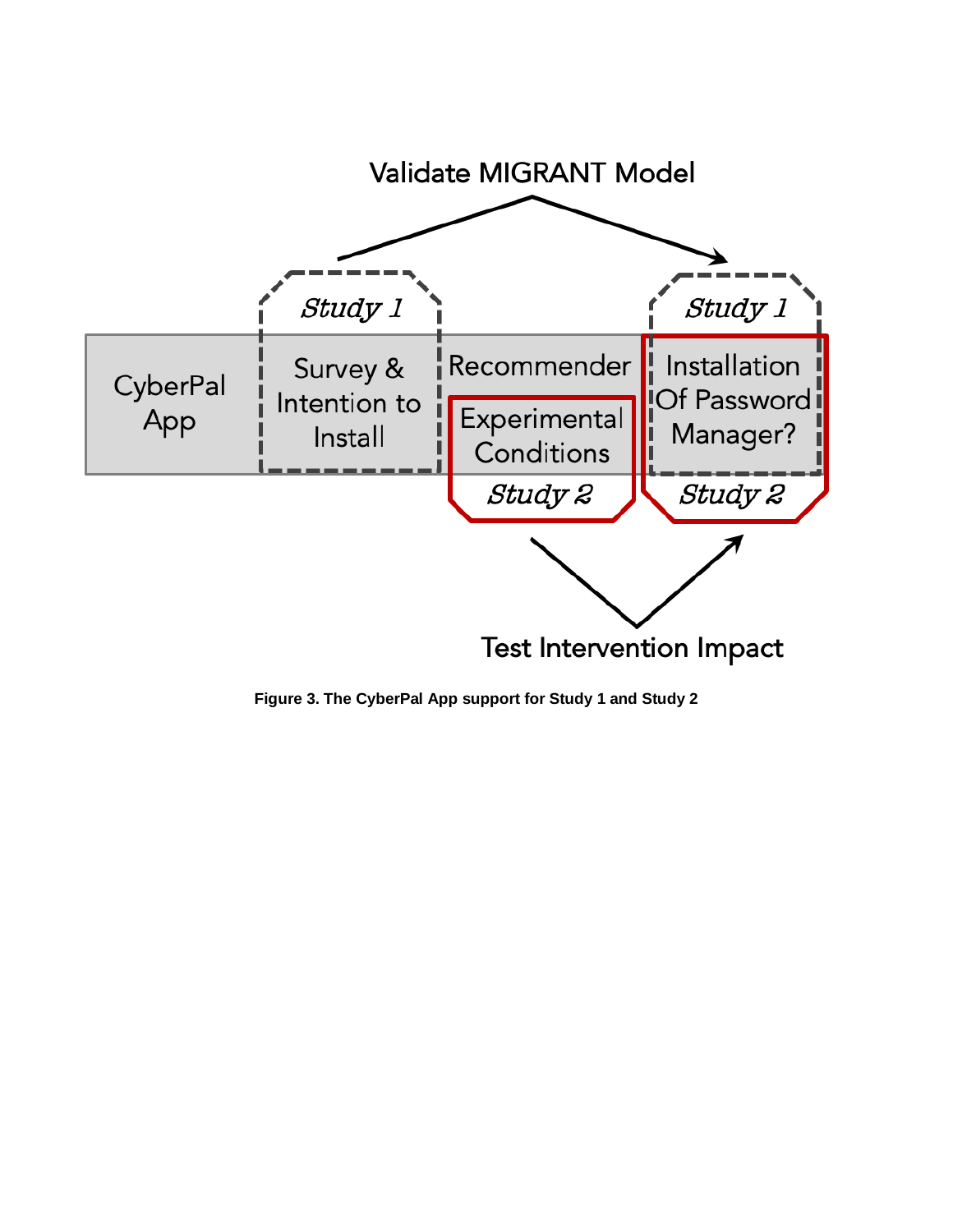Validate MIGRANT Model

| CyberPal App | Study 1: Survey & Intention to Install | Recommender — Study 2: Experimental Conditions | Study 1 / Study 2: Installation Of Password Manager? |
| --- | --- | --- | --- |

Test Intervention Impact

**Figure 3. The CyberPal App support for Study 1 and Study 2**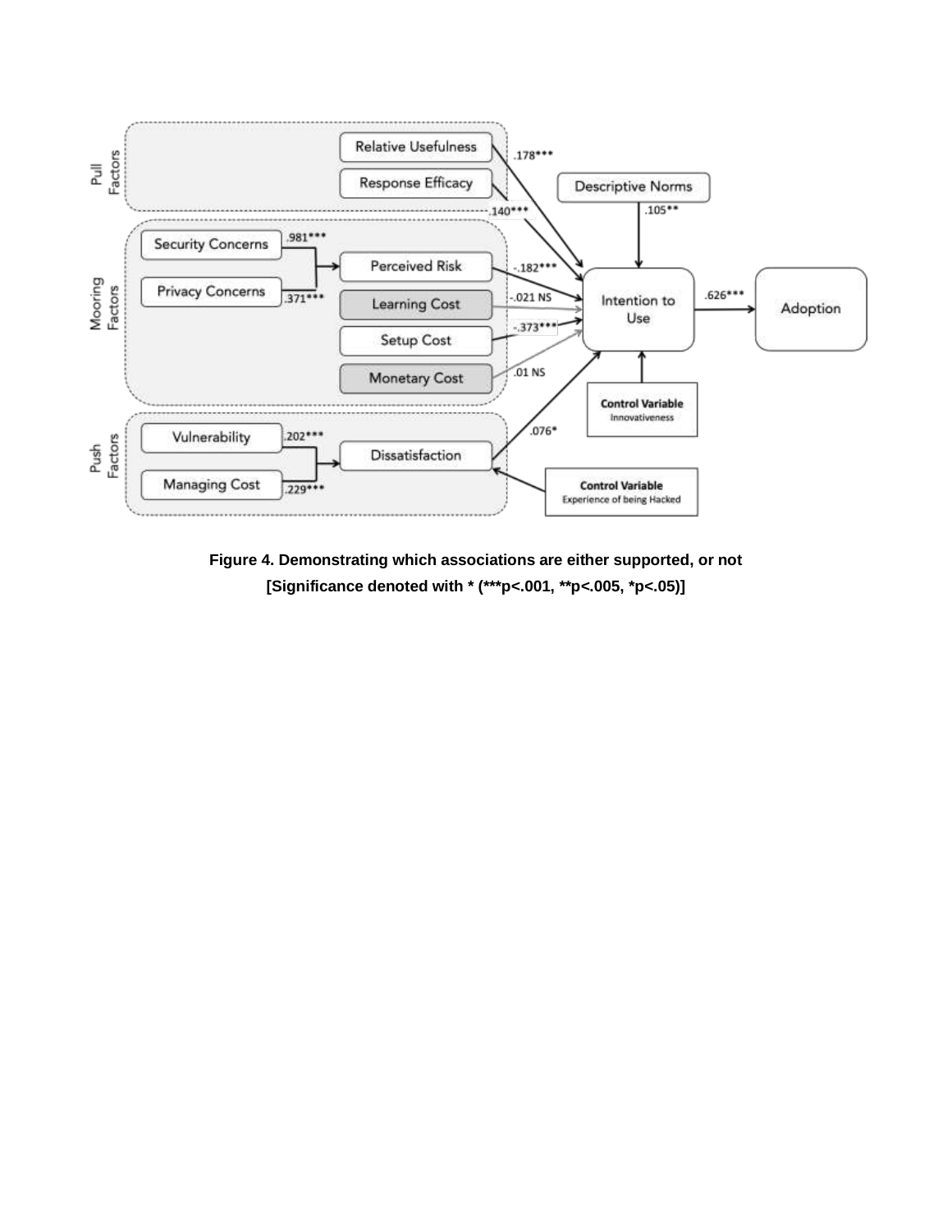**Figure 4. Demonstrating which associations are either supported, or not**
**[Significance denoted with * (***p<.001, **p<.005, *p<.05)]**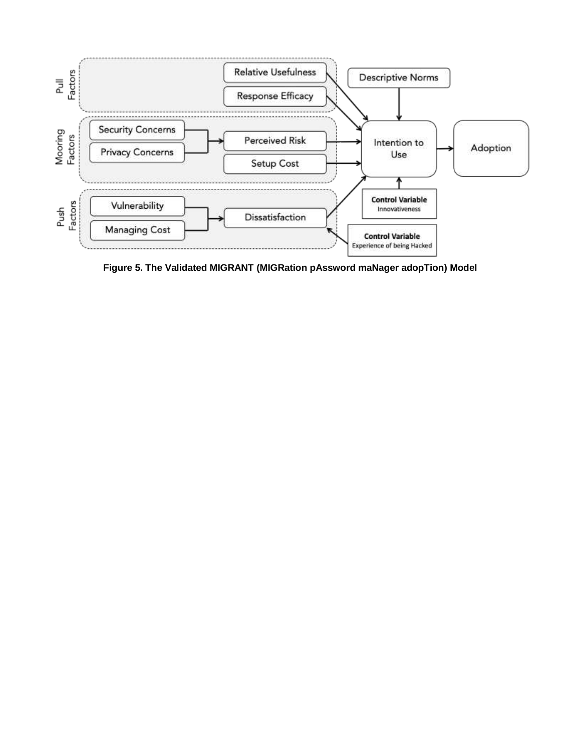**Figure 5. The Validated MIGRANT (MIGRation pAssword maNager adopTion) Model**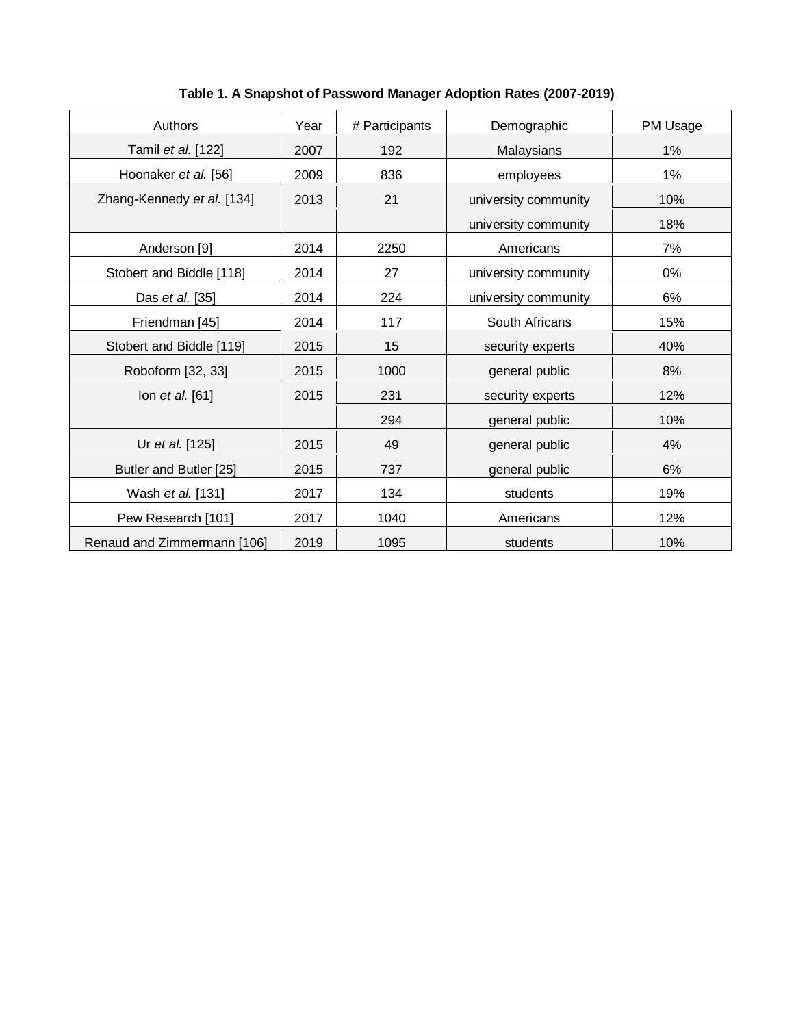**Table 1. A Snapshot of Password Manager Adoption Rates (2007-2019)**

| Authors | Year | # Participants | Demographic | PM Usage |
|---|---|---|---|---|
| Tamil *et al.* [122] | 2007 | 192 | Malaysians | 1% |
| Hoonaker *et al.* [56] | 2009 | 836 | employees | 1% |
| Zhang-Kennedy *et al.* [134] | 2013 | 21 | university community | 10% |
| | | | university community | 18% |
| Anderson [9] | 2014 | 2250 | Americans | 7% |
| Stobert and Biddle [118] | 2014 | 27 | university community | 0% |
| Das *et al.* [35] | 2014 | 224 | university community | 6% |
| Friendman [45] | 2014 | 117 | South Africans | 15% |
| Stobert and Biddle [119] | 2015 | 15 | security experts | 40% |
| Roboform [32, 33] | 2015 | 1000 | general public | 8% |
| Ion *et al.* [61] | 2015 | 231 | security experts | 12% |
| | | 294 | general public | 10% |
| Ur *et al.* [125] | 2015 | 49 | general public | 4% |
| Butler and Butler [25] | 2015 | 737 | general public | 6% |
| Wash *et al.* [131] | 2017 | 134 | students | 19% |
| Pew Research [101] | 2017 | 1040 | Americans | 12% |
| Renaud and Zimmermann [106] | 2019 | 1095 | students | 10% |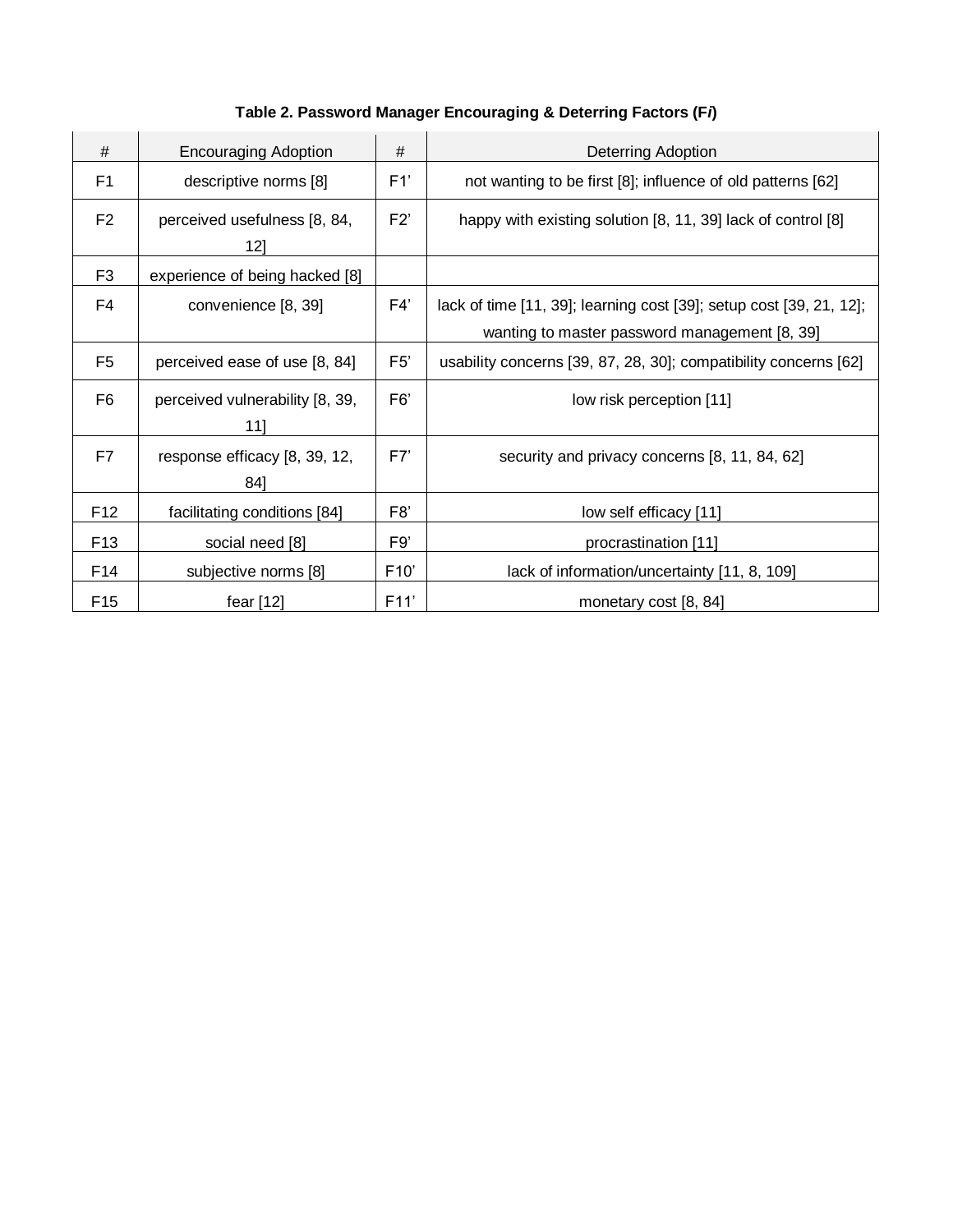**Table 2. Password Manager Encouraging & Deterring Factors (F*i*)**

| # | Encouraging Adoption | # | Deterring Adoption |
|---|---|---|---|
| F1 | descriptive norms [8] | F1’ | not wanting to be first [8]; influence of old patterns [62] |
| F2 | perceived usefulness [8, 84, 12] | F2’ | happy with existing solution [8, 11, 39] lack of control [8] |
| F3 | experience of being hacked [8] | | |
| F4 | convenience [8, 39] | F4’ | lack of time [11, 39]; learning cost [39]; setup cost [39, 21, 12]; wanting to master password management [8, 39] |
| F5 | perceived ease of use [8, 84] | F5’ | usability concerns [39, 87, 28, 30]; compatibility concerns [62] |
| F6 | perceived vulnerability [8, 39, 11] | F6’ | low risk perception [11] |
| F7 | response efficacy [8, 39, 12, 84] | F7’ | security and privacy concerns [8, 11, 84, 62] |
| F12 | facilitating conditions [84] | F8’ | low self efficacy [11] |
| F13 | social need [8] | F9’ | procrastination [11] |
| F14 | subjective norms [8] | F10’ | lack of information/uncertainty [11, 8, 109] |
| F15 | fear [12] | F11’ | monetary cost [8, 84] |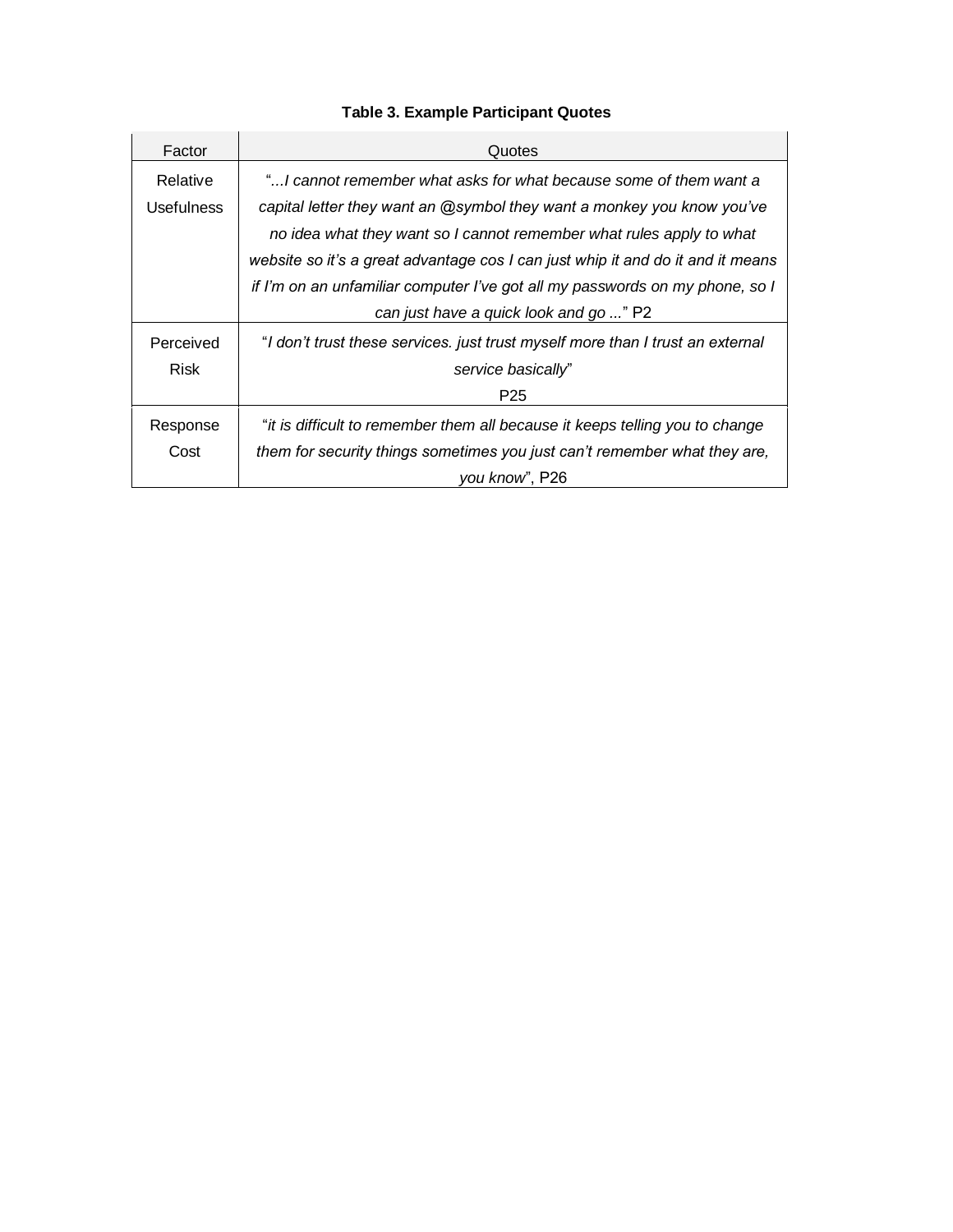**Table 3. Example Participant Quotes**

| Factor | Quotes |
|---|---|
| Relative Usefulness | "*...I cannot remember what asks for what because some of them want a capital letter they want an @symbol they want a monkey you know you've no idea what they want so I cannot remember what rules apply to what website so it's a great advantage cos I can just whip it and do it and it means if I'm on an unfamiliar computer I've got all my passwords on my phone, so I can just have a quick look and go ...*" P2 |
| Perceived Risk | "*I don't trust these services. just trust myself more than I trust an external service basically*" P25 |
| Response Cost | "*it is difficult to remember them all because it keeps telling you to change them for security things sometimes you just can't remember what they are, you know*", P26 |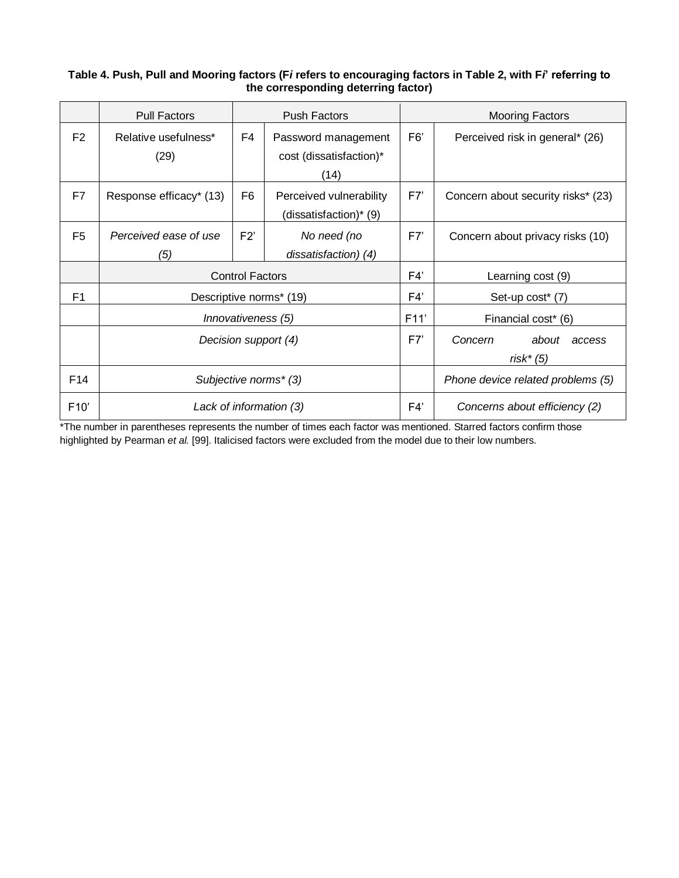**Table 4. Push, Pull and Mooring factors (F*i* refers to encouraging factors in Table 2, with F*i*' referring to the corresponding deterring factor)**

| | Pull Factors | | Push Factors | | Mooring Factors |
|---|---|---|---|---|---|
| F2 | Relative usefulness* (29) | F4 | Password management cost (dissatisfaction)* (14) | F6' | Perceived risk in general* (26) |
| F7 | Response efficacy* (13) | F6 | Perceived vulnerability (dissatisfaction)* (9) | F7' | Concern about security risks* (23) |
| F5 | *Perceived ease of use (5)* | F2' | *No need (no dissatisfaction) (4)* | F7' | Concern about privacy risks (10) |
| | Control Factors | | | F4' | Learning cost (9) |
| F1 | Descriptive norms* (19) | | | F4' | Set-up cost* (7) |
| | *Innovativeness (5)* | | | F11' | Financial cost* (6) |
| | *Decision support (4)* | | | F7' | *Concern about access risk* (5)* |
| F14 | *Subjective norms* (3)* | | | | *Phone device related problems (5)* |
| F10' | *Lack of information (3)* | | | F4' | *Concerns about efficiency (2)* |

*The number in parentheses represents the number of times each factor was mentioned. Starred factors confirm those highlighted by Pearman *et al.* [99]. Italicised factors were excluded from the model due to their low numbers.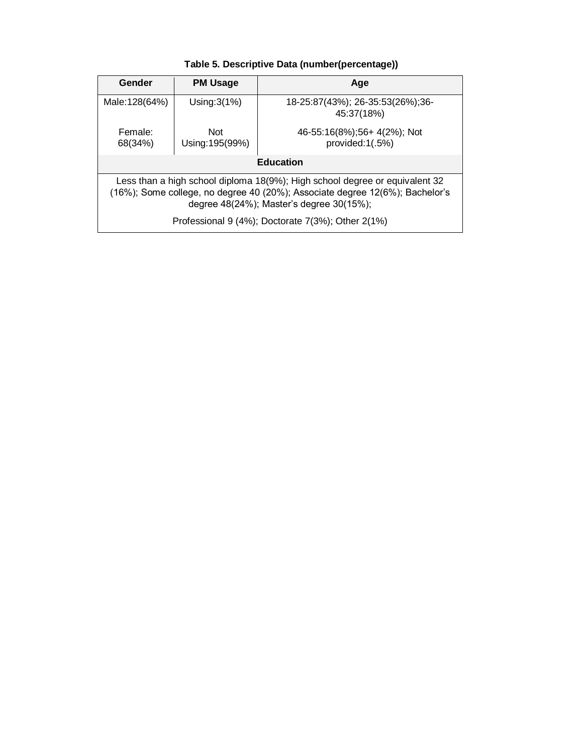**Table 5. Descriptive Data (number(percentage))**

| Gender | PM Usage | Age |
|---|---|---|
| Male:128(64%) | Using:3(1%) | 18-25:87(43%); 26-35:53(26%);36-45:37(18%) |
| Female: 68(34%) | Not Using:195(99%) | 46-55:16(8%);56+ 4(2%); Not provided:1(.5%) |
| **Education** | | |
| Less than a high school diploma 18(9%); High school degree or equivalent 32 (16%); Some college, no degree 40 (20%); Associate degree 12(6%); Bachelor's degree 48(24%); Master's degree 30(15%); Professional 9 (4%); Doctorate 7(3%); Other 2(1%) | | |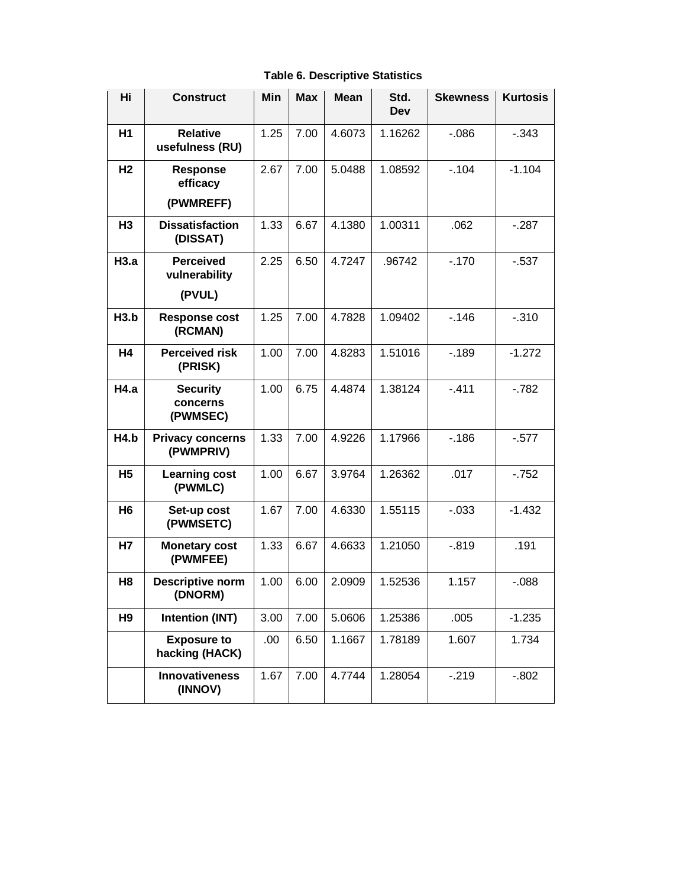**Table 6. Descriptive Statistics**

| Hi | Construct | Min | Max | Mean | Std. Dev | Skewness | Kurtosis |
|---|---|---|---|---|---|---|---|
| **H1** | **Relative usefulness (RU)** | 1.25 | 7.00 | 4.6073 | 1.16262 | -.086 | -.343 |
| **H2** | **Response efficacy (PWMREFF)** | 2.67 | 7.00 | 5.0488 | 1.08592 | -.104 | -1.104 |
| **H3** | **Dissatisfaction (DISSAT)** | 1.33 | 6.67 | 4.1380 | 1.00311 | .062 | -.287 |
| **H3.a** | **Perceived vulnerability (PVUL)** | 2.25 | 6.50 | 4.7247 | .96742 | -.170 | -.537 |
| **H3.b** | **Response cost (RCMAN)** | 1.25 | 7.00 | 4.7828 | 1.09402 | -.146 | -.310 |
| **H4** | **Perceived risk (PRISK)** | 1.00 | 7.00 | 4.8283 | 1.51016 | -.189 | -1.272 |
| **H4.a** | **Security concerns (PWMSEC)** | 1.00 | 6.75 | 4.4874 | 1.38124 | -.411 | -.782 |
| **H4.b** | **Privacy concerns (PWMPRIV)** | 1.33 | 7.00 | 4.9226 | 1.17966 | -.186 | -.577 |
| **H5** | **Learning cost (PWMLC)** | 1.00 | 6.67 | 3.9764 | 1.26362 | .017 | -.752 |
| **H6** | **Set-up cost (PWMSETC)** | 1.67 | 7.00 | 4.6330 | 1.55115 | -.033 | -1.432 |
| **H7** | **Monetary cost (PWMFEE)** | 1.33 | 6.67 | 4.6633 | 1.21050 | -.819 | .191 |
| **H8** | **Descriptive norm (DNORM)** | 1.00 | 6.00 | 2.0909 | 1.52536 | 1.157 | -.088 |
| **H9** | **Intention (INT)** | 3.00 | 7.00 | 5.0606 | 1.25386 | .005 | -1.235 |
| | **Exposure to hacking (HACK)** | .00 | 6.50 | 1.1667 | 1.78189 | 1.607 | 1.734 |
| | **Innovativeness (INNOV)** | 1.67 | 7.00 | 4.7744 | 1.28054 | -.219 | -.802 |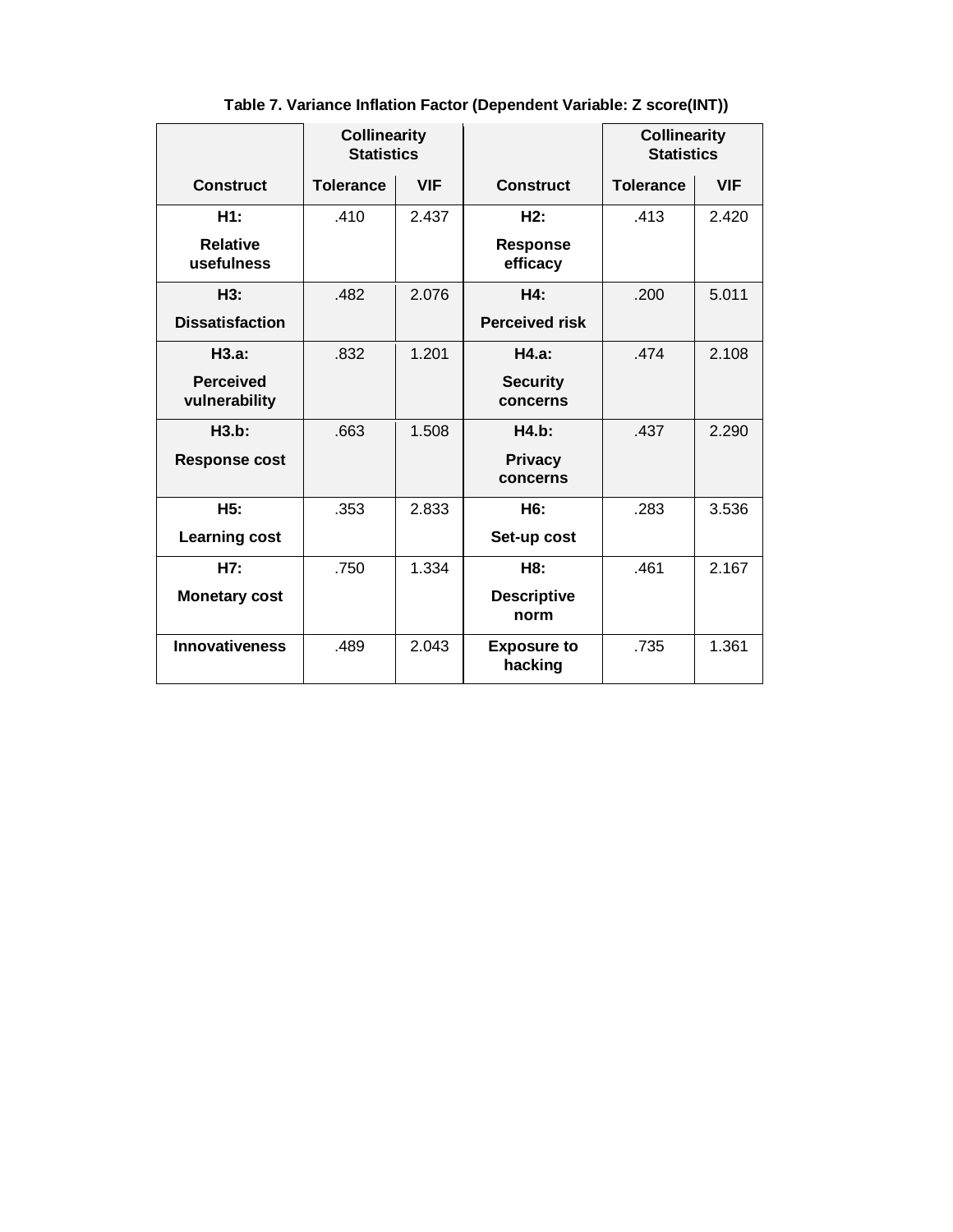**Table 7. Variance Inflation Factor (Dependent Variable: Z score(INT))**

| | Collinearity Statistics | | | Collinearity Statistics | |
|---|---|---|---|---|---|
| **Construct** | **Tolerance** | **VIF** | **Construct** | **Tolerance** | **VIF** |
| **H1: Relative usefulness** | .410 | 2.437 | **H2: Response efficacy** | .413 | 2.420 |
| **H3: Dissatisfaction** | .482 | 2.076 | **H4: Perceived risk** | .200 | 5.011 |
| **H3.a: Perceived vulnerability** | .832 | 1.201 | **H4.a: Security concerns** | .474 | 2.108 |
| **H3.b: Response cost** | .663 | 1.508 | **H4.b: Privacy concerns** | .437 | 2.290 |
| **H5: Learning cost** | .353 | 2.833 | **H6: Set-up cost** | .283 | 3.536 |
| **H7: Monetary cost** | .750 | 1.334 | **H8: Descriptive norm** | .461 | 2.167 |
| **Innovativeness** | .489 | 2.043 | **Exposure to hacking** | .735 | 1.361 |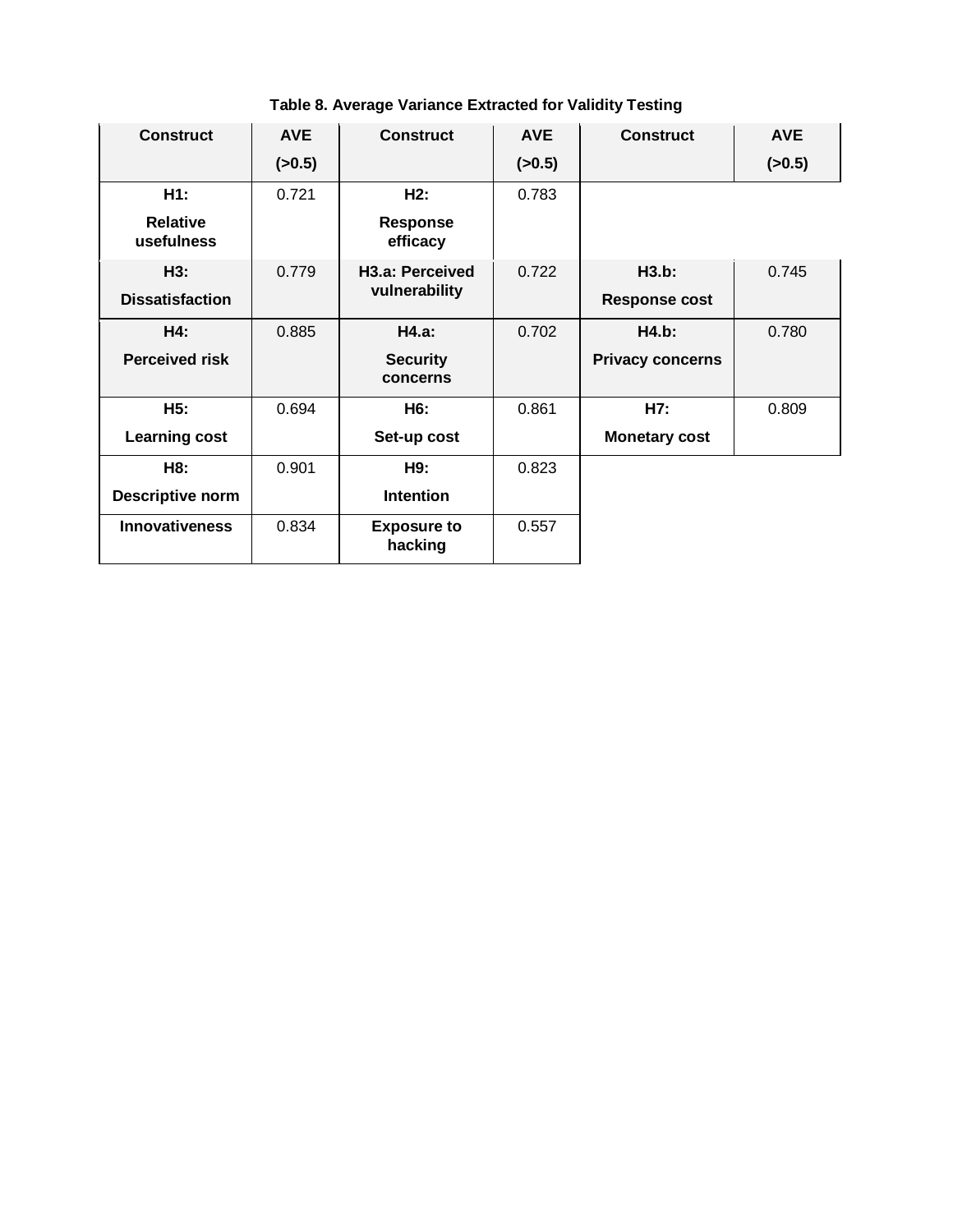**Table 8. Average Variance Extracted for Validity Testing**

| Construct | AVE (>0.5) | Construct | AVE (>0.5) | Construct | AVE (>0.5) |
|---|---|---|---|---|---|
| **H1: Relative usefulness** | 0.721 | **H2: Response efficacy** | 0.783 | | |
| **H3: Dissatisfaction** | 0.779 | **H3.a: Perceived vulnerability** | 0.722 | **H3.b: Response cost** | 0.745 |
| **H4: Perceived risk** | 0.885 | **H4.a: Security concerns** | 0.702 | **H4.b: Privacy concerns** | 0.780 |
| **H5: Learning cost** | 0.694 | **H6: Set-up cost** | 0.861 | **H7: Monetary cost** | 0.809 |
| **H8: Descriptive norm** | 0.901 | **H9: Intention** | 0.823 | | |
| **Innovativeness** | 0.834 | **Exposure to hacking** | 0.557 | | |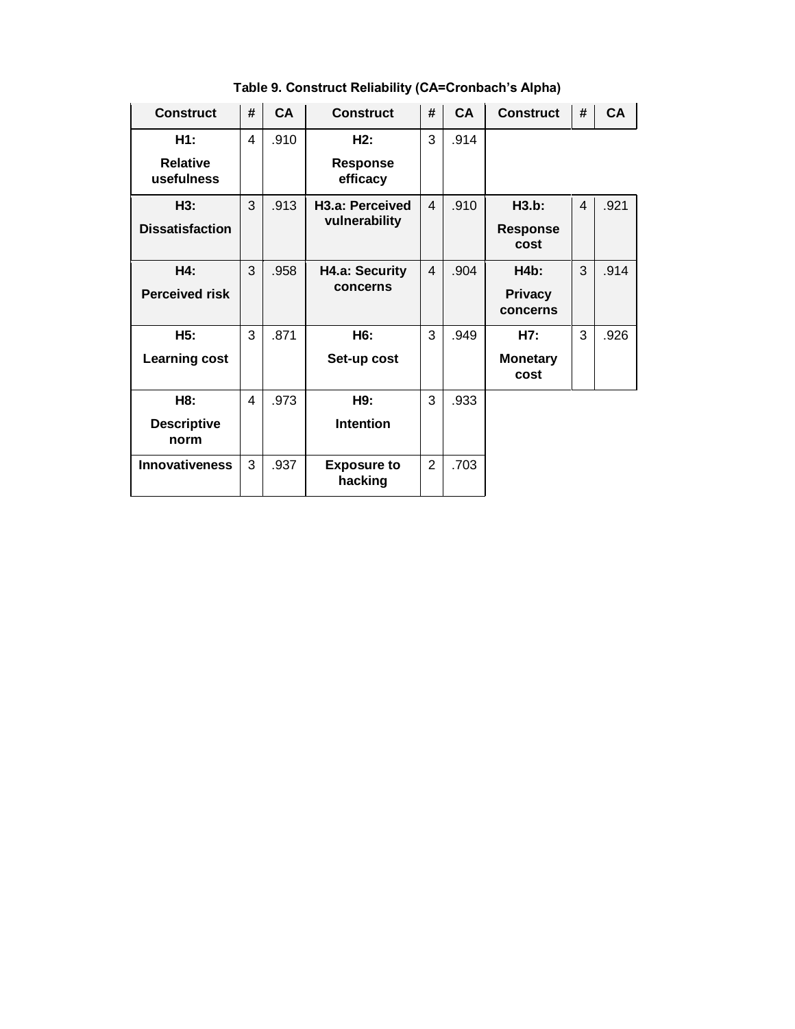**Table 9. Construct Reliability (CA=Cronbach's Alpha)**

| Construct | # | CA | Construct | # | CA | Construct | # | CA |
|---|---|---|---|---|---|---|---|---|
| **H1:** **Relative usefulness** | 4 | .910 | **H2:** **Response efficacy** | 3 | .914 | | | |
| **H3:** **Dissatisfaction** | 3 | .913 | **H3.a: Perceived vulnerability** | 4 | .910 | **H3.b:** **Response cost** | 4 | .921 |
| **H4:** **Perceived risk** | 3 | .958 | **H4.a: Security concerns** | 4 | .904 | **H4b:** **Privacy concerns** | 3 | .914 |
| **H5:** **Learning cost** | 3 | .871 | **H6:** **Set-up cost** | 3 | .949 | **H7:** **Monetary cost** | 3 | .926 |
| **H8:** **Descriptive norm** | 4 | .973 | **H9:** **Intention** | 3 | .933 | | | |
| **Innovativeness** | 3 | .937 | **Exposure to hacking** | 2 | .703 | | | |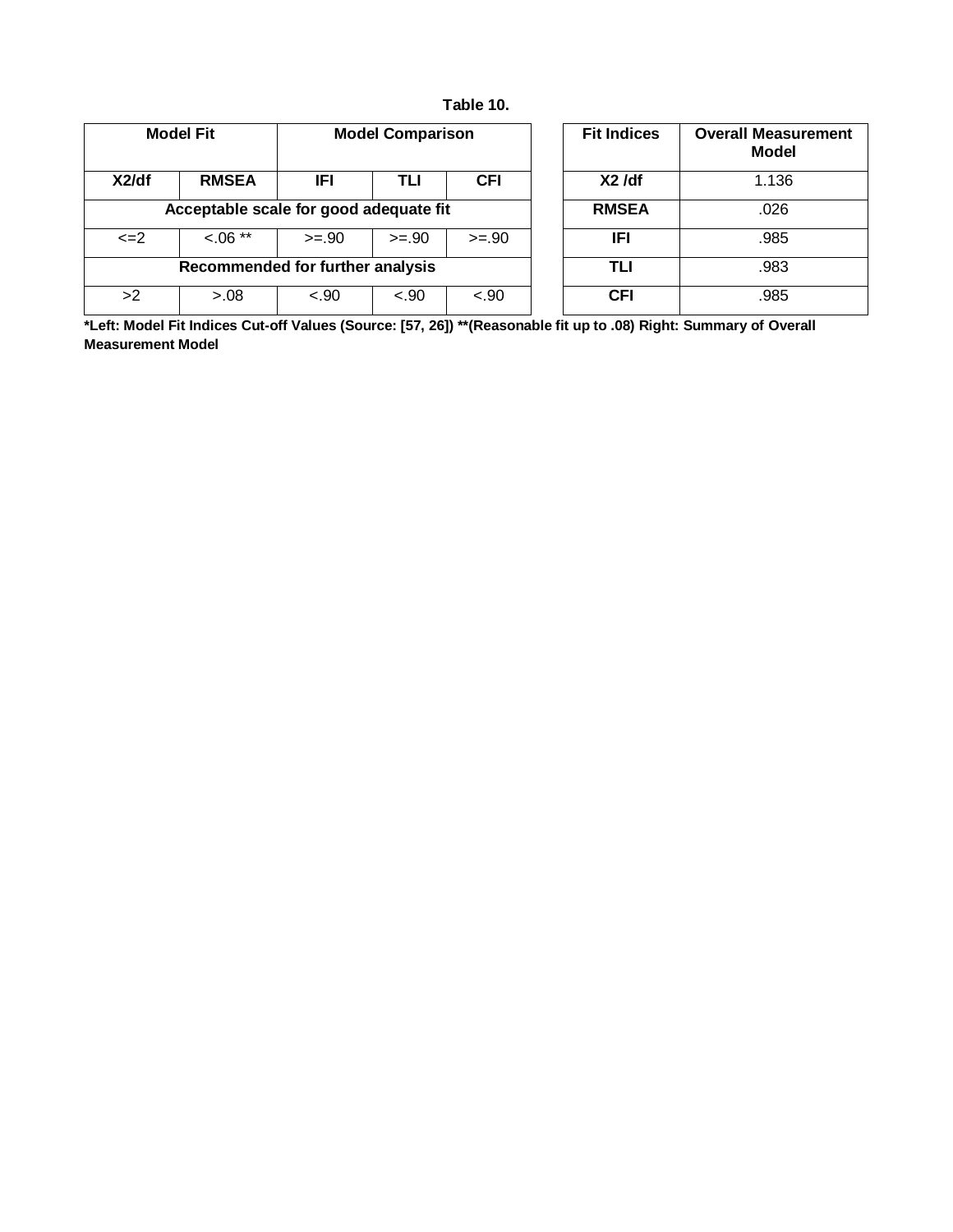**Table 10.**

| Model Fit | | Model Comparison | | |
|---|---|---|---|---|
| X2/df | RMSEA | IFI | TLI | CFI |
| Acceptable scale for good adequate fit | | | | |
| <=2 | <.06 ** | >=.90 | >=.90 | >=.90 |
| Recommended for further analysis | | | | |
| >2 | >.08 | <.90 | <.90 | <.90 |

| Fit Indices | Overall Measurement Model |
|---|---|
| X2 /df | 1.136 |
| RMSEA | .026 |
| IFI | .985 |
| TLI | .983 |
| CFI | .985 |

**\*Left: Model Fit Indices Cut-off Values (Source: [57, 26]) \*\*(Reasonable fit up to .08) Right: Summary of Overall Measurement Model**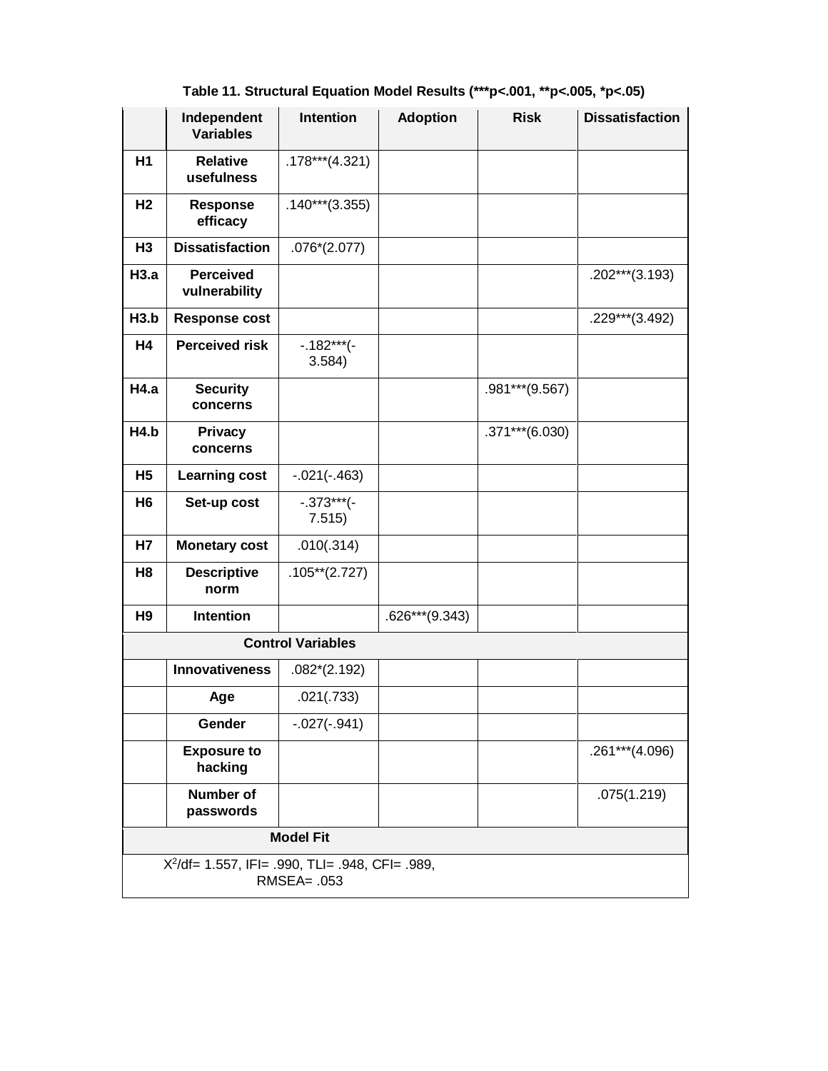**Table 11. Structural Equation Model Results (***p<.001, **p<.005, *p<.05)**

| | Independent Variables | Intention | Adoption | Risk | Dissatisfaction |
|---|---|---|---|---|---|
| **H1** | **Relative usefulness** | .178***(4.321) | | | |
| **H2** | **Response efficacy** | .140***(3.355) | | | |
| **H3** | **Dissatisfaction** | .076*(2.077) | | | |
| **H3.a** | **Perceived vulnerability** | | | | .202***(3.193) |
| **H3.b** | **Response cost** | | | | .229***(3.492) |
| **H4** | **Perceived risk** | -.182***(-3.584) | | | |
| **H4.a** | **Security concerns** | | | .981***(9.567) | |
| **H4.b** | **Privacy concerns** | | | .371***(6.030) | |
| **H5** | **Learning cost** | -.021(-.463) | | | |
| **H6** | **Set-up cost** | -.373***(-7.515) | | | |
| **H7** | **Monetary cost** | .010(.314) | | | |
| **H8** | **Descriptive norm** | .105**(2.727) | | | |
| **H9** | **Intention** | | .626***(9.343) | | |
| | **Control Variables** | | | | |
| | **Innovativeness** | .082*(2.192) | | | |
| | **Age** | .021(.733) | | | |
| | **Gender** | -.027(-.941) | | | |
| | **Exposure to hacking** | | | | .261***(4.096) |
| | **Number of passwords** | | | | .075(1.219) |
| | **Model Fit** | | | | |
| | $X^2$/df= 1.557, IFI= .990, TLI= .948, CFI= .989, RMSEA= .053 | | | | |